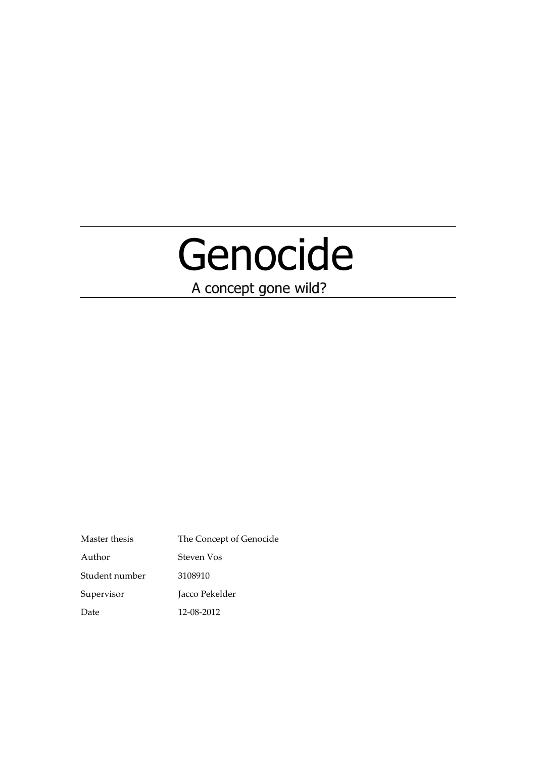# Genocide

## A concept gone wild?

| | |
|---|---|
| Master thesis | The Concept of Genocide |
| Author | Steven Vos |
| Student number | 3108910 |
| Supervisor | Jacco Pekelder |
| Date | 12-08-2012 |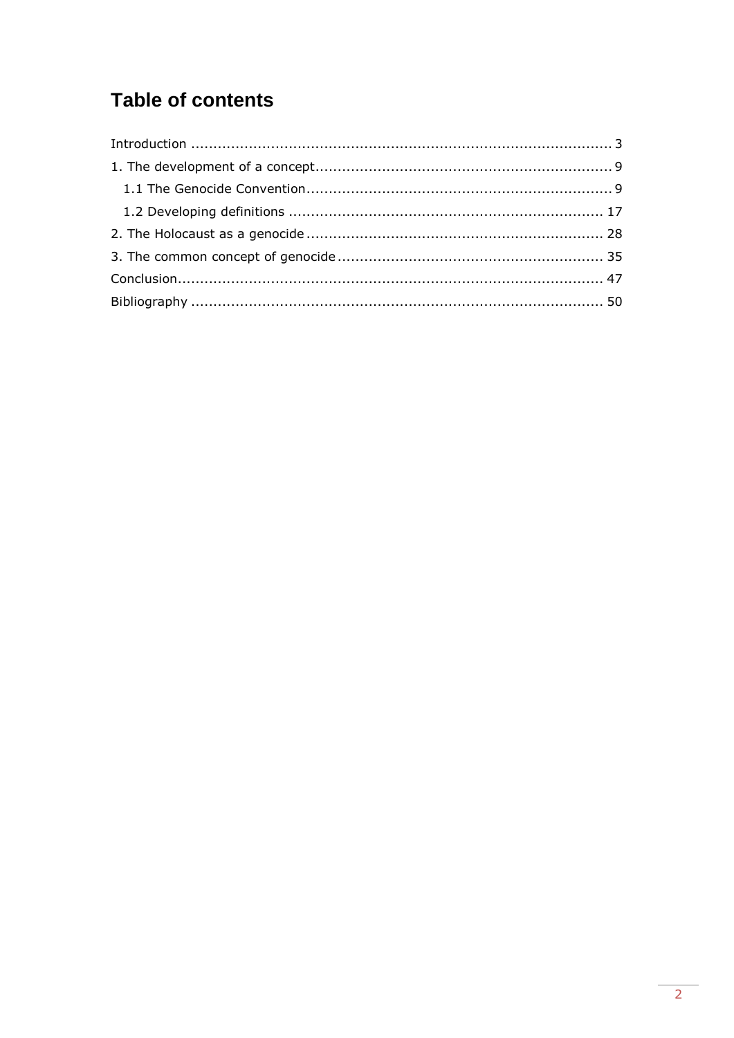# Table of contents

Introduction ............................................................................................. 3

1. The development of a concept.................................................................. 9

   1.1 The Genocide Convention.................................................................... 9

   1.2 Developing definitions ...................................................................... 17

2. The Holocaust as a genocide .................................................................. 28

3. The common concept of genocide ........................................................... 35

Conclusion................................................................................................ 47

Bibliography ............................................................................................ 50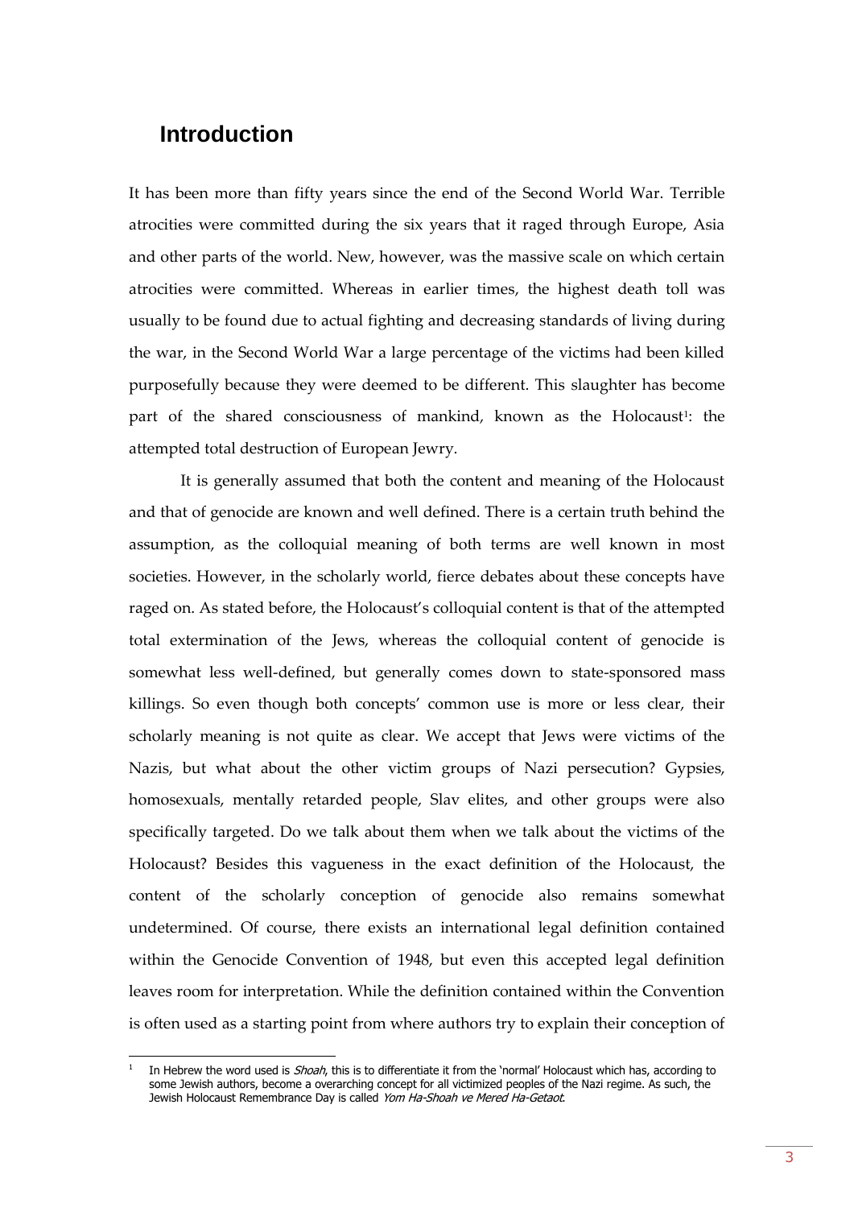## Introduction

It has been more than fifty years since the end of the Second World War. Terrible atrocities were committed during the six years that it raged through Europe, Asia and other parts of the world. New, however, was the massive scale on which certain atrocities were committed. Whereas in earlier times, the highest death toll was usually to be found due to actual fighting and decreasing standards of living during the war, in the Second World War a large percentage of the victims had been killed purposefully because they were deemed to be different. This slaughter has become part of the shared consciousness of mankind, known as the Holocaust[1]: the attempted total destruction of European Jewry.

It is generally assumed that both the content and meaning of the Holocaust and that of genocide are known and well defined. There is a certain truth behind the assumption, as the colloquial meaning of both terms are well known in most societies. However, in the scholarly world, fierce debates about these concepts have raged on. As stated before, the Holocaust's colloquial content is that of the attempted total extermination of the Jews, whereas the colloquial content of genocide is somewhat less well-defined, but generally comes down to state-sponsored mass killings. So even though both concepts' common use is more or less clear, their scholarly meaning is not quite as clear. We accept that Jews were victims of the Nazis, but what about the other victim groups of Nazi persecution? Gypsies, homosexuals, mentally retarded people, Slav elites, and other groups were also specifically targeted. Do we talk about them when we talk about the victims of the Holocaust? Besides this vagueness in the exact definition of the Holocaust, the content of the scholarly conception of genocide also remains somewhat undetermined. Of course, there exists an international legal definition contained within the Genocide Convention of 1948, but even this accepted legal definition leaves room for interpretation. While the definition contained within the Convention is often used as a starting point from where authors try to explain their conception of

[1] In Hebrew the word used is *Shoah*, this is to differentiate it from the 'normal' Holocaust which has, according to some Jewish authors, become a overarching concept for all victimized peoples of the Nazi regime. As such, the Jewish Holocaust Remembrance Day is called *Yom Ha-Shoah ve Mered Ha-Getaot*.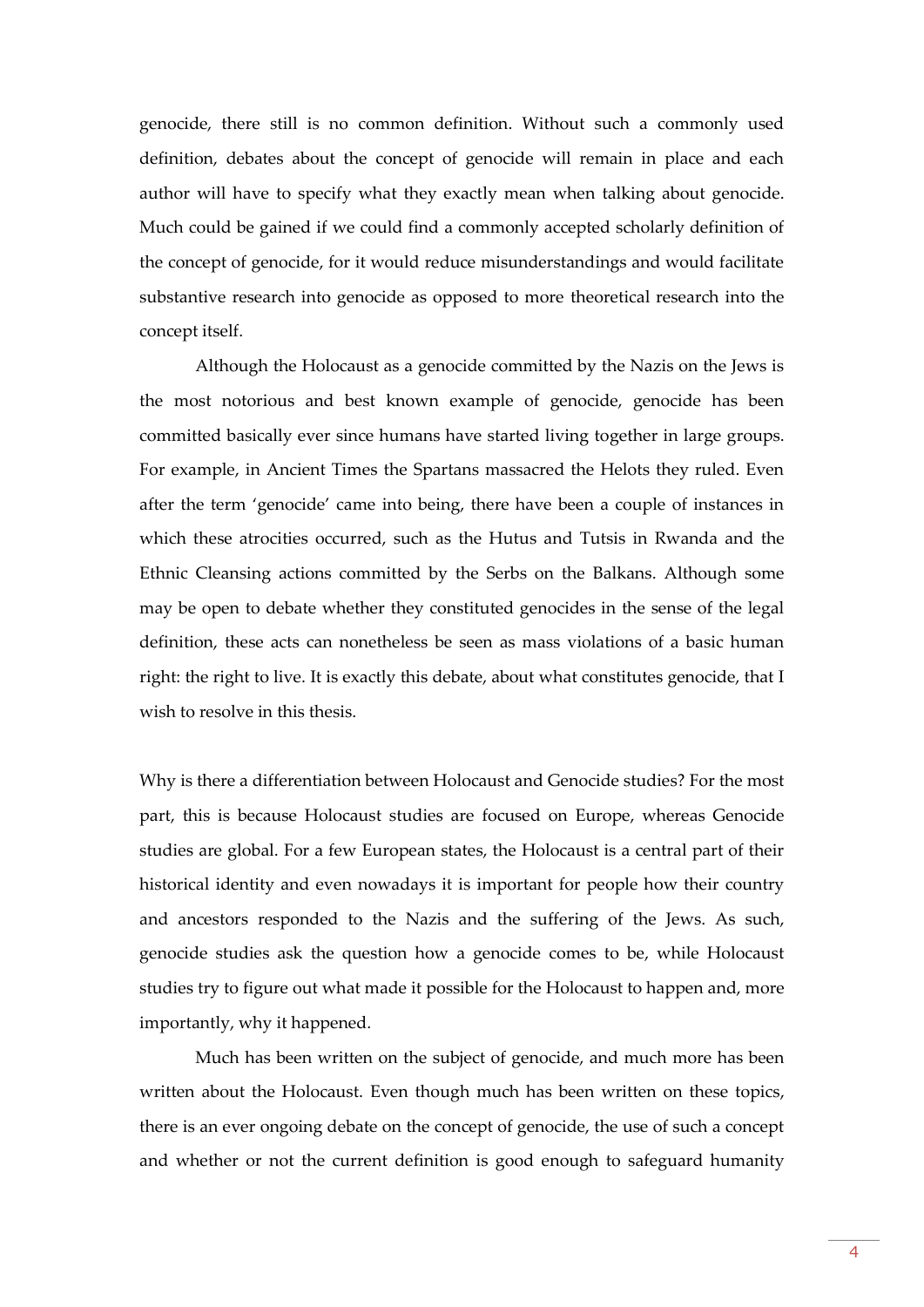genocide, there still is no common definition. Without such a commonly used definition, debates about the concept of genocide will remain in place and each author will have to specify what they exactly mean when talking about genocide. Much could be gained if we could find a commonly accepted scholarly definition of the concept of genocide, for it would reduce misunderstandings and would facilitate substantive research into genocide as opposed to more theoretical research into the concept itself.

Although the Holocaust as a genocide committed by the Nazis on the Jews is the most notorious and best known example of genocide, genocide has been committed basically ever since humans have started living together in large groups. For example, in Ancient Times the Spartans massacred the Helots they ruled. Even after the term 'genocide' came into being, there have been a couple of instances in which these atrocities occurred, such as the Hutus and Tutsis in Rwanda and the Ethnic Cleansing actions committed by the Serbs on the Balkans. Although some may be open to debate whether they constituted genocides in the sense of the legal definition, these acts can nonetheless be seen as mass violations of a basic human right: the right to live. It is exactly this debate, about what constitutes genocide, that I wish to resolve in this thesis.

Why is there a differentiation between Holocaust and Genocide studies? For the most part, this is because Holocaust studies are focused on Europe, whereas Genocide studies are global. For a few European states, the Holocaust is a central part of their historical identity and even nowadays it is important for people how their country and ancestors responded to the Nazis and the suffering of the Jews. As such, genocide studies ask the question how a genocide comes to be, while Holocaust studies try to figure out what made it possible for the Holocaust to happen and, more importantly, why it happened.

Much has been written on the subject of genocide, and much more has been written about the Holocaust. Even though much has been written on these topics, there is an ever ongoing debate on the concept of genocide, the use of such a concept and whether or not the current definition is good enough to safeguard humanity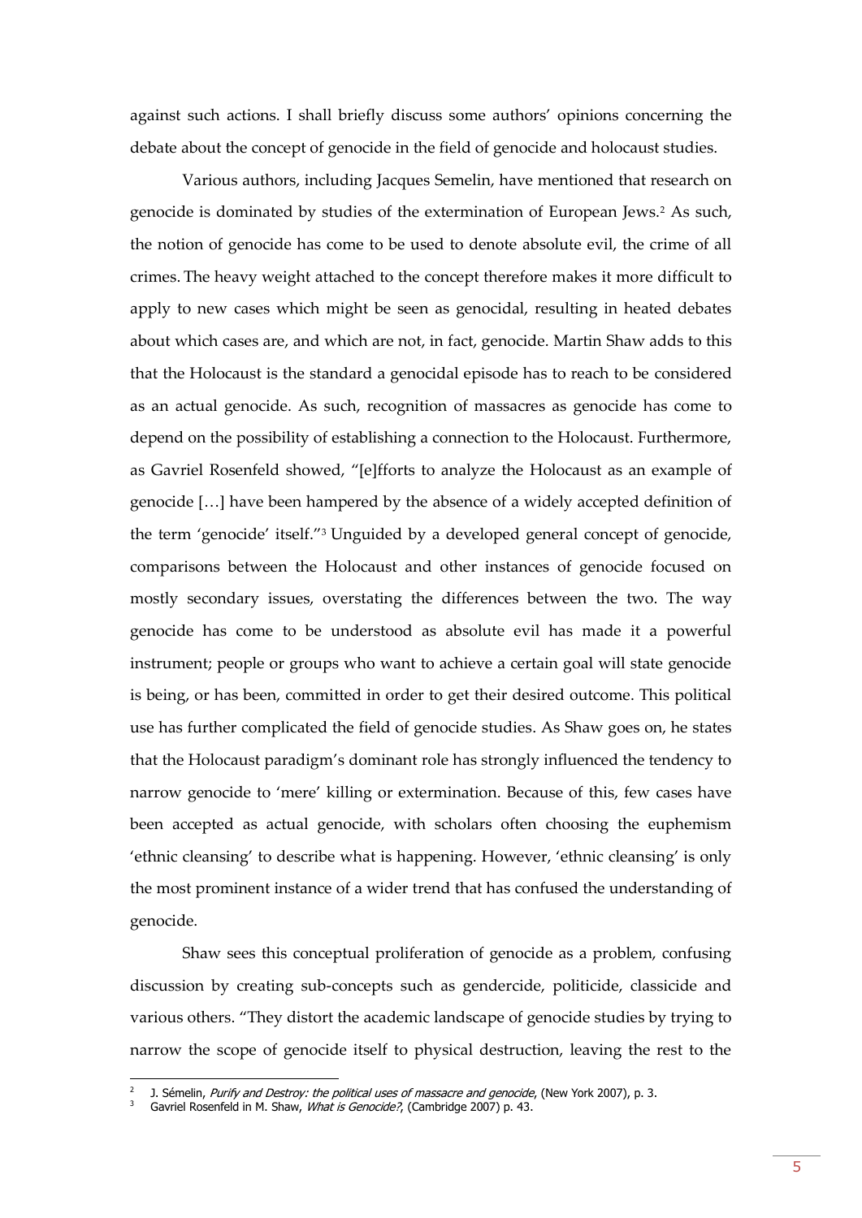against such actions. I shall briefly discuss some authors' opinions concerning the debate about the concept of genocide in the field of genocide and holocaust studies.

Various authors, including Jacques Semelin, have mentioned that research on genocide is dominated by studies of the extermination of European Jews.[2] As such, the notion of genocide has come to be used to denote absolute evil, the crime of all crimes. The heavy weight attached to the concept therefore makes it more difficult to apply to new cases which might be seen as genocidal, resulting in heated debates about which cases are, and which are not, in fact, genocide. Martin Shaw adds to this that the Holocaust is the standard a genocidal episode has to reach to be considered as an actual genocide. As such, recognition of massacres as genocide has come to depend on the possibility of establishing a connection to the Holocaust. Furthermore, as Gavriel Rosenfeld showed, "[e]fforts to analyze the Holocaust as an example of genocide […] have been hampered by the absence of a widely accepted definition of the term 'genocide' itself."[3] Unguided by a developed general concept of genocide, comparisons between the Holocaust and other instances of genocide focused on mostly secondary issues, overstating the differences between the two. The way genocide has come to be understood as absolute evil has made it a powerful instrument; people or groups who want to achieve a certain goal will state genocide is being, or has been, committed in order to get their desired outcome. This political use has further complicated the field of genocide studies. As Shaw goes on, he states that the Holocaust paradigm's dominant role has strongly influenced the tendency to narrow genocide to 'mere' killing or extermination. Because of this, few cases have been accepted as actual genocide, with scholars often choosing the euphemism 'ethnic cleansing' to describe what is happening. However, 'ethnic cleansing' is only the most prominent instance of a wider trend that has confused the understanding of genocide.

Shaw sees this conceptual proliferation of genocide as a problem, confusing discussion by creating sub-concepts such as gendercide, politicide, classicide and various others. "They distort the academic landscape of genocide studies by trying to narrow the scope of genocide itself to physical destruction, leaving the rest to the

---

[2] J. Sémelin, *Purify and Destroy: the political uses of massacre and genocide*, (New York 2007), p. 3.

[3] Gavriel Rosenfeld in M. Shaw, *What is Genocide?*, (Cambridge 2007) p. 43.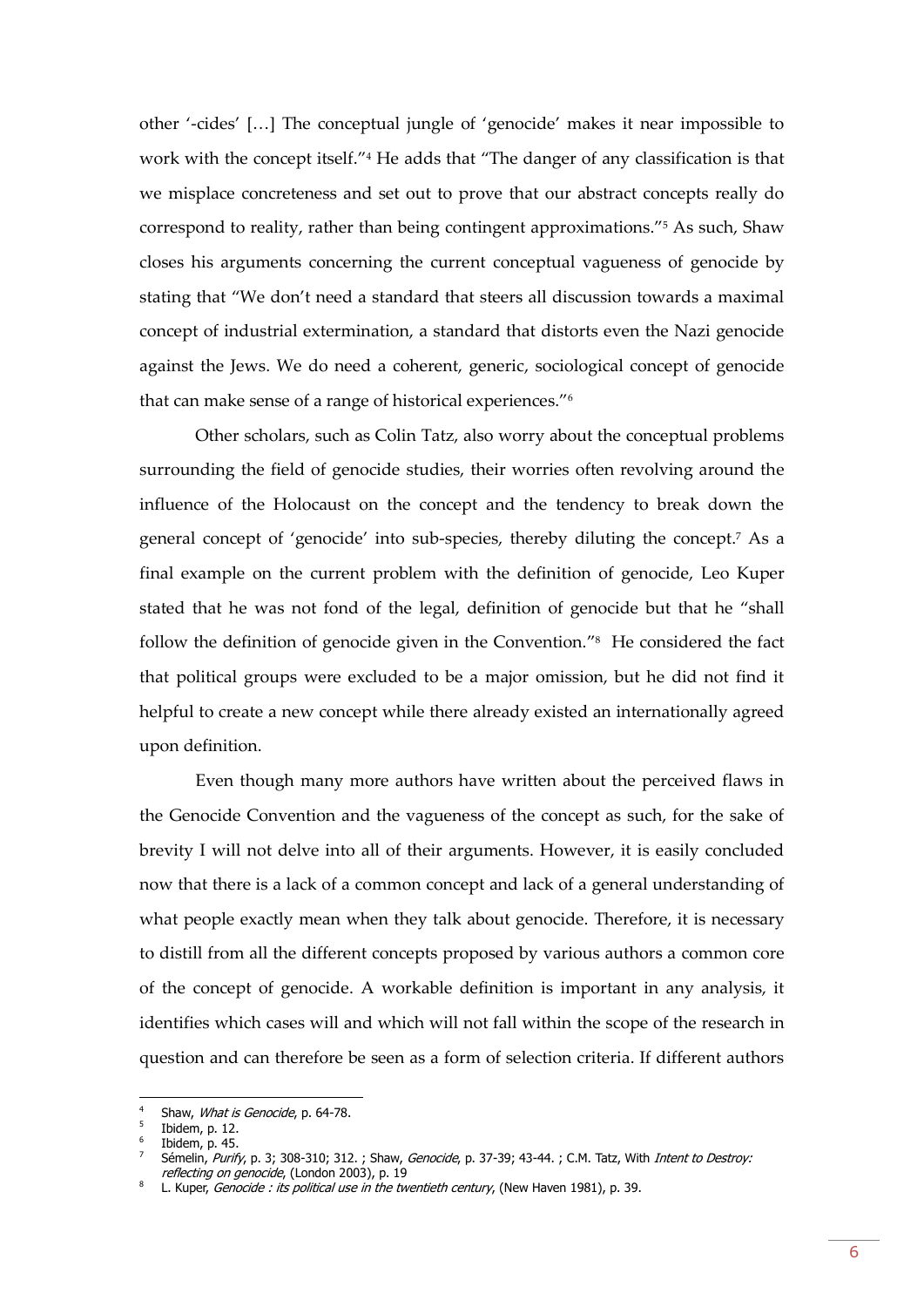other '-cides' […] The conceptual jungle of 'genocide' makes it near impossible to work with the concept itself."[4] He adds that "The danger of any classification is that we misplace concreteness and set out to prove that our abstract concepts really do correspond to reality, rather than being contingent approximations."[5] As such, Shaw closes his arguments concerning the current conceptual vagueness of genocide by stating that "We don't need a standard that steers all discussion towards a maximal concept of industrial extermination, a standard that distorts even the Nazi genocide against the Jews. We do need a coherent, generic, sociological concept of genocide that can make sense of a range of historical experiences."[6]

Other scholars, such as Colin Tatz, also worry about the conceptual problems surrounding the field of genocide studies, their worries often revolving around the influence of the Holocaust on the concept and the tendency to break down the general concept of 'genocide' into sub-species, thereby diluting the concept.[7] As a final example on the current problem with the definition of genocide, Leo Kuper stated that he was not fond of the legal, definition of genocide but that he "shall follow the definition of genocide given in the Convention."[8] He considered the fact that political groups were excluded to be a major omission, but he did not find it helpful to create a new concept while there already existed an internationally agreed upon definition.

Even though many more authors have written about the perceived flaws in the Genocide Convention and the vagueness of the concept as such, for the sake of brevity I will not delve into all of their arguments. However, it is easily concluded now that there is a lack of a common concept and lack of a general understanding of what people exactly mean when they talk about genocide. Therefore, it is necessary to distill from all the different concepts proposed by various authors a common core of the concept of genocide. A workable definition is important in any analysis, it identifies which cases will and which will not fall within the scope of the research in question and can therefore be seen as a form of selection criteria. If different authors

---

[4] Shaw, *What is Genocide*, p. 64-78.

[5] Ibidem, p. 12.

[6] Ibidem, p. 45.

[7] Sémelin, *Purify*, p. 3; 308-310; 312. ; Shaw, *Genocide*, p. 37-39; 43-44. ; C.M. Tatz, With *Intent to Destroy: reflecting on genocide*, (London 2003), p. 19

[8] L. Kuper, *Genocide : its political use in the twentieth century*, (New Haven 1981), p. 39.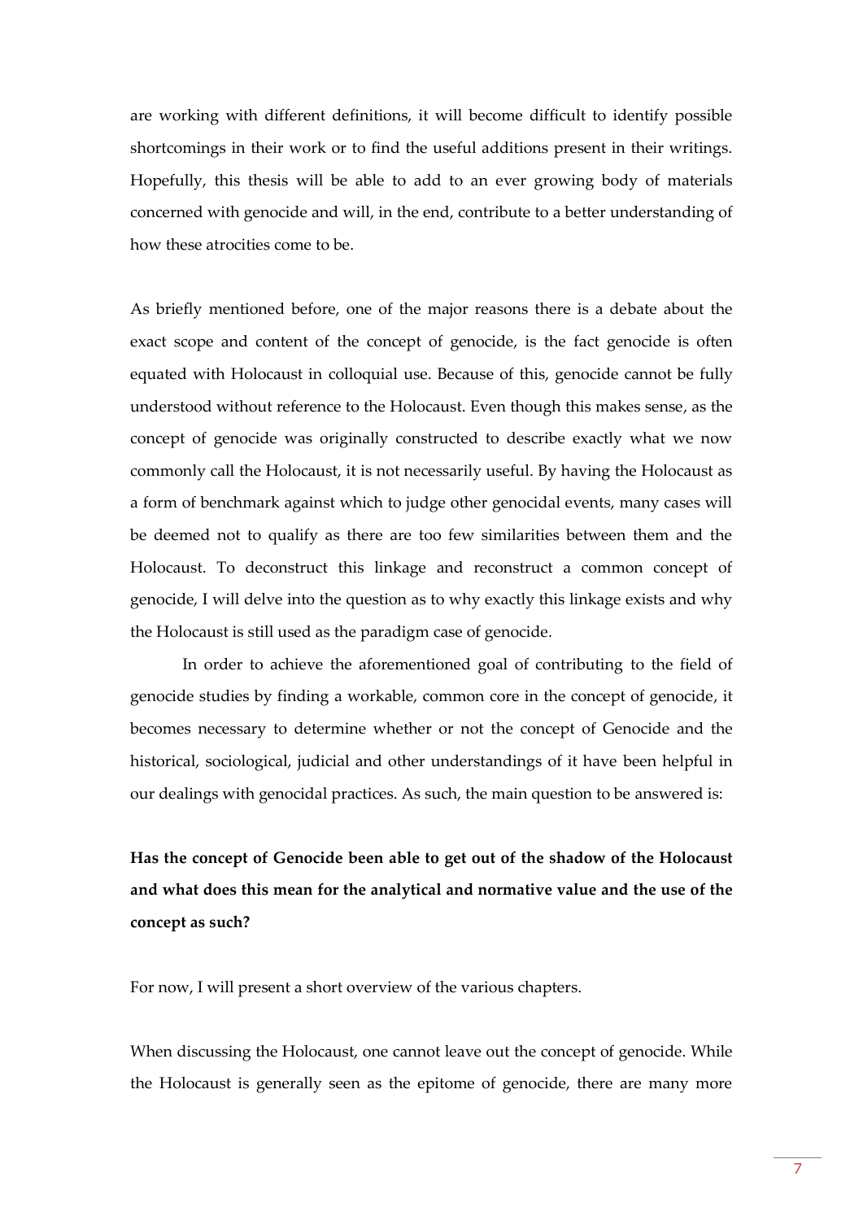are working with different definitions, it will become difficult to identify possible shortcomings in their work or to find the useful additions present in their writings. Hopefully, this thesis will be able to add to an ever growing body of materials concerned with genocide and will, in the end, contribute to a better understanding of how these atrocities come to be.

As briefly mentioned before, one of the major reasons there is a debate about the exact scope and content of the concept of genocide, is the fact genocide is often equated with Holocaust in colloquial use. Because of this, genocide cannot be fully understood without reference to the Holocaust. Even though this makes sense, as the concept of genocide was originally constructed to describe exactly what we now commonly call the Holocaust, it is not necessarily useful. By having the Holocaust as a form of benchmark against which to judge other genocidal events, many cases will be deemed not to qualify as there are too few similarities between them and the Holocaust. To deconstruct this linkage and reconstruct a common concept of genocide, I will delve into the question as to why exactly this linkage exists and why the Holocaust is still used as the paradigm case of genocide.

In order to achieve the aforementioned goal of contributing to the field of genocide studies by finding a workable, common core in the concept of genocide, it becomes necessary to determine whether or not the concept of Genocide and the historical, sociological, judicial and other understandings of it have been helpful in our dealings with genocidal practices. As such, the main question to be answered is:

**Has the concept of Genocide been able to get out of the shadow of the Holocaust and what does this mean for the analytical and normative value and the use of the concept as such?**

For now, I will present a short overview of the various chapters.

When discussing the Holocaust, one cannot leave out the concept of genocide. While the Holocaust is generally seen as the epitome of genocide, there are many more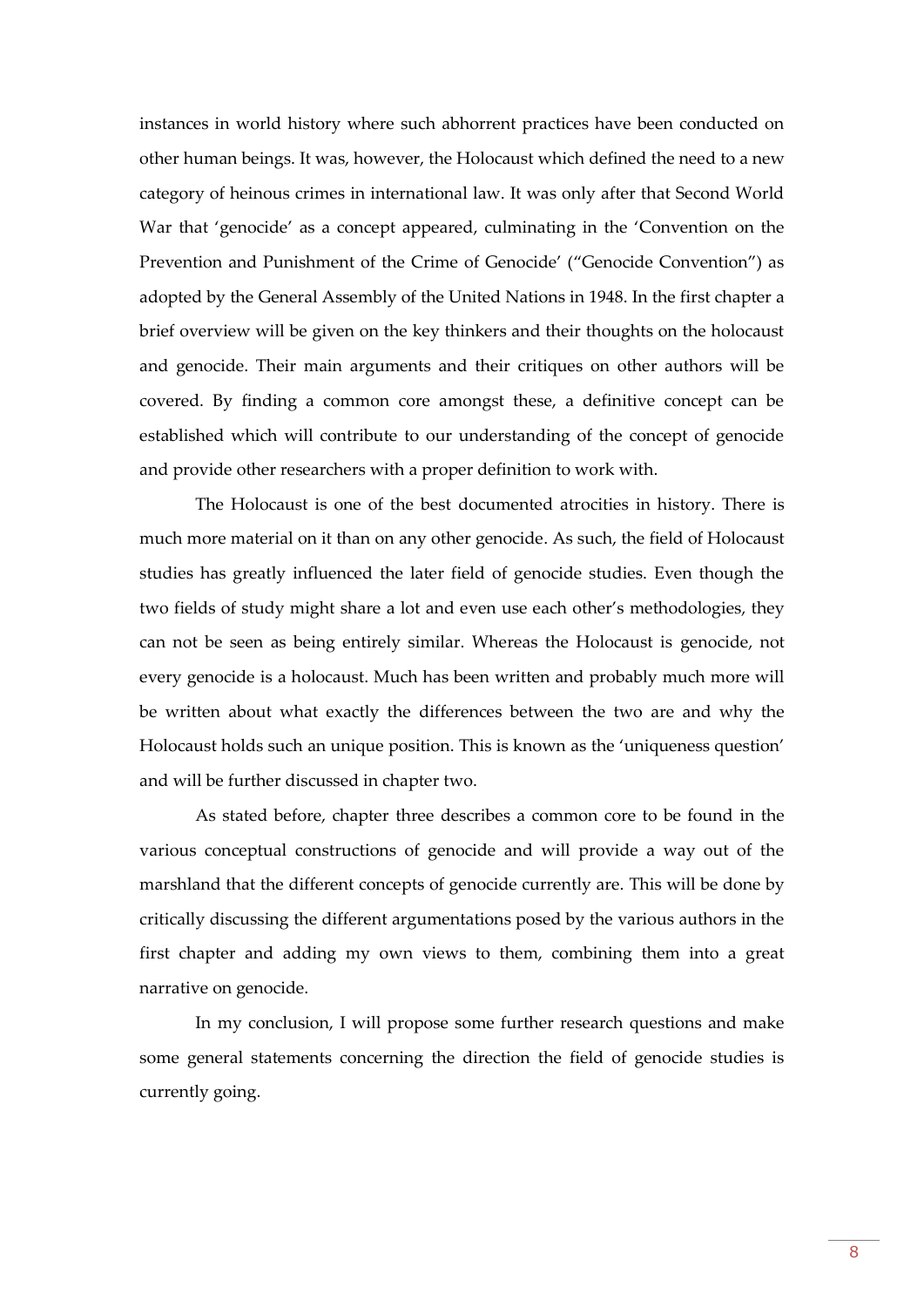instances in world history where such abhorrent practices have been conducted on other human beings. It was, however, the Holocaust which defined the need to a new category of heinous crimes in international law. It was only after that Second World War that 'genocide' as a concept appeared, culminating in the 'Convention on the Prevention and Punishment of the Crime of Genocide' ("Genocide Convention") as adopted by the General Assembly of the United Nations in 1948. In the first chapter a brief overview will be given on the key thinkers and their thoughts on the holocaust and genocide. Their main arguments and their critiques on other authors will be covered. By finding a common core amongst these, a definitive concept can be established which will contribute to our understanding of the concept of genocide and provide other researchers with a proper definition to work with.

The Holocaust is one of the best documented atrocities in history. There is much more material on it than on any other genocide. As such, the field of Holocaust studies has greatly influenced the later field of genocide studies. Even though the two fields of study might share a lot and even use each other's methodologies, they can not be seen as being entirely similar. Whereas the Holocaust is genocide, not every genocide is a holocaust. Much has been written and probably much more will be written about what exactly the differences between the two are and why the Holocaust holds such an unique position. This is known as the 'uniqueness question' and will be further discussed in chapter two.

As stated before, chapter three describes a common core to be found in the various conceptual constructions of genocide and will provide a way out of the marshland that the different concepts of genocide currently are. This will be done by critically discussing the different argumentations posed by the various authors in the first chapter and adding my own views to them, combining them into a great narrative on genocide.

In my conclusion, I will propose some further research questions and make some general statements concerning the direction the field of genocide studies is currently going.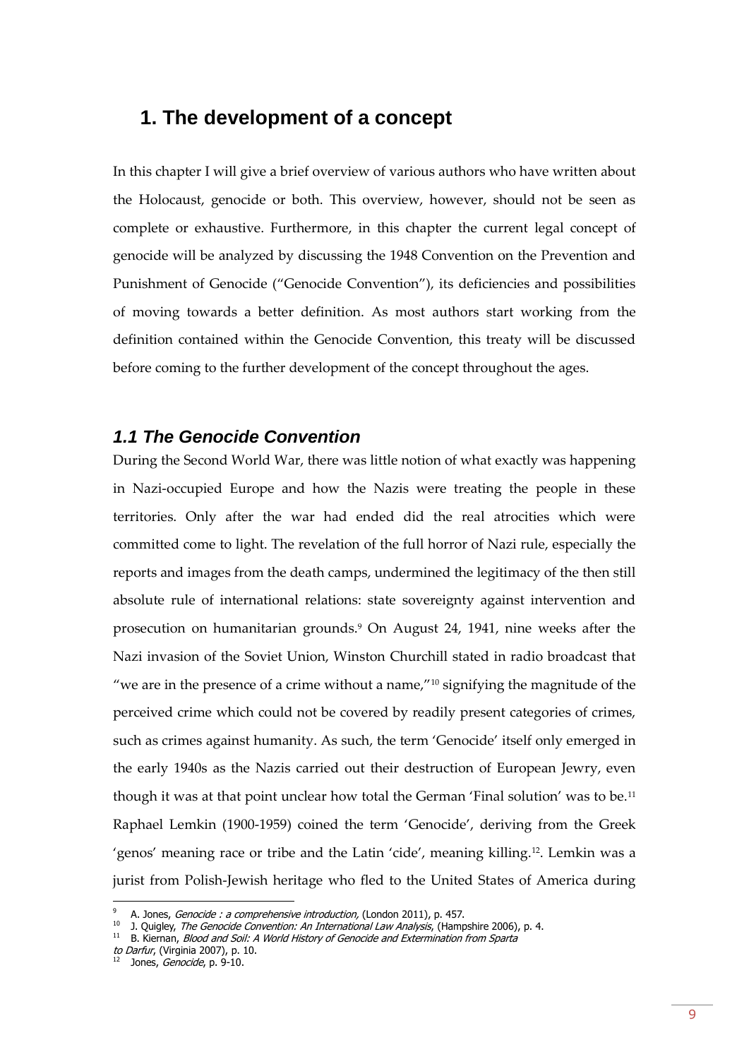## 1. The development of a concept

In this chapter I will give a brief overview of various authors who have written about the Holocaust, genocide or both. This overview, however, should not be seen as complete or exhaustive. Furthermore, in this chapter the current legal concept of genocide will be analyzed by discussing the 1948 Convention on the Prevention and Punishment of Genocide ("Genocide Convention"), its deficiencies and possibilities of moving towards a better definition. As most authors start working from the definition contained within the Genocide Convention, this treaty will be discussed before coming to the further development of the concept throughout the ages.

### *1.1 The Genocide Convention*

During the Second World War, there was little notion of what exactly was happening in Nazi-occupied Europe and how the Nazis were treating the people in these territories. Only after the war had ended did the real atrocities which were committed come to light. The revelation of the full horror of Nazi rule, especially the reports and images from the death camps, undermined the legitimacy of the then still absolute rule of international relations: state sovereignty against intervention and prosecution on humanitarian grounds.[9] On August 24, 1941, nine weeks after the Nazi invasion of the Soviet Union, Winston Churchill stated in radio broadcast that "we are in the presence of a crime without a name,"[10] signifying the magnitude of the perceived crime which could not be covered by readily present categories of crimes, such as crimes against humanity. As such, the term 'Genocide' itself only emerged in the early 1940s as the Nazis carried out their destruction of European Jewry, even though it was at that point unclear how total the German 'Final solution' was to be.[11] Raphael Lemkin (1900-1959) coined the term 'Genocide', deriving from the Greek 'genos' meaning race or tribe and the Latin 'cide', meaning killing.[12]. Lemkin was a jurist from Polish-Jewish heritage who fled to the United States of America during

---

[9] A. Jones, *Genocide : a comprehensive introduction,* (London 2011), p. 457.

[10] J. Quigley, *The Genocide Convention: An International Law Analysis*, (Hampshire 2006), p. 4.

[11] B. Kiernan, *Blood and Soil: A World History of Genocide and Extermination from Sparta to Darfur*, (Virginia 2007), p. 10.

[12] Jones, *Genocide*, p. 9-10.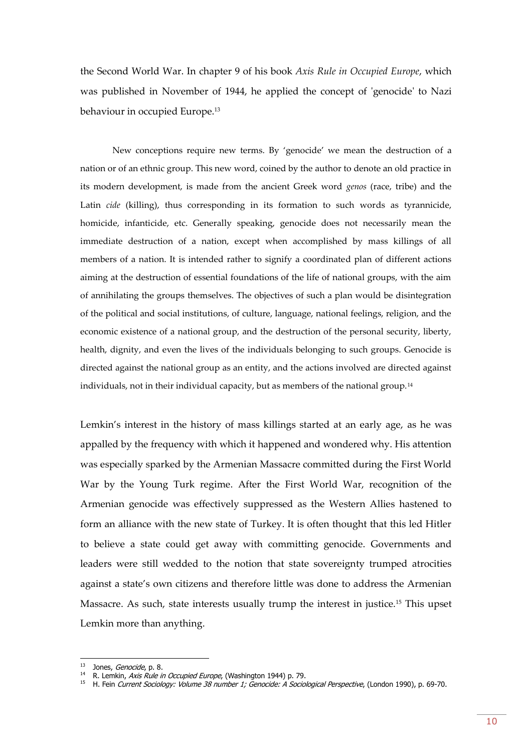the Second World War. In chapter 9 of his book *Axis Rule in Occupied Europe*, which was published in November of 1944, he applied the concept of 'genocide' to Nazi behaviour in occupied Europe.[13]

> New conceptions require new terms. By 'genocide' we mean the destruction of a nation or of an ethnic group. This new word, coined by the author to denote an old practice in its modern development, is made from the ancient Greek word *genos* (race, tribe) and the Latin *cide* (killing), thus corresponding in its formation to such words as tyrannicide, homicide, infanticide, etc. Generally speaking, genocide does not necessarily mean the immediate destruction of a nation, except when accomplished by mass killings of all members of a nation. It is intended rather to signify a coordinated plan of different actions aiming at the destruction of essential foundations of the life of national groups, with the aim of annihilating the groups themselves. The objectives of such a plan would be disintegration of the political and social institutions, of culture, language, national feelings, religion, and the economic existence of a national group, and the destruction of the personal security, liberty, health, dignity, and even the lives of the individuals belonging to such groups. Genocide is directed against the national group as an entity, and the actions involved are directed against individuals, not in their individual capacity, but as members of the national group.[14]

Lemkin's interest in the history of mass killings started at an early age, as he was appalled by the frequency with which it happened and wondered why. His attention was especially sparked by the Armenian Massacre committed during the First World War by the Young Turk regime. After the First World War, recognition of the Armenian genocide was effectively suppressed as the Western Allies hastened to form an alliance with the new state of Turkey. It is often thought that this led Hitler to believe a state could get away with committing genocide. Governments and leaders were still wedded to the notion that state sovereignty trumped atrocities against a state's own citizens and therefore little was done to address the Armenian Massacre. As such, state interests usually trump the interest in justice.[15] This upset Lemkin more than anything.

---

[13] Jones, *Genocide*, p. 8.

[14] R. Lemkin, *Axis Rule in Occupied Europe*, (Washington 1944) p. 79.

[15] H. Fein *Current Sociology: Volume 38 number 1; Genocide: A Sociological Perspective*, (London 1990), p. 69-70.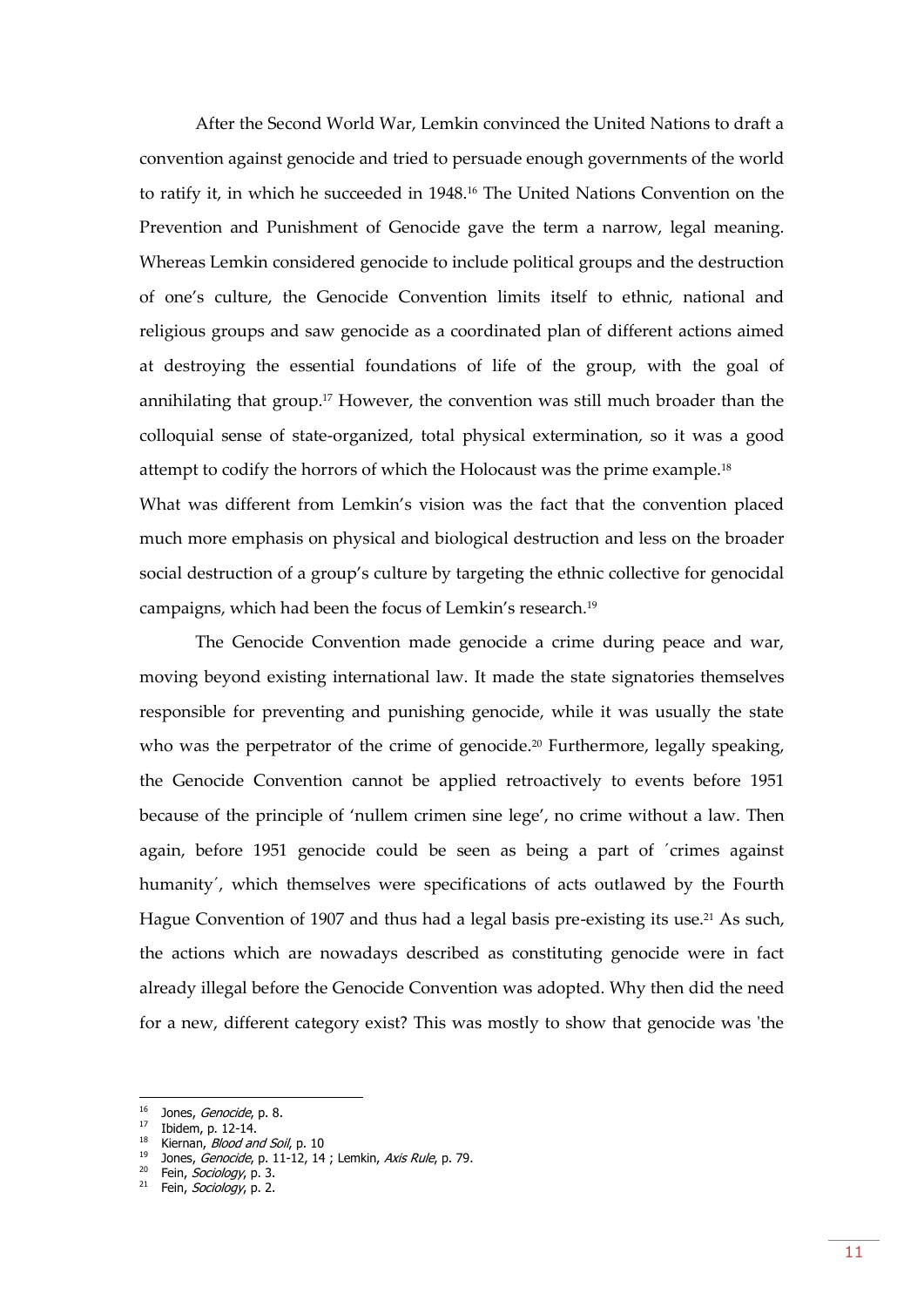After the Second World War, Lemkin convinced the United Nations to draft a convention against genocide and tried to persuade enough governments of the world to ratify it, in which he succeeded in 1948.[16] The United Nations Convention on the Prevention and Punishment of Genocide gave the term a narrow, legal meaning. Whereas Lemkin considered genocide to include political groups and the destruction of one's culture, the Genocide Convention limits itself to ethnic, national and religious groups and saw genocide as a coordinated plan of different actions aimed at destroying the essential foundations of life of the group, with the goal of annihilating that group.[17] However, the convention was still much broader than the colloquial sense of state-organized, total physical extermination, so it was a good attempt to codify the horrors of which the Holocaust was the prime example.[18]

What was different from Lemkin's vision was the fact that the convention placed much more emphasis on physical and biological destruction and less on the broader social destruction of a group's culture by targeting the ethnic collective for genocidal campaigns, which had been the focus of Lemkin's research.[19]

The Genocide Convention made genocide a crime during peace and war, moving beyond existing international law. It made the state signatories themselves responsible for preventing and punishing genocide, while it was usually the state who was the perpetrator of the crime of genocide.[20] Furthermore, legally speaking, the Genocide Convention cannot be applied retroactively to events before 1951 because of the principle of 'nullem crimen sine lege', no crime without a law. Then again, before 1951 genocide could be seen as being a part of ´crimes against humanity´, which themselves were specifications of acts outlawed by the Fourth Hague Convention of 1907 and thus had a legal basis pre-existing its use.[21] As such, the actions which are nowadays described as constituting genocide were in fact already illegal before the Genocide Convention was adopted. Why then did the need for a new, different category exist? This was mostly to show that genocide was 'the

---

[16] Jones, *Genocide*, p. 8.
[17] Ibidem, p. 12-14.
[18] Kiernan, *Blood and Soil*, p. 10
[19] Jones, *Genocide*, p. 11-12, 14 ; Lemkin, *Axis Rule*, p. 79.
[20] Fein, *Sociology*, p. 3.
[21] Fein, *Sociology*, p. 2.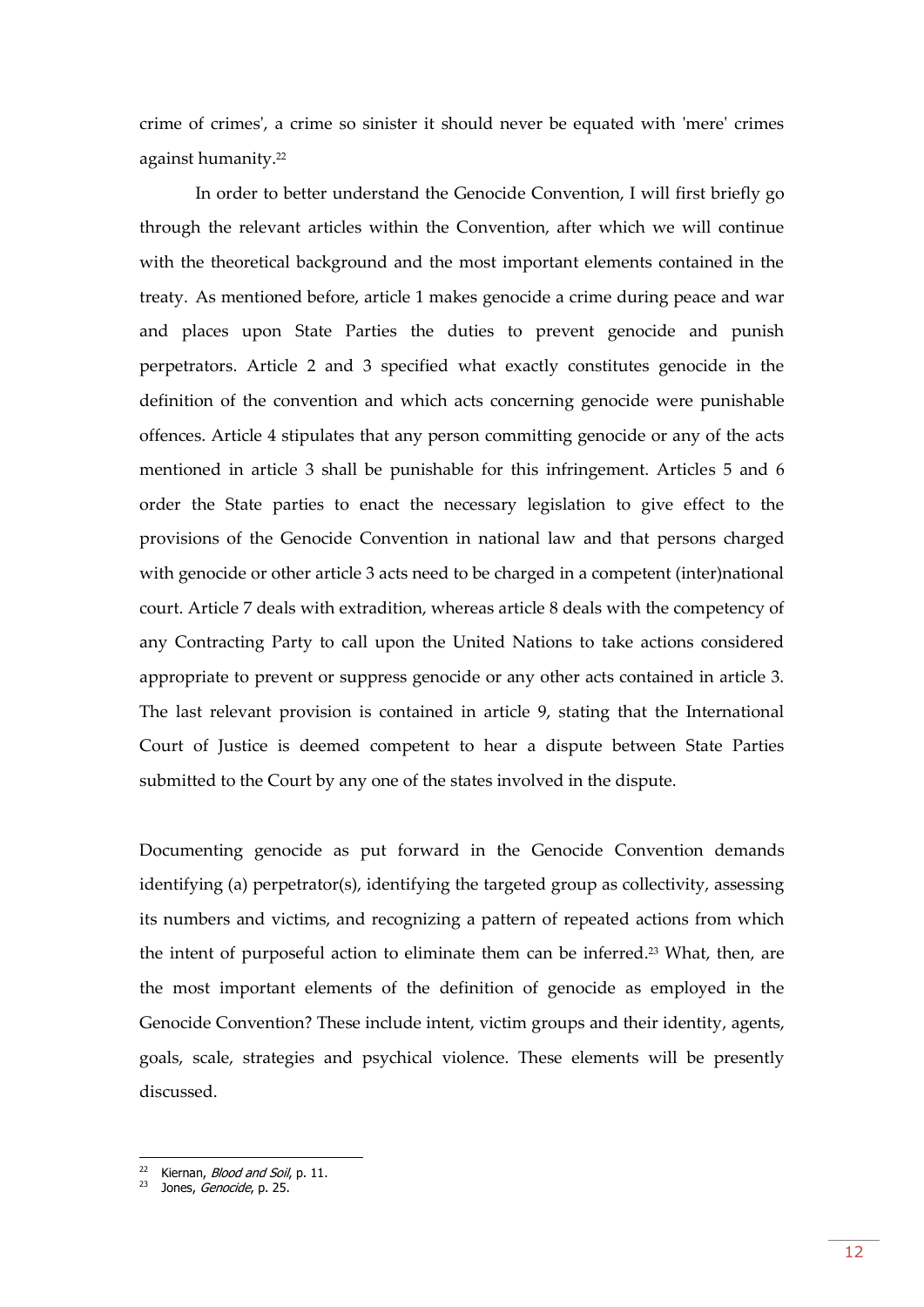crime of crimes', a crime so sinister it should never be equated with 'mere' crimes against humanity.[22]

In order to better understand the Genocide Convention, I will first briefly go through the relevant articles within the Convention, after which we will continue with the theoretical background and the most important elements contained in the treaty. As mentioned before, article 1 makes genocide a crime during peace and war and places upon State Parties the duties to prevent genocide and punish perpetrators. Article 2 and 3 specified what exactly constitutes genocide in the definition of the convention and which acts concerning genocide were punishable offences. Article 4 stipulates that any person committing genocide or any of the acts mentioned in article 3 shall be punishable for this infringement. Articles 5 and 6 order the State parties to enact the necessary legislation to give effect to the provisions of the Genocide Convention in national law and that persons charged with genocide or other article 3 acts need to be charged in a competent (inter)national court. Article 7 deals with extradition, whereas article 8 deals with the competency of any Contracting Party to call upon the United Nations to take actions considered appropriate to prevent or suppress genocide or any other acts contained in article 3. The last relevant provision is contained in article 9, stating that the International Court of Justice is deemed competent to hear a dispute between State Parties submitted to the Court by any one of the states involved in the dispute.

Documenting genocide as put forward in the Genocide Convention demands identifying (a) perpetrator(s), identifying the targeted group as collectivity, assessing its numbers and victims, and recognizing a pattern of repeated actions from which the intent of purposeful action to eliminate them can be inferred.[23] What, then, are the most important elements of the definition of genocide as employed in the Genocide Convention? These include intent, victim groups and their identity, agents, goals, scale, strategies and psychical violence. These elements will be presently discussed.

---

[22] Kiernan, *Blood and Soil*, p. 11.

[23] Jones, *Genocide*, p. 25.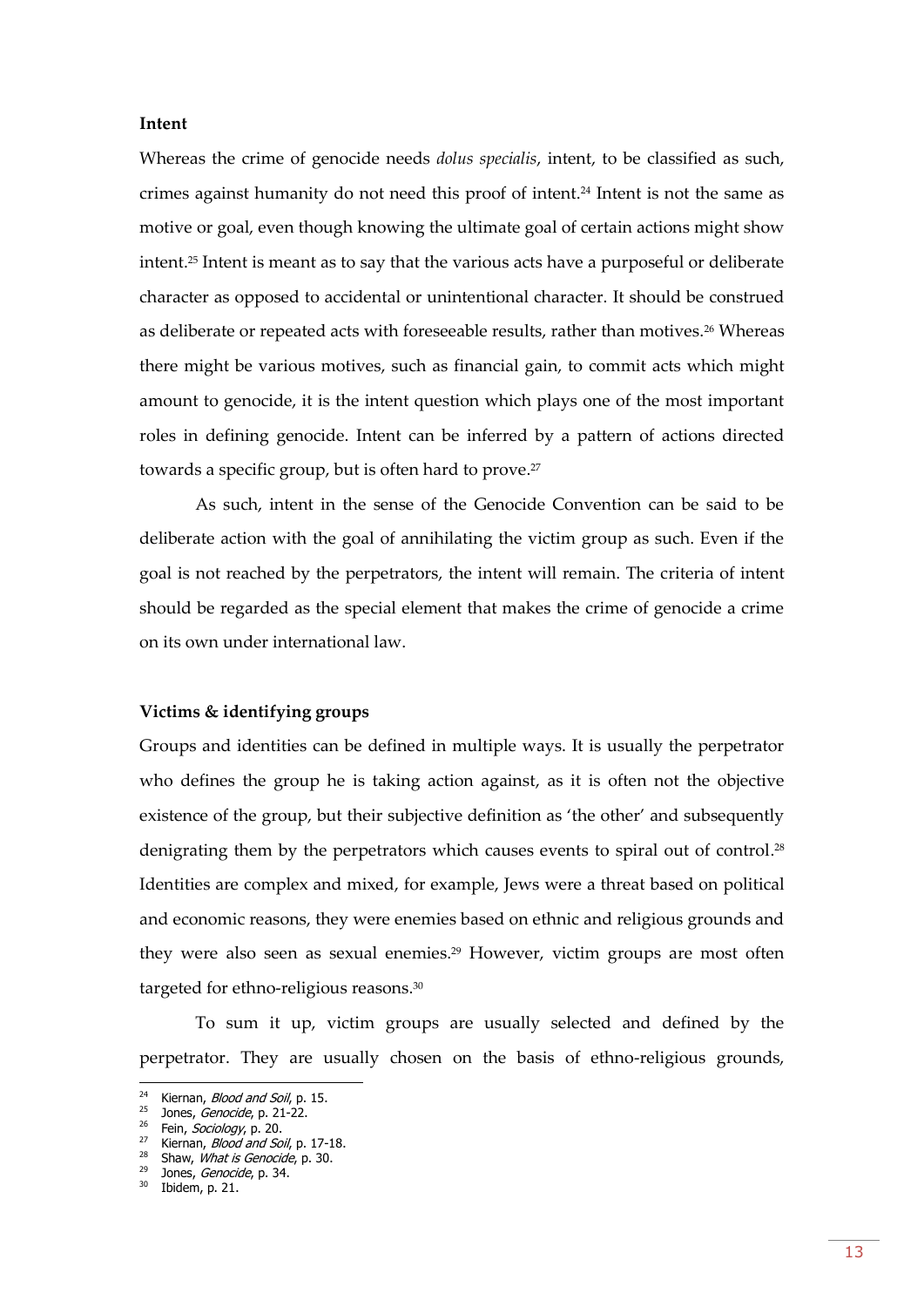**Intent**

Whereas the crime of genocide needs *dolus specialis*, intent, to be classified as such, crimes against humanity do not need this proof of intent.[24] Intent is not the same as motive or goal, even though knowing the ultimate goal of certain actions might show intent.[25] Intent is meant as to say that the various acts have a purposeful or deliberate character as opposed to accidental or unintentional character. It should be construed as deliberate or repeated acts with foreseeable results, rather than motives.[26] Whereas there might be various motives, such as financial gain, to commit acts which might amount to genocide, it is the intent question which plays one of the most important roles in defining genocide. Intent can be inferred by a pattern of actions directed towards a specific group, but is often hard to prove.[27]

As such, intent in the sense of the Genocide Convention can be said to be deliberate action with the goal of annihilating the victim group as such. Even if the goal is not reached by the perpetrators, the intent will remain. The criteria of intent should be regarded as the special element that makes the crime of genocide a crime on its own under international law.

**Victims & identifying groups**

Groups and identities can be defined in multiple ways. It is usually the perpetrator who defines the group he is taking action against, as it is often not the objective existence of the group, but their subjective definition as 'the other' and subsequently denigrating them by the perpetrators which causes events to spiral out of control.[28] Identities are complex and mixed, for example, Jews were a threat based on political and economic reasons, they were enemies based on ethnic and religious grounds and they were also seen as sexual enemies.[29] However, victim groups are most often targeted for ethno-religious reasons.[30]

To sum it up, victim groups are usually selected and defined by the perpetrator. They are usually chosen on the basis of ethno-religious grounds,

---

[24] Kiernan, *Blood and Soil*, p. 15.
[25] Jones, *Genocide*, p. 21-22.
[26] Fein, *Sociology*, p. 20.
[27] Kiernan, *Blood and Soil*, p. 17-18.
[28] Shaw, *What is Genocide*, p. 30.
[29] Jones, *Genocide*, p. 34.
[30] Ibidem, p. 21.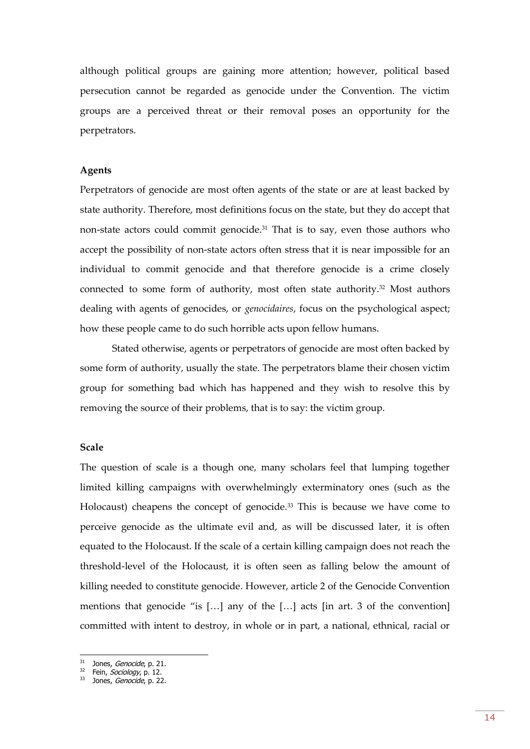although political groups are gaining more attention; however, political based persecution cannot be regarded as genocide under the Convention. The victim groups are a perceived threat or their removal poses an opportunity for the perpetrators.

**Agents**

Perpetrators of genocide are most often agents of the state or are at least backed by state authority. Therefore, most definitions focus on the state, but they do accept that non-state actors could commit genocide.[31] That is to say, even those authors who accept the possibility of non-state actors often stress that it is near impossible for an individual to commit genocide and that therefore genocide is a crime closely connected to some form of authority, most often state authority.[32] Most authors dealing with agents of genocides, or *genocidaires*, focus on the psychological aspect; how these people came to do such horrible acts upon fellow humans.

Stated otherwise, agents or perpetrators of genocide are most often backed by some form of authority, usually the state. The perpetrators blame their chosen victim group for something bad which has happened and they wish to resolve this by removing the source of their problems, that is to say: the victim group.

**Scale**

The question of scale is a though one, many scholars feel that lumping together limited killing campaigns with overwhelmingly exterminatory ones (such as the Holocaust) cheapens the concept of genocide.[33] This is because we have come to perceive genocide as the ultimate evil and, as will be discussed later, it is often equated to the Holocaust. If the scale of a certain killing campaign does not reach the threshold-level of the Holocaust, it is often seen as falling below the amount of killing needed to constitute genocide. However, article 2 of the Genocide Convention mentions that genocide "is […] any of the […] acts [in art. 3 of the convention] committed with intent to destroy, in whole or in part, a national, ethnical, racial or

---

[31] Jones, *Genocide*, p. 21.
[32] Fein, *Sociology*, p. 12.
[33] Jones, *Genocide*, p. 22.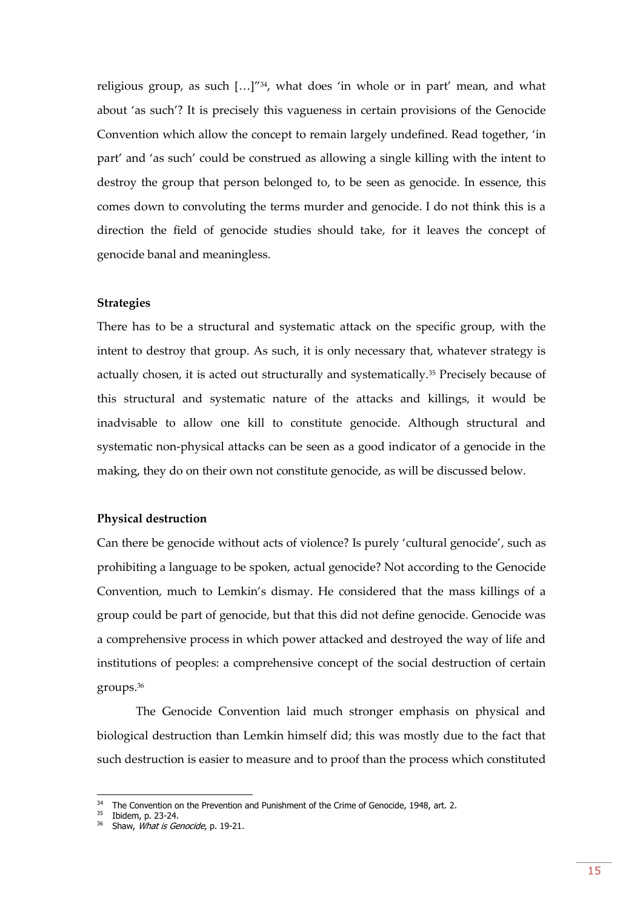religious group, as such […]"[34], what does 'in whole or in part' mean, and what about 'as such'? It is precisely this vagueness in certain provisions of the Genocide Convention which allow the concept to remain largely undefined. Read together, 'in part' and 'as such' could be construed as allowing a single killing with the intent to destroy the group that person belonged to, to be seen as genocide. In essence, this comes down to convoluting the terms murder and genocide. I do not think this is a direction the field of genocide studies should take, for it leaves the concept of genocide banal and meaningless.

**Strategies**

There has to be a structural and systematic attack on the specific group, with the intent to destroy that group. As such, it is only necessary that, whatever strategy is actually chosen, it is acted out structurally and systematically.[35] Precisely because of this structural and systematic nature of the attacks and killings, it would be inadvisable to allow one kill to constitute genocide. Although structural and systematic non-physical attacks can be seen as a good indicator of a genocide in the making, they do on their own not constitute genocide, as will be discussed below.

**Physical destruction**

Can there be genocide without acts of violence? Is purely 'cultural genocide', such as prohibiting a language to be spoken, actual genocide? Not according to the Genocide Convention, much to Lemkin's dismay. He considered that the mass killings of a group could be part of genocide, but that this did not define genocide. Genocide was a comprehensive process in which power attacked and destroyed the way of life and institutions of peoples: a comprehensive concept of the social destruction of certain groups.[36]

The Genocide Convention laid much stronger emphasis on physical and biological destruction than Lemkin himself did; this was mostly due to the fact that such destruction is easier to measure and to proof than the process which constituted

---

[34] The Convention on the Prevention and Punishment of the Crime of Genocide, 1948, art. 2.

[35] Ibidem, p. 23-24.

[36] Shaw, *What is Genocide*, p. 19-21.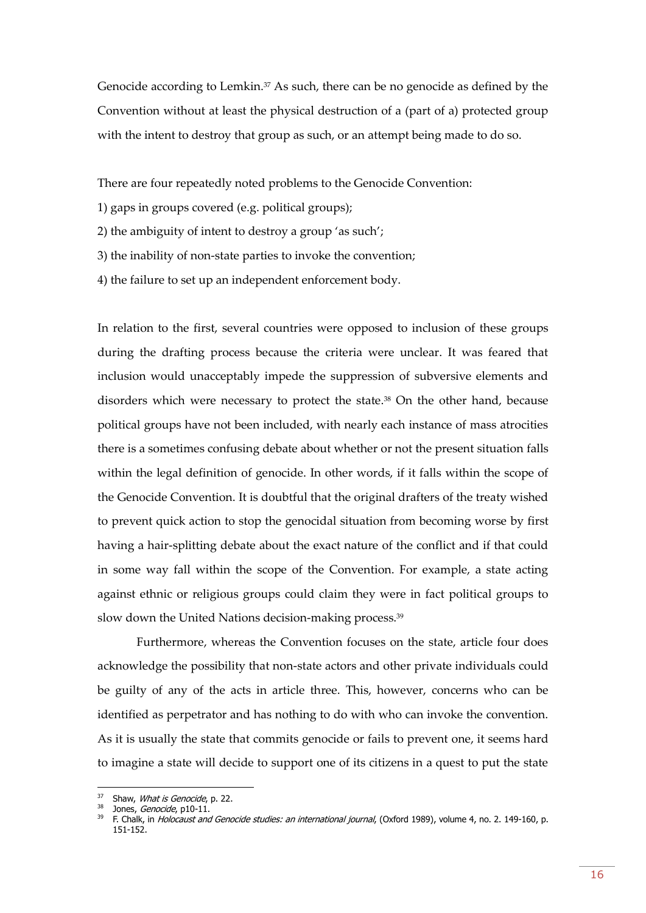Genocide according to Lemkin.[37] As such, there can be no genocide as defined by the Convention without at least the physical destruction of a (part of a) protected group with the intent to destroy that group as such, or an attempt being made to do so.

There are four repeatedly noted problems to the Genocide Convention:

1) gaps in groups covered (e.g. political groups);

2) the ambiguity of intent to destroy a group 'as such';

3) the inability of non-state parties to invoke the convention;

4) the failure to set up an independent enforcement body.

In relation to the first, several countries were opposed to inclusion of these groups during the drafting process because the criteria were unclear. It was feared that inclusion would unacceptably impede the suppression of subversive elements and disorders which were necessary to protect the state.[38] On the other hand, because political groups have not been included, with nearly each instance of mass atrocities there is a sometimes confusing debate about whether or not the present situation falls within the legal definition of genocide. In other words, if it falls within the scope of the Genocide Convention. It is doubtful that the original drafters of the treaty wished to prevent quick action to stop the genocidal situation from becoming worse by first having a hair-splitting debate about the exact nature of the conflict and if that could in some way fall within the scope of the Convention. For example, a state acting against ethnic or religious groups could claim they were in fact political groups to slow down the United Nations decision-making process.[39]

Furthermore, whereas the Convention focuses on the state, article four does acknowledge the possibility that non-state actors and other private individuals could be guilty of any of the acts in article three. This, however, concerns who can be identified as perpetrator and has nothing to do with who can invoke the convention. As it is usually the state that commits genocide or fails to prevent one, it seems hard to imagine a state will decide to support one of its citizens in a quest to put the state

---

[37] Shaw, *What is Genocide*, p. 22.

[38] Jones, *Genocide*, p10-11.

[39] F. Chalk, in *Holocaust and Genocide studies: an international journal*, (Oxford 1989), volume 4, no. 2. 149-160, p. 151-152.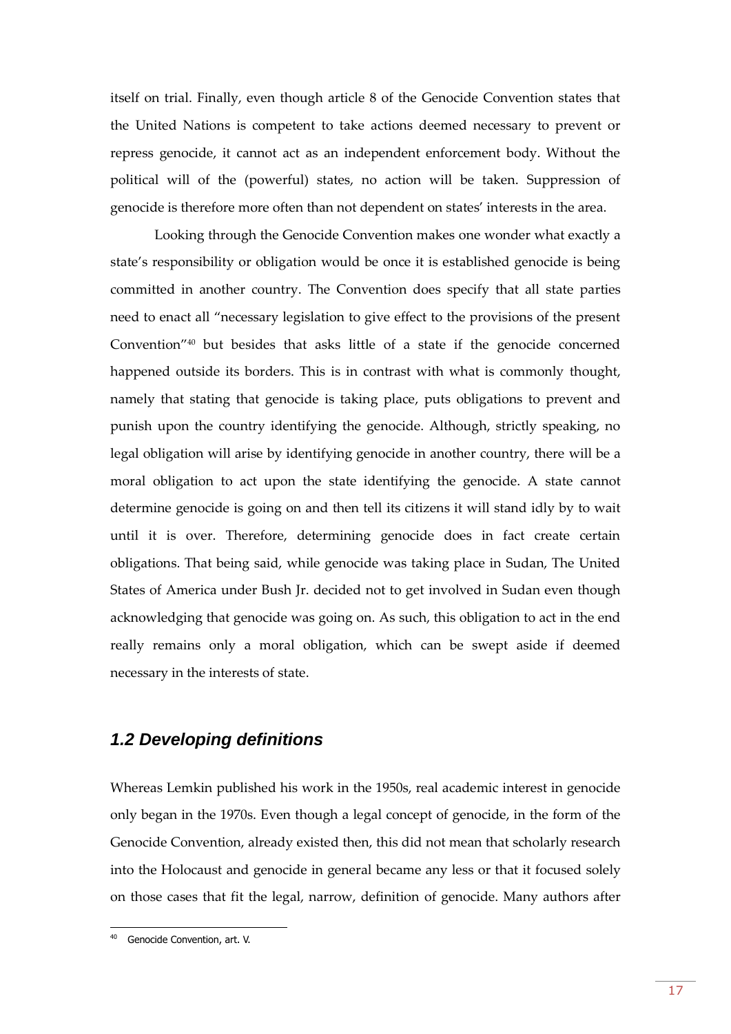itself on trial. Finally, even though article 8 of the Genocide Convention states that the United Nations is competent to take actions deemed necessary to prevent or repress genocide, it cannot act as an independent enforcement body. Without the political will of the (powerful) states, no action will be taken. Suppression of genocide is therefore more often than not dependent on states' interests in the area.

Looking through the Genocide Convention makes one wonder what exactly a state's responsibility or obligation would be once it is established genocide is being committed in another country. The Convention does specify that all state parties need to enact all "necessary legislation to give effect to the provisions of the present Convention"[40] but besides that asks little of a state if the genocide concerned happened outside its borders. This is in contrast with what is commonly thought, namely that stating that genocide is taking place, puts obligations to prevent and punish upon the country identifying the genocide. Although, strictly speaking, no legal obligation will arise by identifying genocide in another country, there will be a moral obligation to act upon the state identifying the genocide. A state cannot determine genocide is going on and then tell its citizens it will stand idly by to wait until it is over. Therefore, determining genocide does in fact create certain obligations. That being said, while genocide was taking place in Sudan, The United States of America under Bush Jr. decided not to get involved in Sudan even though acknowledging that genocide was going on. As such, this obligation to act in the end really remains only a moral obligation, which can be swept aside if deemed necessary in the interests of state.

## *1.2 Developing definitions*

Whereas Lemkin published his work in the 1950s, real academic interest in genocide only began in the 1970s. Even though a legal concept of genocide, in the form of the Genocide Convention, already existed then, this did not mean that scholarly research into the Holocaust and genocide in general became any less or that it focused solely on those cases that fit the legal, narrow, definition of genocide. Many authors after

[40] Genocide Convention, art. V.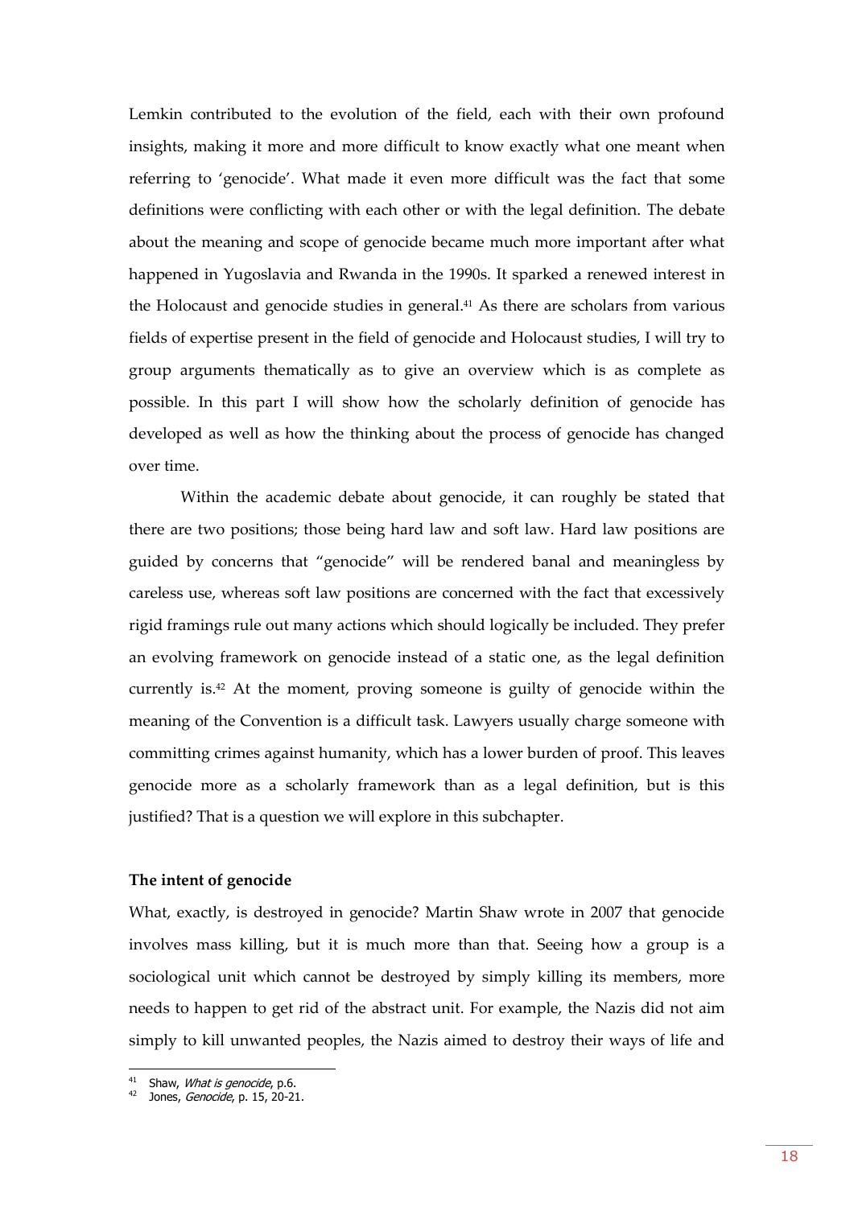Lemkin contributed to the evolution of the field, each with their own profound insights, making it more and more difficult to know exactly what one meant when referring to 'genocide'. What made it even more difficult was the fact that some definitions were conflicting with each other or with the legal definition. The debate about the meaning and scope of genocide became much more important after what happened in Yugoslavia and Rwanda in the 1990s. It sparked a renewed interest in the Holocaust and genocide studies in general.[41] As there are scholars from various fields of expertise present in the field of genocide and Holocaust studies, I will try to group arguments thematically as to give an overview which is as complete as possible. In this part I will show how the scholarly definition of genocide has developed as well as how the thinking about the process of genocide has changed over time.

Within the academic debate about genocide, it can roughly be stated that there are two positions; those being hard law and soft law. Hard law positions are guided by concerns that "genocide" will be rendered banal and meaningless by careless use, whereas soft law positions are concerned with the fact that excessively rigid framings rule out many actions which should logically be included. They prefer an evolving framework on genocide instead of a static one, as the legal definition currently is.[42] At the moment, proving someone is guilty of genocide within the meaning of the Convention is a difficult task. Lawyers usually charge someone with committing crimes against humanity, which has a lower burden of proof. This leaves genocide more as a scholarly framework than as a legal definition, but is this justified? That is a question we will explore in this subchapter.

**The intent of genocide**

What, exactly, is destroyed in genocide? Martin Shaw wrote in 2007 that genocide involves mass killing, but it is much more than that. Seeing how a group is a sociological unit which cannot be destroyed by simply killing its members, more needs to happen to get rid of the abstract unit. For example, the Nazis did not aim simply to kill unwanted peoples, the Nazis aimed to destroy their ways of life and

---

[41] Shaw, *What is genocide*, p.6.

[42] Jones, *Genocide*, p. 15, 20-21.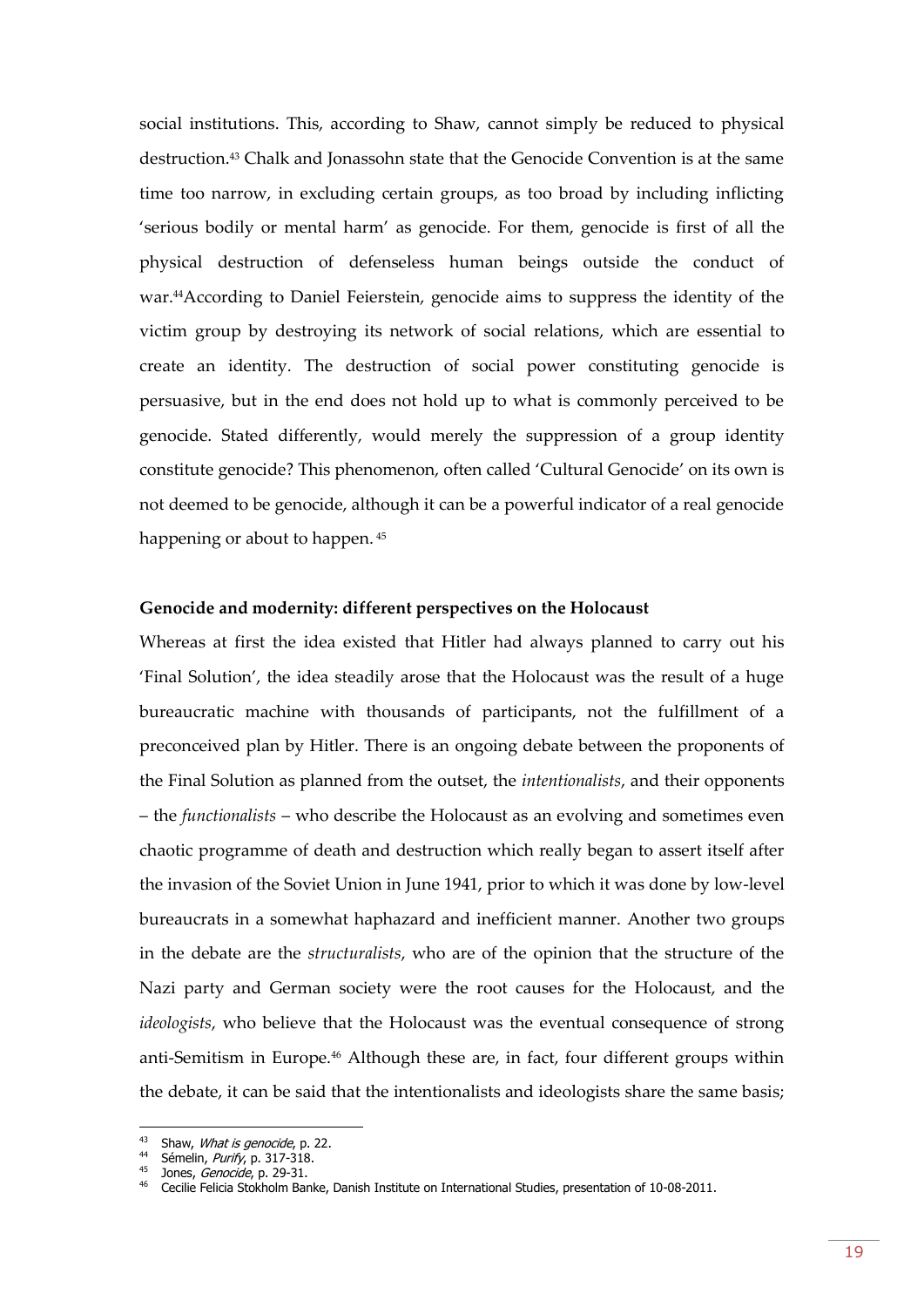social institutions. This, according to Shaw, cannot simply be reduced to physical destruction.[43] Chalk and Jonassohn state that the Genocide Convention is at the same time too narrow, in excluding certain groups, as too broad by including inflicting 'serious bodily or mental harm' as genocide. For them, genocide is first of all the physical destruction of defenseless human beings outside the conduct of war.[44]According to Daniel Feierstein, genocide aims to suppress the identity of the victim group by destroying its network of social relations, which are essential to create an identity. The destruction of social power constituting genocide is persuasive, but in the end does not hold up to what is commonly perceived to be genocide. Stated differently, would merely the suppression of a group identity constitute genocide? This phenomenon, often called 'Cultural Genocide' on its own is not deemed to be genocide, although it can be a powerful indicator of a real genocide happening or about to happen. [45]

**Genocide and modernity: different perspectives on the Holocaust**

Whereas at first the idea existed that Hitler had always planned to carry out his 'Final Solution', the idea steadily arose that the Holocaust was the result of a huge bureaucratic machine with thousands of participants, not the fulfillment of a preconceived plan by Hitler. There is an ongoing debate between the proponents of the Final Solution as planned from the outset, the *intentionalists*, and their opponents – the *functionalists* – who describe the Holocaust as an evolving and sometimes even chaotic programme of death and destruction which really began to assert itself after the invasion of the Soviet Union in June 1941, prior to which it was done by low-level bureaucrats in a somewhat haphazard and inefficient manner. Another two groups in the debate are the *structuralists*, who are of the opinion that the structure of the Nazi party and German society were the root causes for the Holocaust, and the *ideologists*, who believe that the Holocaust was the eventual consequence of strong anti-Semitism in Europe.[46] Although these are, in fact, four different groups within the debate, it can be said that the intentionalists and ideologists share the same basis;

---

[43] Shaw, *What is genocide*, p. 22.

[44] Sémelin, *Purify*, p. 317-318.

[45] Jones, *Genocide*, p. 29-31.

[46] Cecilie Felicia Stokholm Banke, Danish Institute on International Studies, presentation of 10-08-2011.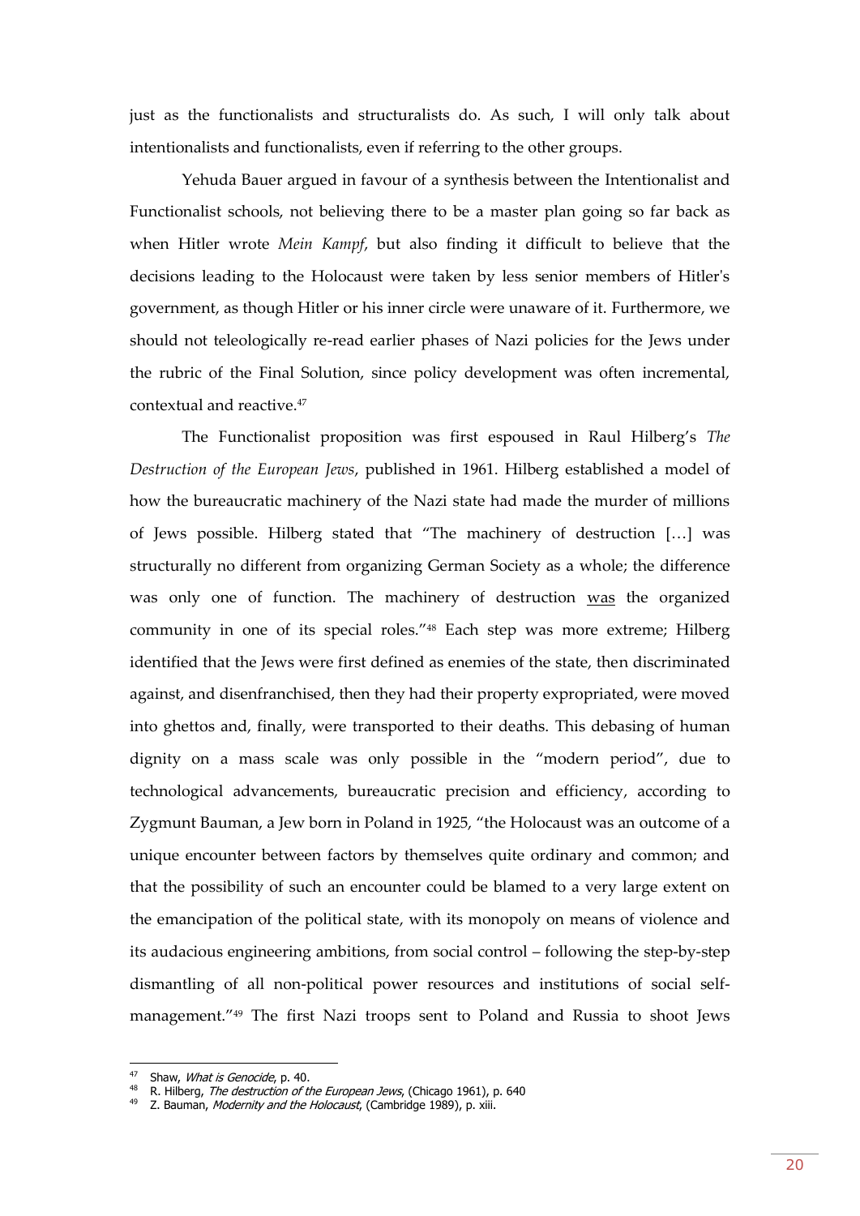just as the functionalists and structuralists do. As such, I will only talk about intentionalists and functionalists, even if referring to the other groups.

Yehuda Bauer argued in favour of a synthesis between the Intentionalist and Functionalist schools, not believing there to be a master plan going so far back as when Hitler wrote *Mein Kampf*, but also finding it difficult to believe that the decisions leading to the Holocaust were taken by less senior members of Hitler's government, as though Hitler or his inner circle were unaware of it. Furthermore, we should not teleologically re-read earlier phases of Nazi policies for the Jews under the rubric of the Final Solution, since policy development was often incremental, contextual and reactive.[47]

The Functionalist proposition was first espoused in Raul Hilberg's *The Destruction of the European Jews*, published in 1961. Hilberg established a model of how the bureaucratic machinery of the Nazi state had made the murder of millions of Jews possible. Hilberg stated that "The machinery of destruction […] was structurally no different from organizing German Society as a whole; the difference was only one of function. The machinery of destruction <u>was</u> the organized community in one of its special roles."[48] Each step was more extreme; Hilberg identified that the Jews were first defined as enemies of the state, then discriminated against, and disenfranchised, then they had their property expropriated, were moved into ghettos and, finally, were transported to their deaths. This debasing of human dignity on a mass scale was only possible in the "modern period", due to technological advancements, bureaucratic precision and efficiency, according to Zygmunt Bauman, a Jew born in Poland in 1925, "the Holocaust was an outcome of a unique encounter between factors by themselves quite ordinary and common; and that the possibility of such an encounter could be blamed to a very large extent on the emancipation of the political state, with its monopoly on means of violence and its audacious engineering ambitions, from social control – following the step-by-step dismantling of all non-political power resources and institutions of social self-management."[49] The first Nazi troops sent to Poland and Russia to shoot Jews

---

[47] Shaw, *What is Genocide*, p. 40.

[48] R. Hilberg, *The destruction of the European Jews*, (Chicago 1961), p. 640

[49] Z. Bauman, *Modernity and the Holocaust*, (Cambridge 1989), p. xiii.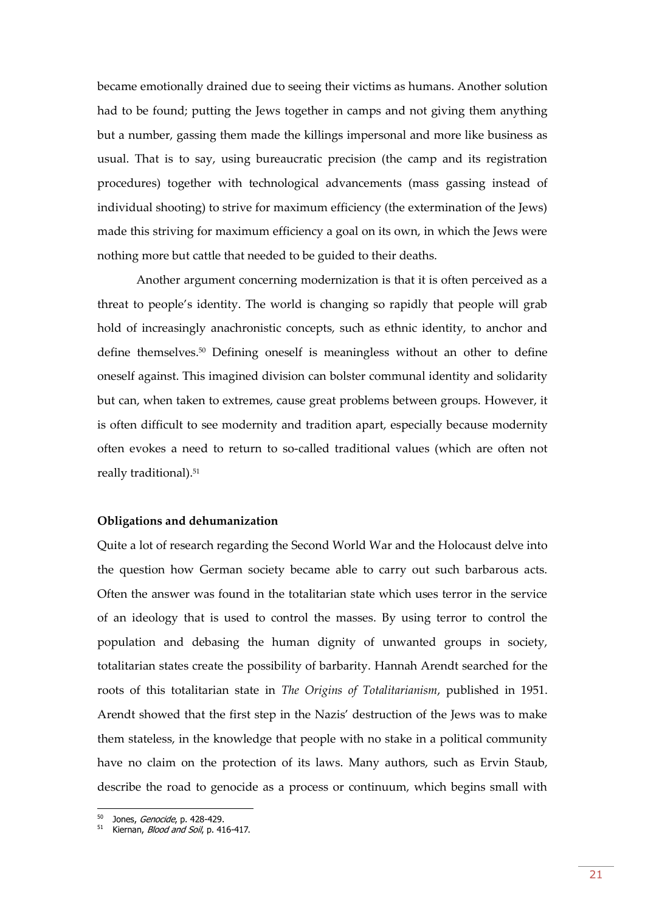became emotionally drained due to seeing their victims as humans. Another solution had to be found; putting the Jews together in camps and not giving them anything but a number, gassing them made the killings impersonal and more like business as usual. That is to say, using bureaucratic precision (the camp and its registration procedures) together with technological advancements (mass gassing instead of individual shooting) to strive for maximum efficiency (the extermination of the Jews) made this striving for maximum efficiency a goal on its own, in which the Jews were nothing more but cattle that needed to be guided to their deaths.

Another argument concerning modernization is that it is often perceived as a threat to people's identity. The world is changing so rapidly that people will grab hold of increasingly anachronistic concepts, such as ethnic identity, to anchor and define themselves.[50] Defining oneself is meaningless without an other to define oneself against. This imagined division can bolster communal identity and solidarity but can, when taken to extremes, cause great problems between groups. However, it is often difficult to see modernity and tradition apart, especially because modernity often evokes a need to return to so-called traditional values (which are often not really traditional).[51]

**Obligations and dehumanization**

Quite a lot of research regarding the Second World War and the Holocaust delve into the question how German society became able to carry out such barbarous acts. Often the answer was found in the totalitarian state which uses terror in the service of an ideology that is used to control the masses. By using terror to control the population and debasing the human dignity of unwanted groups in society, totalitarian states create the possibility of barbarity. Hannah Arendt searched for the roots of this totalitarian state in *The Origins of Totalitarianism*, published in 1951. Arendt showed that the first step in the Nazis' destruction of the Jews was to make them stateless, in the knowledge that people with no stake in a political community have no claim on the protection of its laws. Many authors, such as Ervin Staub, describe the road to genocide as a process or continuum, which begins small with

[50] Jones, *Genocide*, p. 428-429.
[51] Kiernan, *Blood and Soil*, p. 416-417.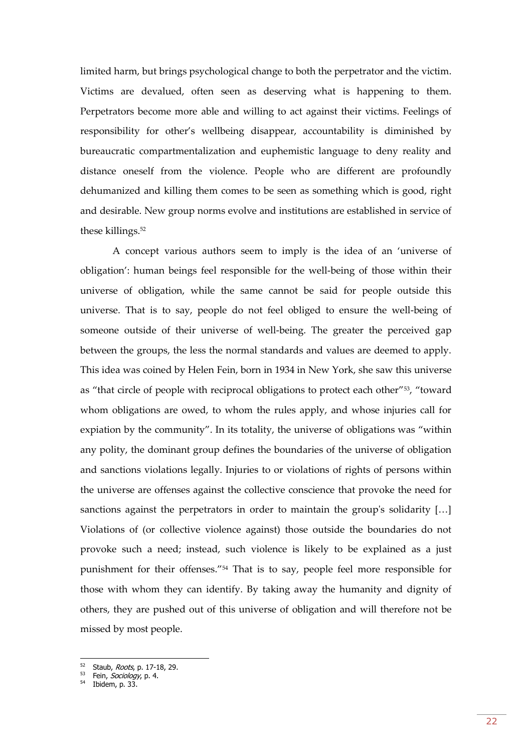limited harm, but brings psychological change to both the perpetrator and the victim. Victims are devalued, often seen as deserving what is happening to them. Perpetrators become more able and willing to act against their victims. Feelings of responsibility for other's wellbeing disappear, accountability is diminished by bureaucratic compartmentalization and euphemistic language to deny reality and distance oneself from the violence. People who are different are profoundly dehumanized and killing them comes to be seen as something which is good, right and desirable. New group norms evolve and institutions are established in service of these killings.[52]

A concept various authors seem to imply is the idea of an 'universe of obligation': human beings feel responsible for the well-being of those within their universe of obligation, while the same cannot be said for people outside this universe. That is to say, people do not feel obliged to ensure the well-being of someone outside of their universe of well-being. The greater the perceived gap between the groups, the less the normal standards and values are deemed to apply. This idea was coined by Helen Fein, born in 1934 in New York, she saw this universe as "that circle of people with reciprocal obligations to protect each other"[53], "toward whom obligations are owed, to whom the rules apply, and whose injuries call for expiation by the community". In its totality, the universe of obligations was "within any polity, the dominant group defines the boundaries of the universe of obligation and sanctions violations legally. Injuries to or violations of rights of persons within the universe are offenses against the collective conscience that provoke the need for sanctions against the perpetrators in order to maintain the group's solidarity […] Violations of (or collective violence against) those outside the boundaries do not provoke such a need; instead, such violence is likely to be explained as a just punishment for their offenses."[54] That is to say, people feel more responsible for those with whom they can identify. By taking away the humanity and dignity of others, they are pushed out of this universe of obligation and will therefore not be missed by most people.

---

[52] Staub, *Roots*, p. 17-18, 29.
[53] Fein, *Sociology*, p. 4.
[54] Ibidem, p. 33.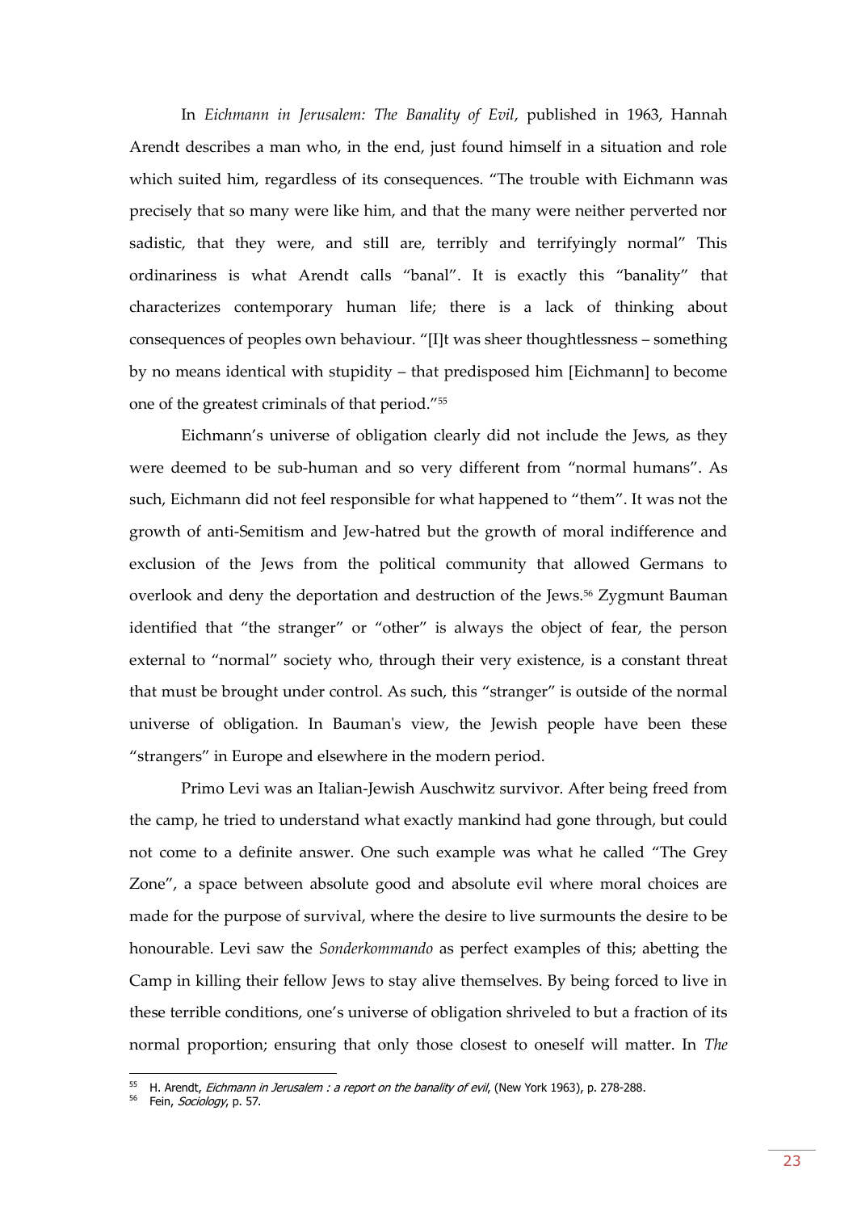In *Eichmann in Jerusalem: The Banality of Evil*, published in 1963, Hannah Arendt describes a man who, in the end, just found himself in a situation and role which suited him, regardless of its consequences. "The trouble with Eichmann was precisely that so many were like him, and that the many were neither perverted nor sadistic, that they were, and still are, terribly and terrifyingly normal" This ordinariness is what Arendt calls "banal". It is exactly this "banality" that characterizes contemporary human life; there is a lack of thinking about consequences of peoples own behaviour. "[I]t was sheer thoughtlessness – something by no means identical with stupidity – that predisposed him [Eichmann] to become one of the greatest criminals of that period."[55]

Eichmann's universe of obligation clearly did not include the Jews, as they were deemed to be sub-human and so very different from "normal humans". As such, Eichmann did not feel responsible for what happened to "them". It was not the growth of anti-Semitism and Jew-hatred but the growth of moral indifference and exclusion of the Jews from the political community that allowed Germans to overlook and deny the deportation and destruction of the Jews.[56] Zygmunt Bauman identified that "the stranger" or "other" is always the object of fear, the person external to "normal" society who, through their very existence, is a constant threat that must be brought under control. As such, this "stranger" is outside of the normal universe of obligation. In Bauman's view, the Jewish people have been these "strangers" in Europe and elsewhere in the modern period.

Primo Levi was an Italian-Jewish Auschwitz survivor. After being freed from the camp, he tried to understand what exactly mankind had gone through, but could not come to a definite answer. One such example was what he called "The Grey Zone", a space between absolute good and absolute evil where moral choices are made for the purpose of survival, where the desire to live surmounts the desire to be honourable. Levi saw the *Sonderkommando* as perfect examples of this; abetting the Camp in killing their fellow Jews to stay alive themselves. By being forced to live in these terrible conditions, one's universe of obligation shriveled to but a fraction of its normal proportion; ensuring that only those closest to oneself will matter. In *The*

---

[55] H. Arendt, *Eichmann in Jerusalem : a report on the banality of evil*, (New York 1963), p. 278-288.

[56] Fein, *Sociology*, p. 57.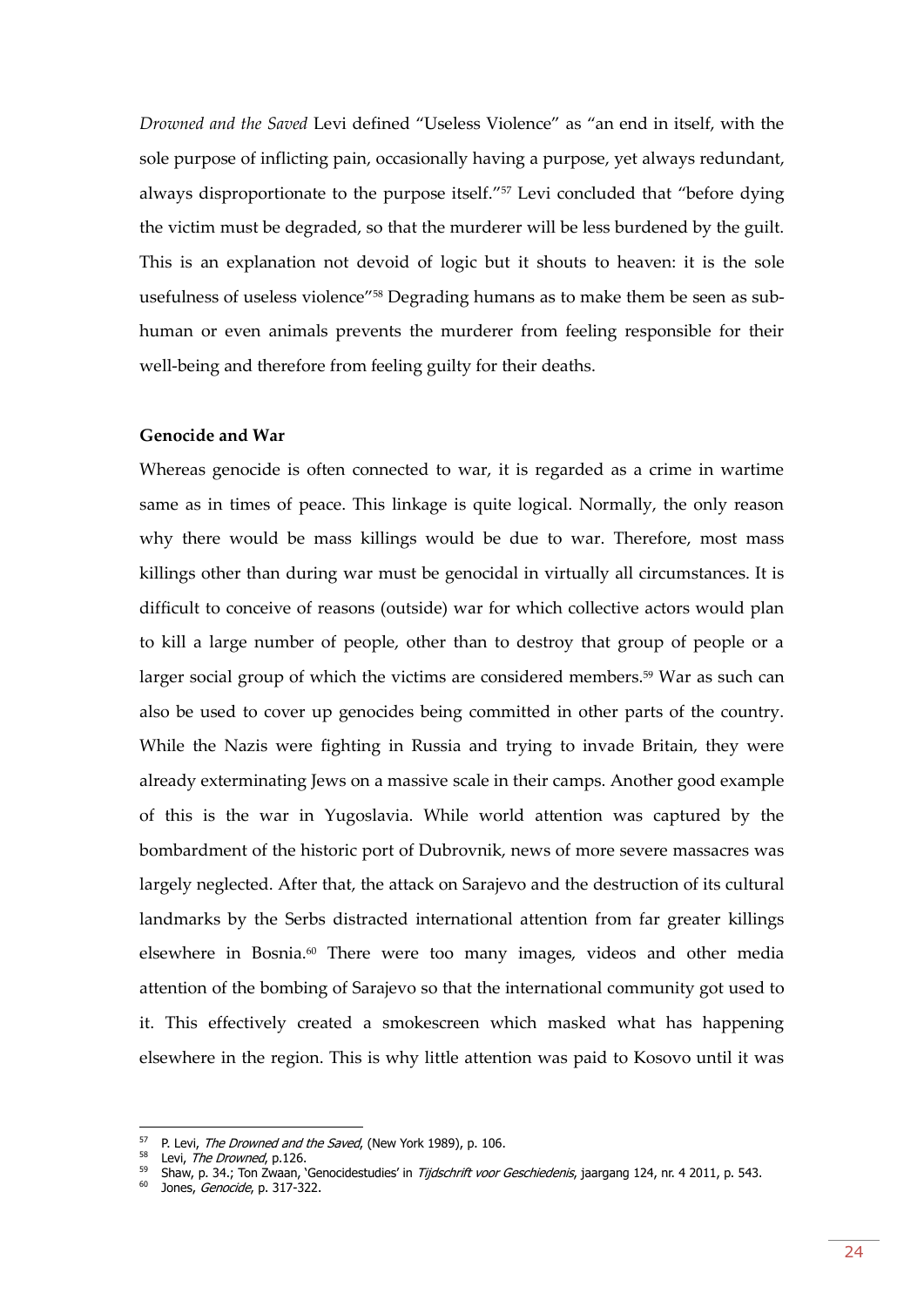*Drowned and the Saved* Levi defined "Useless Violence" as "an end in itself, with the sole purpose of inflicting pain, occasionally having a purpose, yet always redundant, always disproportionate to the purpose itself."[57] Levi concluded that "before dying the victim must be degraded, so that the murderer will be less burdened by the guilt. This is an explanation not devoid of logic but it shouts to heaven: it is the sole usefulness of useless violence"[58] Degrading humans as to make them be seen as sub-human or even animals prevents the murderer from feeling responsible for their well-being and therefore from feeling guilty for their deaths.

**Genocide and War**

Whereas genocide is often connected to war, it is regarded as a crime in wartime same as in times of peace. This linkage is quite logical. Normally, the only reason why there would be mass killings would be due to war. Therefore, most mass killings other than during war must be genocidal in virtually all circumstances. It is difficult to conceive of reasons (outside) war for which collective actors would plan to kill a large number of people, other than to destroy that group of people or a larger social group of which the victims are considered members.[59] War as such can also be used to cover up genocides being committed in other parts of the country. While the Nazis were fighting in Russia and trying to invade Britain, they were already exterminating Jews on a massive scale in their camps. Another good example of this is the war in Yugoslavia. While world attention was captured by the bombardment of the historic port of Dubrovnik, news of more severe massacres was largely neglected. After that, the attack on Sarajevo and the destruction of its cultural landmarks by the Serbs distracted international attention from far greater killings elsewhere in Bosnia.[60] There were too many images, videos and other media attention of the bombing of Sarajevo so that the international community got used to it. This effectively created a smokescreen which masked what has happening elsewhere in the region. This is why little attention was paid to Kosovo until it was

---

[57] P. Levi, *The Drowned and the Saved*, (New York 1989), p. 106.

[58] Levi, *The Drowned*, p.126.

[59] Shaw, p. 34.; Ton Zwaan, 'Genocidestudies' in *Tijdschrift voor Geschiedenis*, jaargang 124, nr. 4 2011, p. 543.

[60] Jones, *Genocide*, p. 317-322.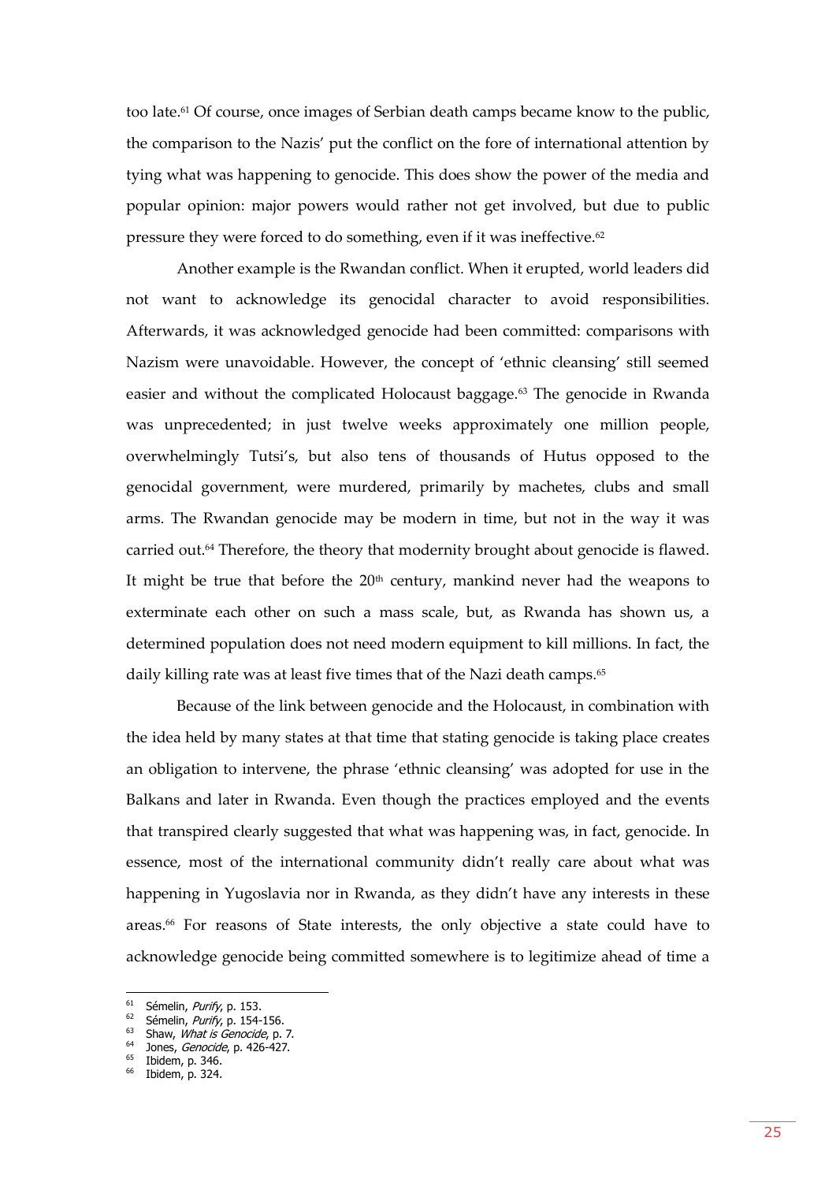too late.[61] Of course, once images of Serbian death camps became know to the public, the comparison to the Nazis' put the conflict on the fore of international attention by tying what was happening to genocide. This does show the power of the media and popular opinion: major powers would rather not get involved, but due to public pressure they were forced to do something, even if it was ineffective.[62]

Another example is the Rwandan conflict. When it erupted, world leaders did not want to acknowledge its genocidal character to avoid responsibilities. Afterwards, it was acknowledged genocide had been committed: comparisons with Nazism were unavoidable. However, the concept of 'ethnic cleansing' still seemed easier and without the complicated Holocaust baggage.[63] The genocide in Rwanda was unprecedented; in just twelve weeks approximately one million people, overwhelmingly Tutsi's, but also tens of thousands of Hutus opposed to the genocidal government, were murdered, primarily by machetes, clubs and small arms. The Rwandan genocide may be modern in time, but not in the way it was carried out.[64] Therefore, the theory that modernity brought about genocide is flawed. It might be true that before the 20th century, mankind never had the weapons to exterminate each other on such a mass scale, but, as Rwanda has shown us, a determined population does not need modern equipment to kill millions. In fact, the daily killing rate was at least five times that of the Nazi death camps.[65]

Because of the link between genocide and the Holocaust, in combination with the idea held by many states at that time that stating genocide is taking place creates an obligation to intervene, the phrase 'ethnic cleansing' was adopted for use in the Balkans and later in Rwanda. Even though the practices employed and the events that transpired clearly suggested that what was happening was, in fact, genocide. In essence, most of the international community didn't really care about what was happening in Yugoslavia nor in Rwanda, as they didn't have any interests in these areas.[66] For reasons of State interests, the only objective a state could have to acknowledge genocide being committed somewhere is to legitimize ahead of time a

---

[61] Sémelin, *Purify*, p. 153.
[62] Sémelin, *Purify*, p. 154-156.
[63] Shaw, *What is Genocide*, p. 7.
[64] Jones, *Genocide*, p. 426-427.
[65] Ibidem, p. 346.
[66] Ibidem, p. 324.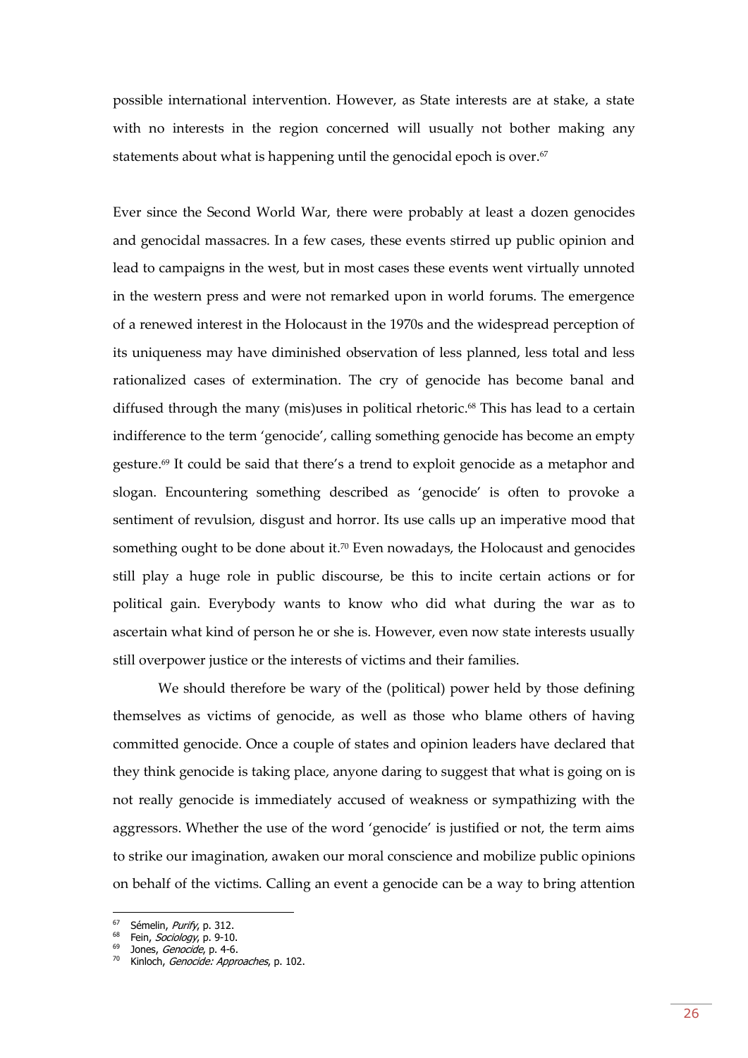possible international intervention. However, as State interests are at stake, a state with no interests in the region concerned will usually not bother making any statements about what is happening until the genocidal epoch is over.[67]

Ever since the Second World War, there were probably at least a dozen genocides and genocidal massacres. In a few cases, these events stirred up public opinion and lead to campaigns in the west, but in most cases these events went virtually unnoted in the western press and were not remarked upon in world forums. The emergence of a renewed interest in the Holocaust in the 1970s and the widespread perception of its uniqueness may have diminished observation of less planned, less total and less rationalized cases of extermination. The cry of genocide has become banal and diffused through the many (mis)uses in political rhetoric.[68] This has lead to a certain indifference to the term 'genocide', calling something genocide has become an empty gesture.[69] It could be said that there's a trend to exploit genocide as a metaphor and slogan. Encountering something described as 'genocide' is often to provoke a sentiment of revulsion, disgust and horror. Its use calls up an imperative mood that something ought to be done about it.[70] Even nowadays, the Holocaust and genocides still play a huge role in public discourse, be this to incite certain actions or for political gain. Everybody wants to know who did what during the war as to ascertain what kind of person he or she is. However, even now state interests usually still overpower justice or the interests of victims and their families.

We should therefore be wary of the (political) power held by those defining themselves as victims of genocide, as well as those who blame others of having committed genocide. Once a couple of states and opinion leaders have declared that they think genocide is taking place, anyone daring to suggest that what is going on is not really genocide is immediately accused of weakness or sympathizing with the aggressors. Whether the use of the word 'genocide' is justified or not, the term aims to strike our imagination, awaken our moral conscience and mobilize public opinions on behalf of the victims. Calling an event a genocide can be a way to bring attention

---

[67] Sémelin, *Purify*, p. 312.
[68] Fein, *Sociology*, p. 9-10.
[69] Jones, *Genocide*, p. 4-6.
[70] Kinloch, *Genocide: Approaches*, p. 102.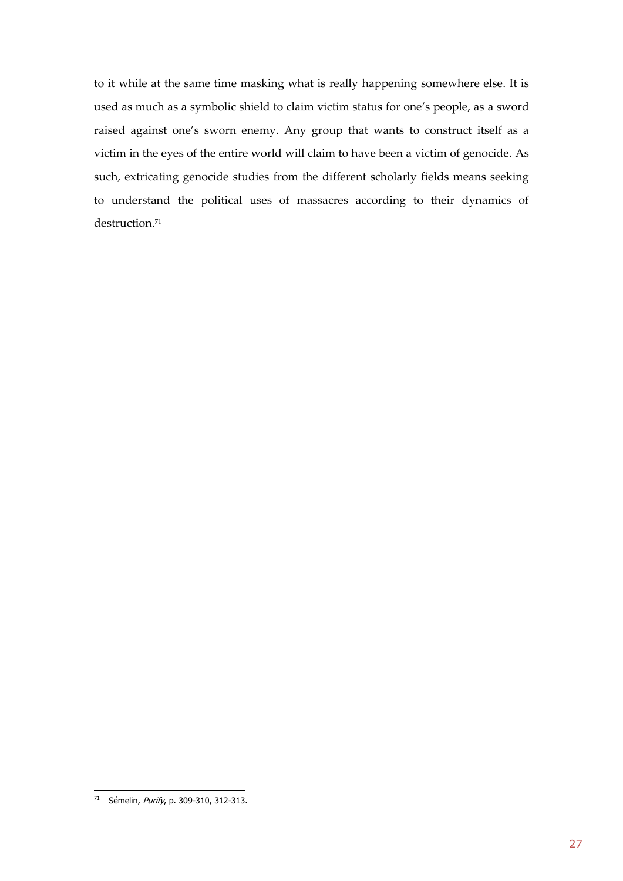to it while at the same time masking what is really happening somewhere else. It is used as much as a symbolic shield to claim victim status for one's people, as a sword raised against one's sworn enemy. Any group that wants to construct itself as a victim in the eyes of the entire world will claim to have been a victim of genocide. As such, extricating genocide studies from the different scholarly fields means seeking to understand the political uses of massacres according to their dynamics of destruction.[71]

[71] Sémelin, *Purify*, p. 309-310, 312-313.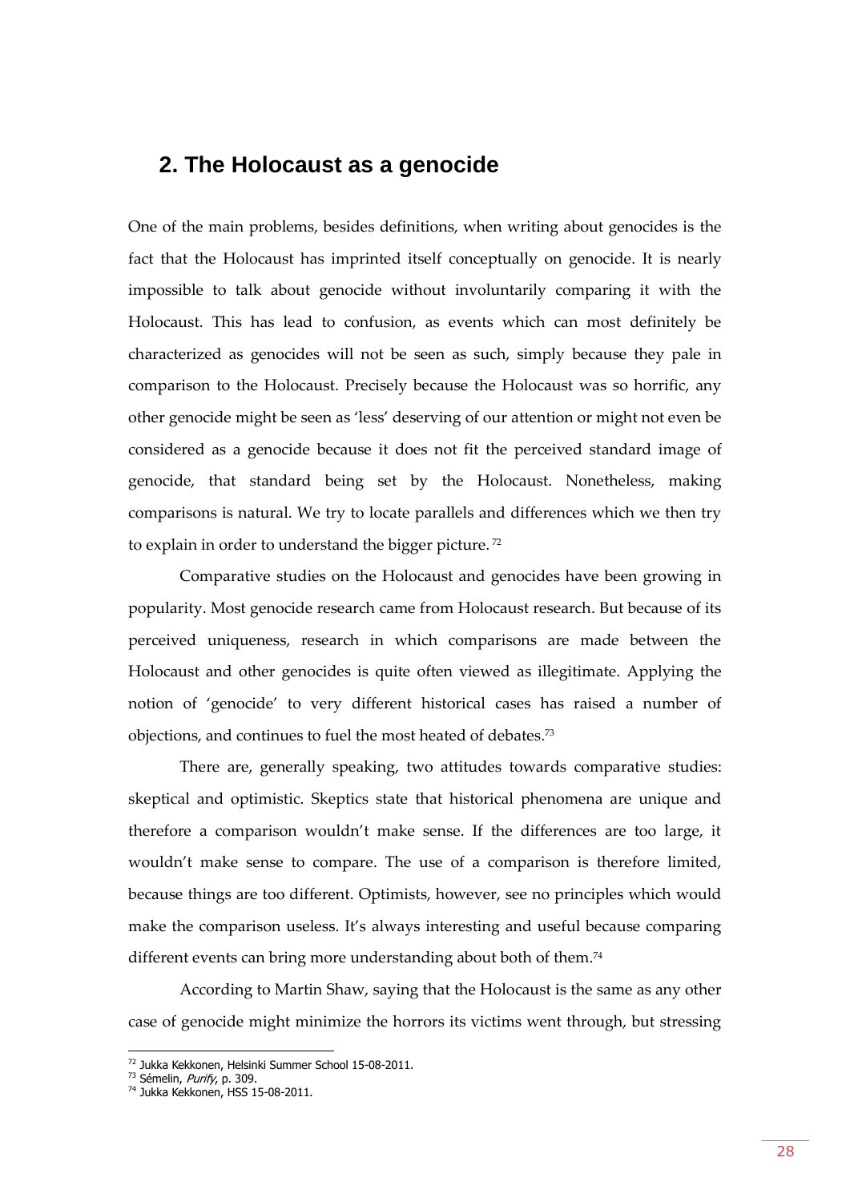## 2. The Holocaust as a genocide

One of the main problems, besides definitions, when writing about genocides is the fact that the Holocaust has imprinted itself conceptually on genocide. It is nearly impossible to talk about genocide without involuntarily comparing it with the Holocaust. This has lead to confusion, as events which can most definitely be characterized as genocides will not be seen as such, simply because they pale in comparison to the Holocaust. Precisely because the Holocaust was so horrific, any other genocide might be seen as 'less' deserving of our attention or might not even be considered as a genocide because it does not fit the perceived standard image of genocide, that standard being set by the Holocaust. Nonetheless, making comparisons is natural. We try to locate parallels and differences which we then try to explain in order to understand the bigger picture.[72]

Comparative studies on the Holocaust and genocides have been growing in popularity. Most genocide research came from Holocaust research. But because of its perceived uniqueness, research in which comparisons are made between the Holocaust and other genocides is quite often viewed as illegitimate. Applying the notion of 'genocide' to very different historical cases has raised a number of objections, and continues to fuel the most heated of debates.[73]

There are, generally speaking, two attitudes towards comparative studies: skeptical and optimistic. Skeptics state that historical phenomena are unique and therefore a comparison wouldn't make sense. If the differences are too large, it wouldn't make sense to compare. The use of a comparison is therefore limited, because things are too different. Optimists, however, see no principles which would make the comparison useless. It's always interesting and useful because comparing different events can bring more understanding about both of them.[74]

According to Martin Shaw, saying that the Holocaust is the same as any other case of genocide might minimize the horrors its victims went through, but stressing

[72] Jukka Kekkonen, Helsinki Summer School 15-08-2011.
[73] Sémelin, *Purify*, p. 309.
[74] Jukka Kekkonen, HSS 15-08-2011.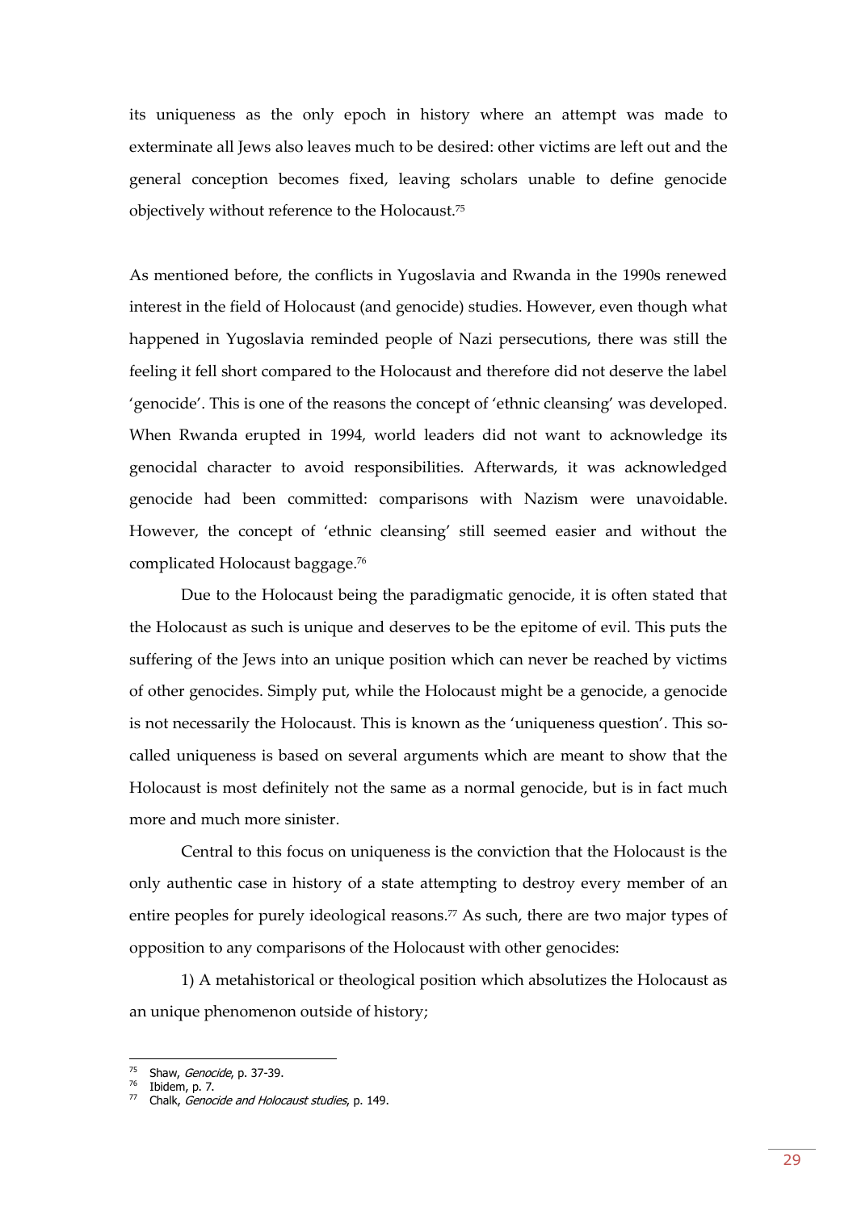its uniqueness as the only epoch in history where an attempt was made to exterminate all Jews also leaves much to be desired: other victims are left out and the general conception becomes fixed, leaving scholars unable to define genocide objectively without reference to the Holocaust.[75]

As mentioned before, the conflicts in Yugoslavia and Rwanda in the 1990s renewed interest in the field of Holocaust (and genocide) studies. However, even though what happened in Yugoslavia reminded people of Nazi persecutions, there was still the feeling it fell short compared to the Holocaust and therefore did not deserve the label 'genocide'. This is one of the reasons the concept of 'ethnic cleansing' was developed. When Rwanda erupted in 1994, world leaders did not want to acknowledge its genocidal character to avoid responsibilities. Afterwards, it was acknowledged genocide had been committed: comparisons with Nazism were unavoidable. However, the concept of 'ethnic cleansing' still seemed easier and without the complicated Holocaust baggage.[76]

Due to the Holocaust being the paradigmatic genocide, it is often stated that the Holocaust as such is unique and deserves to be the epitome of evil. This puts the suffering of the Jews into an unique position which can never be reached by victims of other genocides. Simply put, while the Holocaust might be a genocide, a genocide is not necessarily the Holocaust. This is known as the 'uniqueness question'. This so-called uniqueness is based on several arguments which are meant to show that the Holocaust is most definitely not the same as a normal genocide, but is in fact much more and much more sinister.

Central to this focus on uniqueness is the conviction that the Holocaust is the only authentic case in history of a state attempting to destroy every member of an entire peoples for purely ideological reasons.[77] As such, there are two major types of opposition to any comparisons of the Holocaust with other genocides:

1) A metahistorical or theological position which absolutizes the Holocaust as an unique phenomenon outside of history;

---

[75] Shaw, *Genocide*, p. 37-39.

[76] Ibidem, p. 7.

[77] Chalk, *Genocide and Holocaust studies*, p. 149.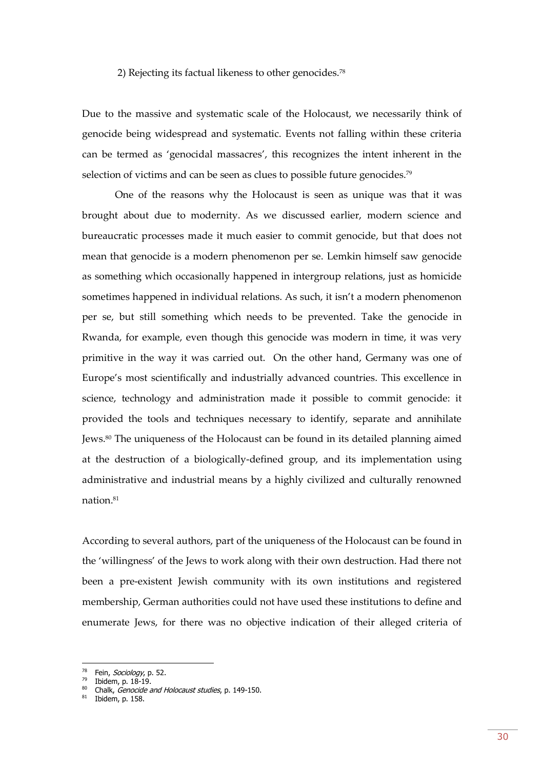2) Rejecting its factual likeness to other genocides.[78]

Due to the massive and systematic scale of the Holocaust, we necessarily think of genocide being widespread and systematic. Events not falling within these criteria can be termed as 'genocidal massacres', this recognizes the intent inherent in the selection of victims and can be seen as clues to possible future genocides.[79]

One of the reasons why the Holocaust is seen as unique was that it was brought about due to modernity. As we discussed earlier, modern science and bureaucratic processes made it much easier to commit genocide, but that does not mean that genocide is a modern phenomenon per se. Lemkin himself saw genocide as something which occasionally happened in intergroup relations, just as homicide sometimes happened in individual relations. As such, it isn't a modern phenomenon per se, but still something which needs to be prevented. Take the genocide in Rwanda, for example, even though this genocide was modern in time, it was very primitive in the way it was carried out. On the other hand, Germany was one of Europe's most scientifically and industrially advanced countries. This excellence in science, technology and administration made it possible to commit genocide: it provided the tools and techniques necessary to identify, separate and annihilate Jews.[80] The uniqueness of the Holocaust can be found in its detailed planning aimed at the destruction of a biologically-defined group, and its implementation using administrative and industrial means by a highly civilized and culturally renowned nation.[81]

According to several authors, part of the uniqueness of the Holocaust can be found in the 'willingness' of the Jews to work along with their own destruction. Had there not been a pre-existent Jewish community with its own institutions and registered membership, German authorities could not have used these institutions to define and enumerate Jews, for there was no objective indication of their alleged criteria of

---

[78] Fein, *Sociology*, p. 52.

[79] Ibidem, p. 18-19.

[80] Chalk, *Genocide and Holocaust studies*, p. 149-150.

[81] Ibidem, p. 158.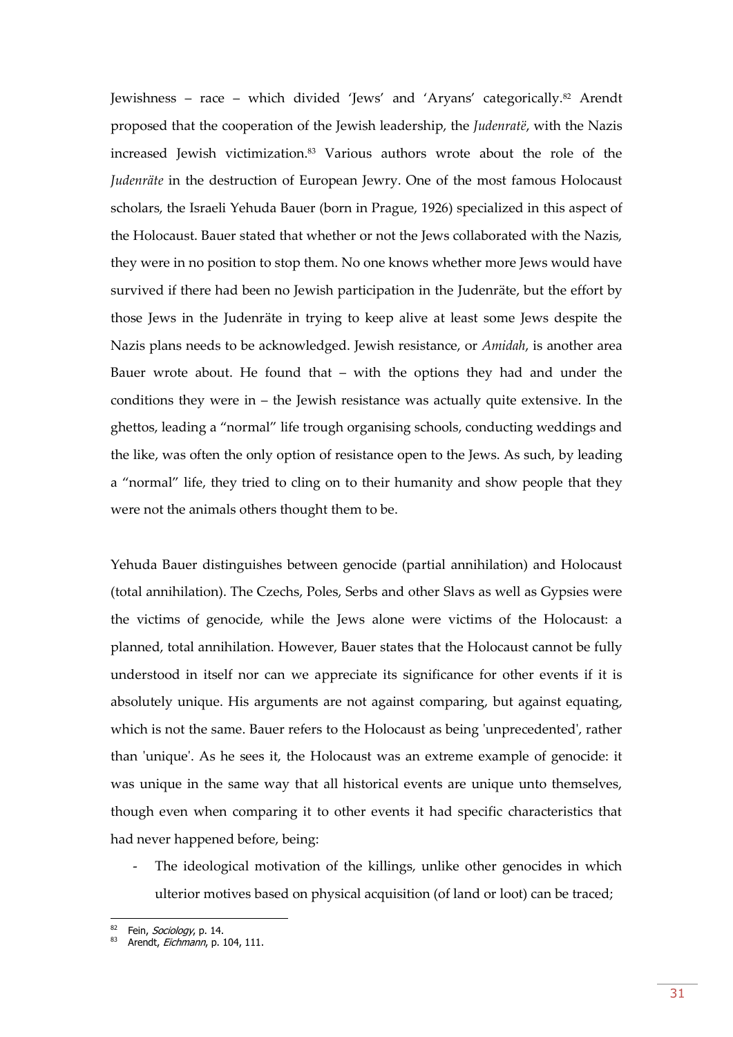Jewishness – race – which divided 'Jews' and 'Aryans' categorically.[82] Arendt proposed that the cooperation of the Jewish leadership, the *Judenratë*, with the Nazis increased Jewish victimization.[83] Various authors wrote about the role of the *Judenräte* in the destruction of European Jewry. One of the most famous Holocaust scholars, the Israeli Yehuda Bauer (born in Prague, 1926) specialized in this aspect of the Holocaust. Bauer stated that whether or not the Jews collaborated with the Nazis, they were in no position to stop them. No one knows whether more Jews would have survived if there had been no Jewish participation in the Judenräte, but the effort by those Jews in the Judenräte in trying to keep alive at least some Jews despite the Nazis plans needs to be acknowledged. Jewish resistance, or *Amidah*, is another area Bauer wrote about. He found that – with the options they had and under the conditions they were in – the Jewish resistance was actually quite extensive. In the ghettos, leading a "normal" life trough organising schools, conducting weddings and the like, was often the only option of resistance open to the Jews. As such, by leading a "normal" life, they tried to cling on to their humanity and show people that they were not the animals others thought them to be.

Yehuda Bauer distinguishes between genocide (partial annihilation) and Holocaust (total annihilation). The Czechs, Poles, Serbs and other Slavs as well as Gypsies were the victims of genocide, while the Jews alone were victims of the Holocaust: a planned, total annihilation. However, Bauer states that the Holocaust cannot be fully understood in itself nor can we appreciate its significance for other events if it is absolutely unique. His arguments are not against comparing, but against equating, which is not the same. Bauer refers to the Holocaust as being 'unprecedented', rather than 'unique'. As he sees it, the Holocaust was an extreme example of genocide: it was unique in the same way that all historical events are unique unto themselves, though even when comparing it to other events it had specific characteristics that had never happened before, being:

- The ideological motivation of the killings, unlike other genocides in which ulterior motives based on physical acquisition (of land or loot) can be traced;

[82] Fein, *Sociology*, p. 14.
[83] Arendt, *Eichmann*, p. 104, 111.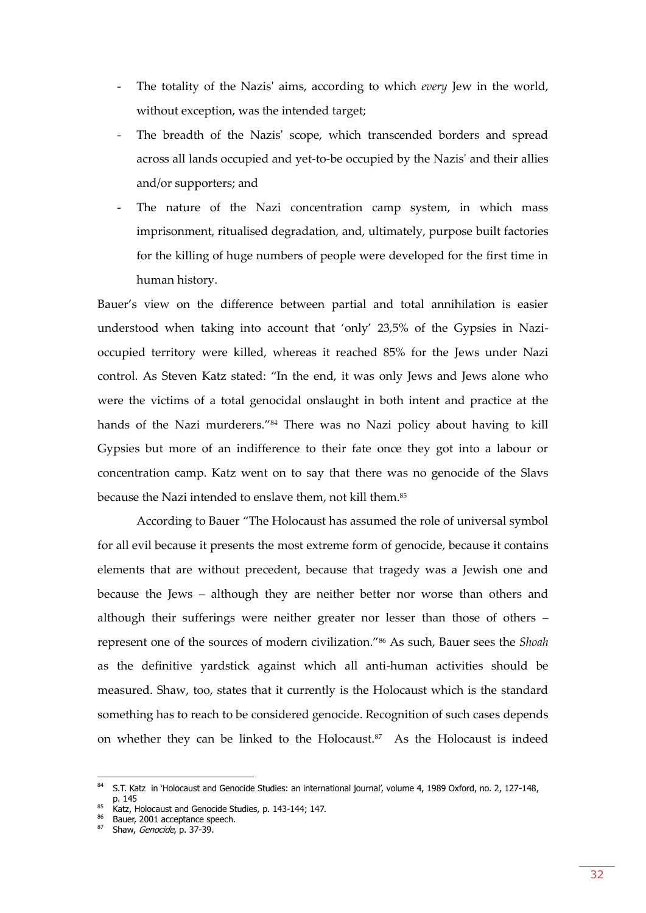- The totality of the Nazis' aims, according to which *every* Jew in the world, without exception, was the intended target;
- The breadth of the Nazis' scope, which transcended borders and spread across all lands occupied and yet-to-be occupied by the Nazis' and their allies and/or supporters; and
- The nature of the Nazi concentration camp system, in which mass imprisonment, ritualised degradation, and, ultimately, purpose built factories for the killing of huge numbers of people were developed for the first time in human history.

Bauer's view on the difference between partial and total annihilation is easier understood when taking into account that 'only' 23,5% of the Gypsies in Nazi-occupied territory were killed, whereas it reached 85% for the Jews under Nazi control. As Steven Katz stated: "In the end, it was only Jews and Jews alone who were the victims of a total genocidal onslaught in both intent and practice at the hands of the Nazi murderers."[84] There was no Nazi policy about having to kill Gypsies but more of an indifference to their fate once they got into a labour or concentration camp. Katz went on to say that there was no genocide of the Slavs because the Nazi intended to enslave them, not kill them.[85]

According to Bauer "The Holocaust has assumed the role of universal symbol for all evil because it presents the most extreme form of genocide, because it contains elements that are without precedent, because that tragedy was a Jewish one and because the Jews – although they are neither better nor worse than others and although their sufferings were neither greater nor lesser than those of others – represent one of the sources of modern civilization."[86] As such, Bauer sees the *Shoah* as the definitive yardstick against which all anti-human activities should be measured. Shaw, too, states that it currently is the Holocaust which is the standard something has to reach to be considered genocide. Recognition of such cases depends on whether they can be linked to the Holocaust.[87] As the Holocaust is indeed

[84] S.T. Katz in 'Holocaust and Genocide Studies: an international journal', volume 4, 1989 Oxford, no. 2, 127-148, p. 145

[85] Katz, Holocaust and Genocide Studies, p. 143-144; 147.

[86] Bauer, 2001 acceptance speech.

[87] Shaw, *Genocide*, p. 37-39.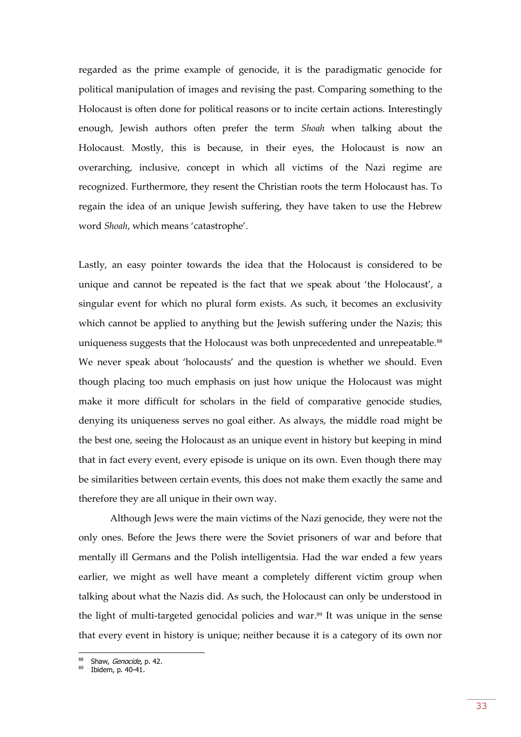regarded as the prime example of genocide, it is the paradigmatic genocide for political manipulation of images and revising the past. Comparing something to the Holocaust is often done for political reasons or to incite certain actions. Interestingly enough, Jewish authors often prefer the term *Shoah* when talking about the Holocaust. Mostly, this is because, in their eyes, the Holocaust is now an overarching, inclusive, concept in which all victims of the Nazi regime are recognized. Furthermore, they resent the Christian roots the term Holocaust has. To regain the idea of an unique Jewish suffering, they have taken to use the Hebrew word *Shoah*, which means 'catastrophe'.

Lastly, an easy pointer towards the idea that the Holocaust is considered to be unique and cannot be repeated is the fact that we speak about 'the Holocaust', a singular event for which no plural form exists. As such, it becomes an exclusivity which cannot be applied to anything but the Jewish suffering under the Nazis; this uniqueness suggests that the Holocaust was both unprecedented and unrepeatable.[88] We never speak about 'holocausts' and the question is whether we should. Even though placing too much emphasis on just how unique the Holocaust was might make it more difficult for scholars in the field of comparative genocide studies, denying its uniqueness serves no goal either. As always, the middle road might be the best one, seeing the Holocaust as an unique event in history but keeping in mind that in fact every event, every episode is unique on its own. Even though there may be similarities between certain events, this does not make them exactly the same and therefore they are all unique in their own way.

Although Jews were the main victims of the Nazi genocide, they were not the only ones. Before the Jews there were the Soviet prisoners of war and before that mentally ill Germans and the Polish intelligentsia. Had the war ended a few years earlier, we might as well have meant a completely different victim group when talking about what the Nazis did. As such, the Holocaust can only be understood in the light of multi-targeted genocidal policies and war.[89] It was unique in the sense that every event in history is unique; neither because it is a category of its own nor

---

[88] Shaw, *Genocide*, p. 42.

[89] Ibidem, p. 40-41.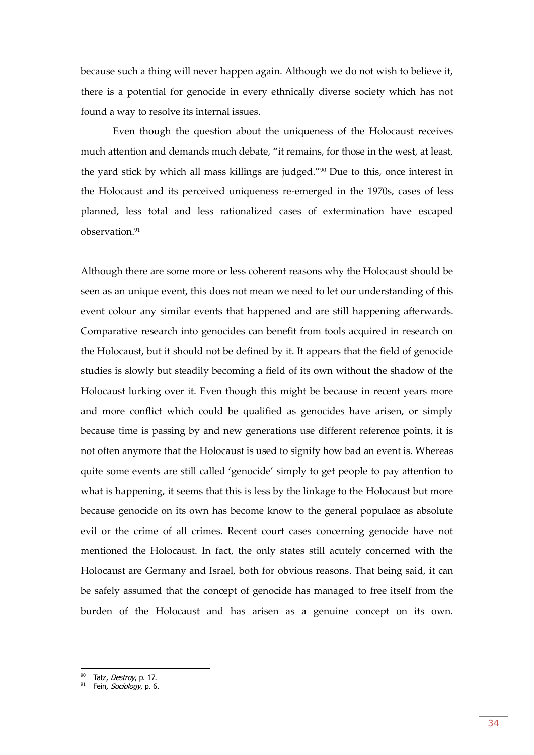because such a thing will never happen again. Although we do not wish to believe it, there is a potential for genocide in every ethnically diverse society which has not found a way to resolve its internal issues.

Even though the question about the uniqueness of the Holocaust receives much attention and demands much debate, "it remains, for those in the west, at least, the yard stick by which all mass killings are judged."[90] Due to this, once interest in the Holocaust and its perceived uniqueness re-emerged in the 1970s, cases of less planned, less total and less rationalized cases of extermination have escaped observation.[91]

Although there are some more or less coherent reasons why the Holocaust should be seen as an unique event, this does not mean we need to let our understanding of this event colour any similar events that happened and are still happening afterwards. Comparative research into genocides can benefit from tools acquired in research on the Holocaust, but it should not be defined by it. It appears that the field of genocide studies is slowly but steadily becoming a field of its own without the shadow of the Holocaust lurking over it. Even though this might be because in recent years more and more conflict which could be qualified as genocides have arisen, or simply because time is passing by and new generations use different reference points, it is not often anymore that the Holocaust is used to signify how bad an event is. Whereas quite some events are still called 'genocide' simply to get people to pay attention to what is happening, it seems that this is less by the linkage to the Holocaust but more because genocide on its own has become know to the general populace as absolute evil or the crime of all crimes. Recent court cases concerning genocide have not mentioned the Holocaust. In fact, the only states still acutely concerned with the Holocaust are Germany and Israel, both for obvious reasons. That being said, it can be safely assumed that the concept of genocide has managed to free itself from the burden of the Holocaust and has arisen as a genuine concept on its own.

---

[90] Tatz, *Destroy*, p. 17.

[91] Fein, *Sociology*, p. 6.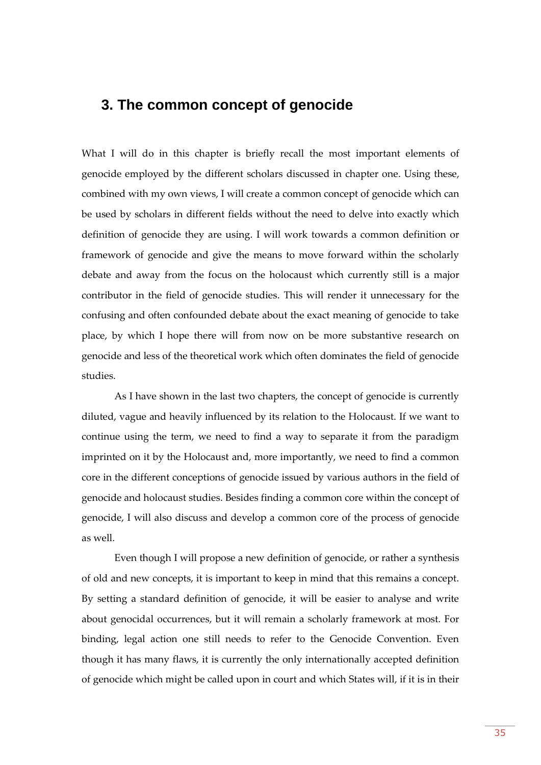## 3. The common concept of genocide

What I will do in this chapter is briefly recall the most important elements of genocide employed by the different scholars discussed in chapter one. Using these, combined with my own views, I will create a common concept of genocide which can be used by scholars in different fields without the need to delve into exactly which definition of genocide they are using. I will work towards a common definition or framework of genocide and give the means to move forward within the scholarly debate and away from the focus on the holocaust which currently still is a major contributor in the field of genocide studies. This will render it unnecessary for the confusing and often confounded debate about the exact meaning of genocide to take place, by which I hope there will from now on be more substantive research on genocide and less of the theoretical work which often dominates the field of genocide studies.

As I have shown in the last two chapters, the concept of genocide is currently diluted, vague and heavily influenced by its relation to the Holocaust. If we want to continue using the term, we need to find a way to separate it from the paradigm imprinted on it by the Holocaust and, more importantly, we need to find a common core in the different conceptions of genocide issued by various authors in the field of genocide and holocaust studies. Besides finding a common core within the concept of genocide, I will also discuss and develop a common core of the process of genocide as well.

Even though I will propose a new definition of genocide, or rather a synthesis of old and new concepts, it is important to keep in mind that this remains a concept. By setting a standard definition of genocide, it will be easier to analyse and write about genocidal occurrences, but it will remain a scholarly framework at most. For binding, legal action one still needs to refer to the Genocide Convention. Even though it has many flaws, it is currently the only internationally accepted definition of genocide which might be called upon in court and which States will, if it is in their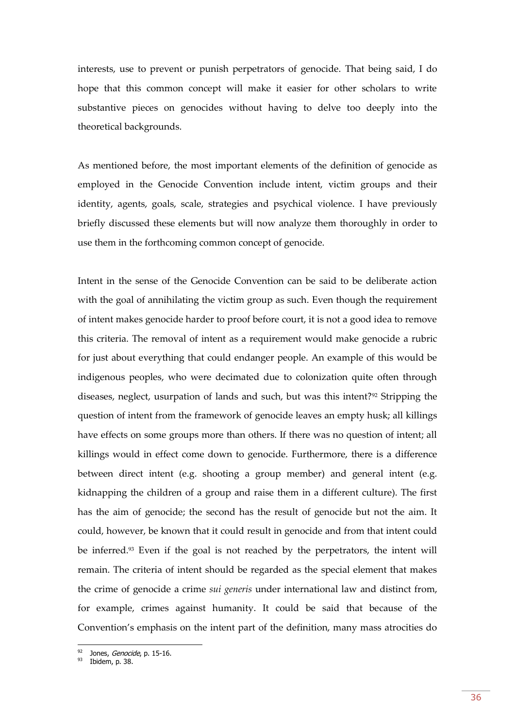interests, use to prevent or punish perpetrators of genocide. That being said, I do hope that this common concept will make it easier for other scholars to write substantive pieces on genocides without having to delve too deeply into the theoretical backgrounds.

As mentioned before, the most important elements of the definition of genocide as employed in the Genocide Convention include intent, victim groups and their identity, agents, goals, scale, strategies and psychical violence. I have previously briefly discussed these elements but will now analyze them thoroughly in order to use them in the forthcoming common concept of genocide.

Intent in the sense of the Genocide Convention can be said to be deliberate action with the goal of annihilating the victim group as such. Even though the requirement of intent makes genocide harder to proof before court, it is not a good idea to remove this criteria. The removal of intent as a requirement would make genocide a rubric for just about everything that could endanger people. An example of this would be indigenous peoples, who were decimated due to colonization quite often through diseases, neglect, usurpation of lands and such, but was this intent?[92] Stripping the question of intent from the framework of genocide leaves an empty husk; all killings have effects on some groups more than others. If there was no question of intent; all killings would in effect come down to genocide. Furthermore, there is a difference between direct intent (e.g. shooting a group member) and general intent (e.g. kidnapping the children of a group and raise them in a different culture). The first has the aim of genocide; the second has the result of genocide but not the aim. It could, however, be known that it could result in genocide and from that intent could be inferred.[93] Even if the goal is not reached by the perpetrators, the intent will remain. The criteria of intent should be regarded as the special element that makes the crime of genocide a crime *sui generis* under international law and distinct from, for example, crimes against humanity. It could be said that because of the Convention's emphasis on the intent part of the definition, many mass atrocities do

[92] Jones, *Genocide*, p. 15-16.
[93] Ibidem, p. 38.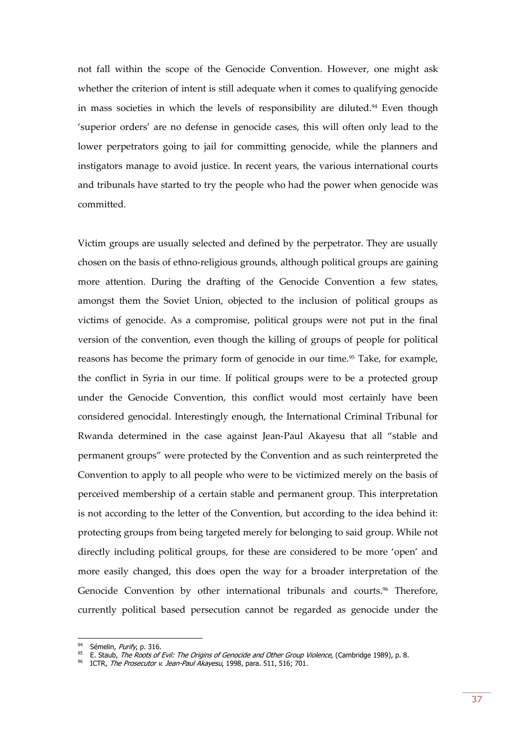not fall within the scope of the Genocide Convention. However, one might ask whether the criterion of intent is still adequate when it comes to qualifying genocide in mass societies in which the levels of responsibility are diluted.[94] Even though 'superior orders' are no defense in genocide cases, this will often only lead to the lower perpetrators going to jail for committing genocide, while the planners and instigators manage to avoid justice. In recent years, the various international courts and tribunals have started to try the people who had the power when genocide was committed.

Victim groups are usually selected and defined by the perpetrator. They are usually chosen on the basis of ethno-religious grounds, although political groups are gaining more attention. During the drafting of the Genocide Convention a few states, amongst them the Soviet Union, objected to the inclusion of political groups as victims of genocide. As a compromise, political groups were not put in the final version of the convention, even though the killing of groups of people for political reasons has become the primary form of genocide in our time.[95] Take, for example, the conflict in Syria in our time. If political groups were to be a protected group under the Genocide Convention, this conflict would most certainly have been considered genocidal. Interestingly enough, the International Criminal Tribunal for Rwanda determined in the case against Jean-Paul Akayesu that all "stable and permanent groups" were protected by the Convention and as such reinterpreted the Convention to apply to all people who were to be victimized merely on the basis of perceived membership of a certain stable and permanent group. This interpretation is not according to the letter of the Convention, but according to the idea behind it: protecting groups from being targeted merely for belonging to said group. While not directly including political groups, for these are considered to be more 'open' and more easily changed, this does open the way for a broader interpretation of the Genocide Convention by other international tribunals and courts.[96] Therefore, currently political based persecution cannot be regarded as genocide under the

---

[94] Sémelin, *Purify*, p. 316.

[95] E. Staub, *The Roots of Evil: The Origins of Genocide and Other Group Violence*, (Cambridge 1989), p. 8.

[96] ICTR, *The Prosecutor v. Jean-Paul Akayesu*, 1998, para. 511, 516; 701.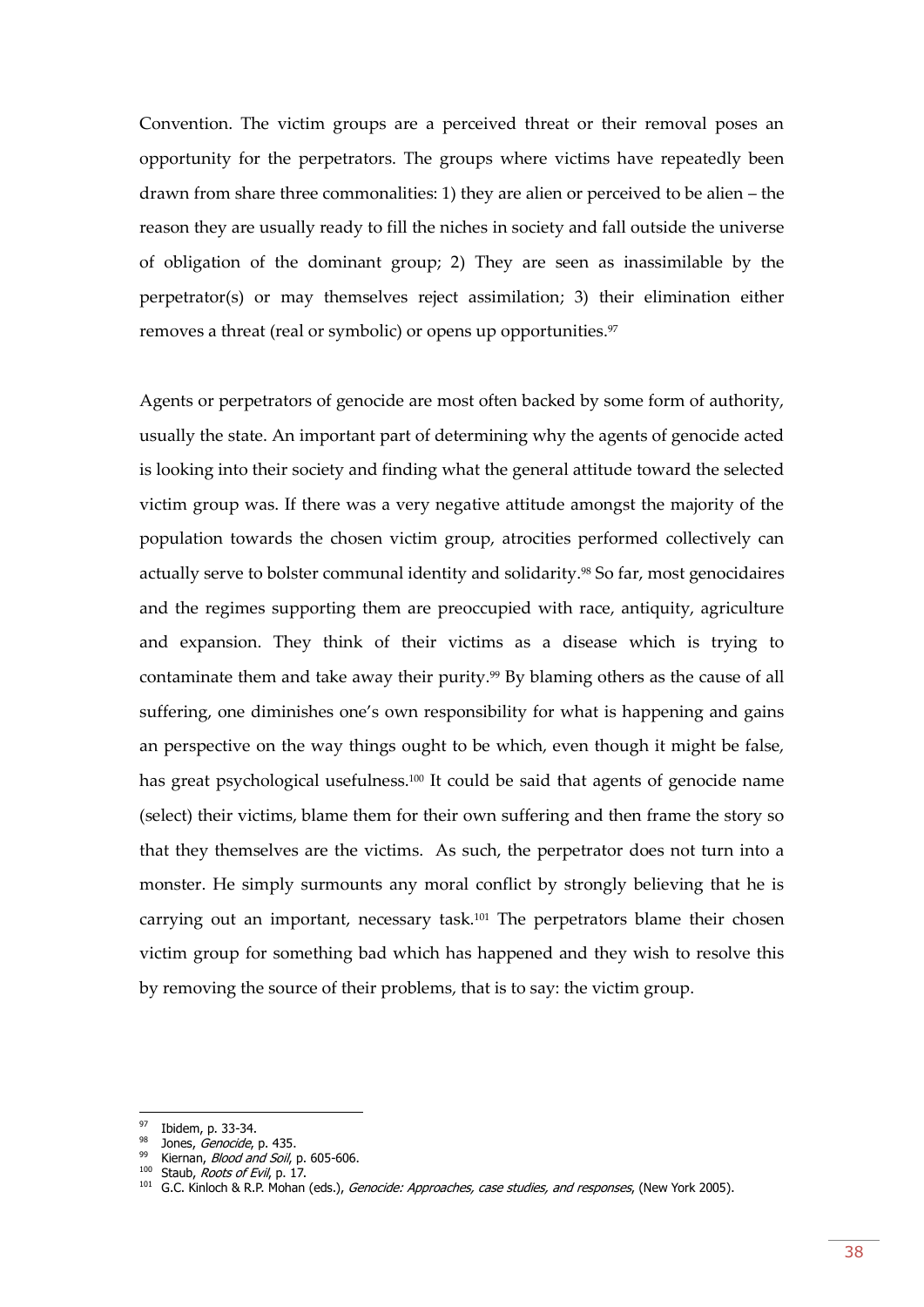Convention. The victim groups are a perceived threat or their removal poses an opportunity for the perpetrators. The groups where victims have repeatedly been drawn from share three commonalities: 1) they are alien or perceived to be alien – the reason they are usually ready to fill the niches in society and fall outside the universe of obligation of the dominant group; 2) They are seen as inassimilable by the perpetrator(s) or may themselves reject assimilation; 3) their elimination either removes a threat (real or symbolic) or opens up opportunities.[97]

Agents or perpetrators of genocide are most often backed by some form of authority, usually the state. An important part of determining why the agents of genocide acted is looking into their society and finding what the general attitude toward the selected victim group was. If there was a very negative attitude amongst the majority of the population towards the chosen victim group, atrocities performed collectively can actually serve to bolster communal identity and solidarity.[98] So far, most genocidaires and the regimes supporting them are preoccupied with race, antiquity, agriculture and expansion. They think of their victims as a disease which is trying to contaminate them and take away their purity.[99] By blaming others as the cause of all suffering, one diminishes one's own responsibility for what is happening and gains an perspective on the way things ought to be which, even though it might be false, has great psychological usefulness.[100] It could be said that agents of genocide name (select) their victims, blame them for their own suffering and then frame the story so that they themselves are the victims. As such, the perpetrator does not turn into a monster. He simply surmounts any moral conflict by strongly believing that he is carrying out an important, necessary task.[101] The perpetrators blame their chosen victim group for something bad which has happened and they wish to resolve this by removing the source of their problems, that is to say: the victim group.

---

[97] Ibidem, p. 33-34.
[98] Jones, *Genocide*, p. 435.
[99] Kiernan, *Blood and Soil*, p. 605-606.
[100] Staub, *Roots of Evil*, p. 17.
[101] G.C. Kinloch & R.P. Mohan (eds.), *Genocide: Approaches, case studies, and responses*, (New York 2005).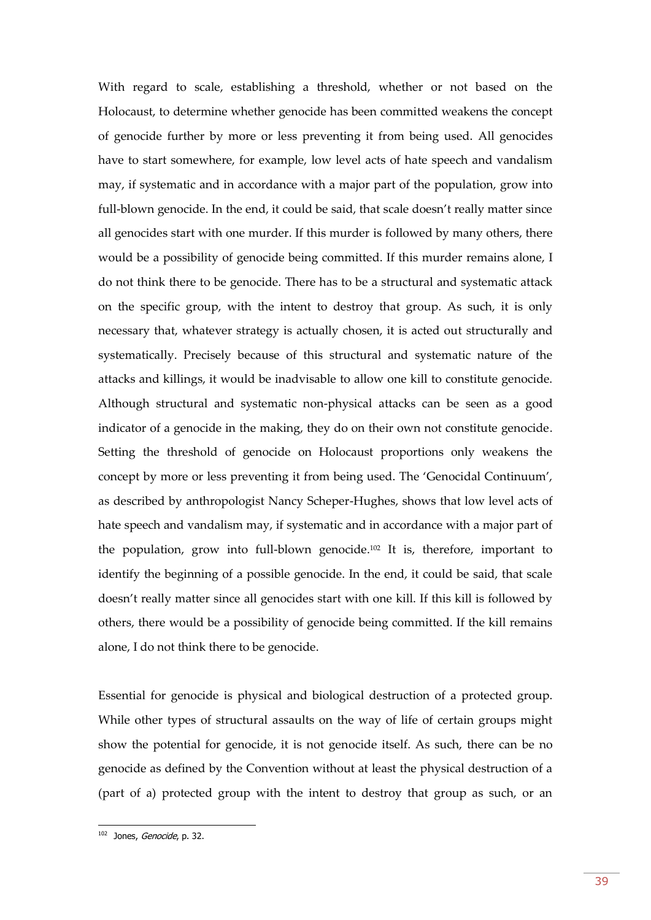With regard to scale, establishing a threshold, whether or not based on the Holocaust, to determine whether genocide has been committed weakens the concept of genocide further by more or less preventing it from being used. All genocides have to start somewhere, for example, low level acts of hate speech and vandalism may, if systematic and in accordance with a major part of the population, grow into full-blown genocide. In the end, it could be said, that scale doesn't really matter since all genocides start with one murder. If this murder is followed by many others, there would be a possibility of genocide being committed. If this murder remains alone, I do not think there to be genocide. There has to be a structural and systematic attack on the specific group, with the intent to destroy that group. As such, it is only necessary that, whatever strategy is actually chosen, it is acted out structurally and systematically. Precisely because of this structural and systematic nature of the attacks and killings, it would be inadvisable to allow one kill to constitute genocide. Although structural and systematic non-physical attacks can be seen as a good indicator of a genocide in the making, they do on their own not constitute genocide. Setting the threshold of genocide on Holocaust proportions only weakens the concept by more or less preventing it from being used. The 'Genocidal Continuum', as described by anthropologist Nancy Scheper-Hughes, shows that low level acts of hate speech and vandalism may, if systematic and in accordance with a major part of the population, grow into full-blown genocide.[102] It is, therefore, important to identify the beginning of a possible genocide. In the end, it could be said, that scale doesn't really matter since all genocides start with one kill. If this kill is followed by others, there would be a possibility of genocide being committed. If the kill remains alone, I do not think there to be genocide.

Essential for genocide is physical and biological destruction of a protected group. While other types of structural assaults on the way of life of certain groups might show the potential for genocide, it is not genocide itself. As such, there can be no genocide as defined by the Convention without at least the physical destruction of a (part of a) protected group with the intent to destroy that group as such, or an

---

[102] Jones, *Genocide*, p. 32.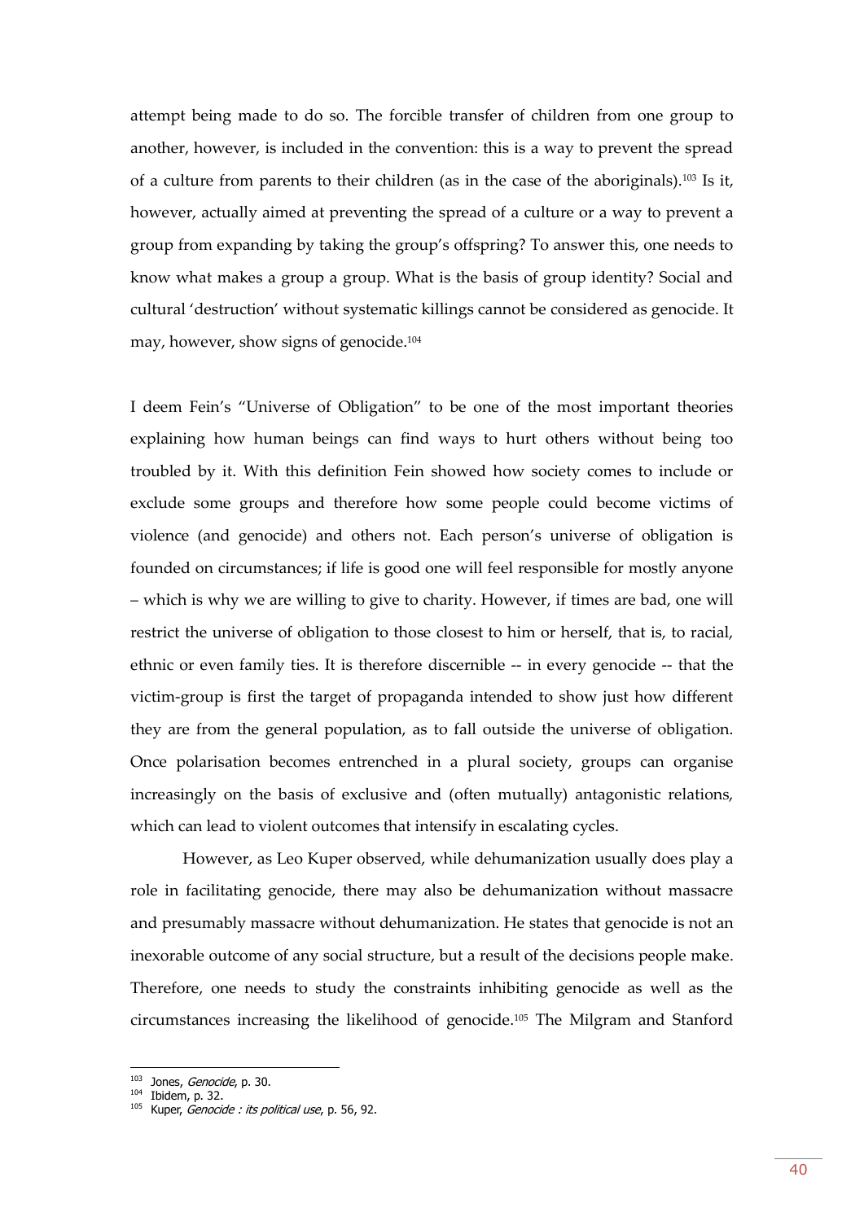attempt being made to do so. The forcible transfer of children from one group to another, however, is included in the convention: this is a way to prevent the spread of a culture from parents to their children (as in the case of the aboriginals).[103] Is it, however, actually aimed at preventing the spread of a culture or a way to prevent a group from expanding by taking the group's offspring? To answer this, one needs to know what makes a group a group. What is the basis of group identity? Social and cultural 'destruction' without systematic killings cannot be considered as genocide. It may, however, show signs of genocide.[104]

I deem Fein's "Universe of Obligation" to be one of the most important theories explaining how human beings can find ways to hurt others without being too troubled by it. With this definition Fein showed how society comes to include or exclude some groups and therefore how some people could become victims of violence (and genocide) and others not. Each person's universe of obligation is founded on circumstances; if life is good one will feel responsible for mostly anyone – which is why we are willing to give to charity. However, if times are bad, one will restrict the universe of obligation to those closest to him or herself, that is, to racial, ethnic or even family ties. It is therefore discernible -- in every genocide -- that the victim-group is first the target of propaganda intended to show just how different they are from the general population, as to fall outside the universe of obligation. Once polarisation becomes entrenched in a plural society, groups can organise increasingly on the basis of exclusive and (often mutually) antagonistic relations, which can lead to violent outcomes that intensify in escalating cycles.

However, as Leo Kuper observed, while dehumanization usually does play a role in facilitating genocide, there may also be dehumanization without massacre and presumably massacre without dehumanization. He states that genocide is not an inexorable outcome of any social structure, but a result of the decisions people make. Therefore, one needs to study the constraints inhibiting genocide as well as the circumstances increasing the likelihood of genocide.[105] The Milgram and Stanford

[103] Jones, *Genocide*, p. 30.
[104] Ibidem, p. 32.
[105] Kuper, *Genocide : its political use*, p. 56, 92.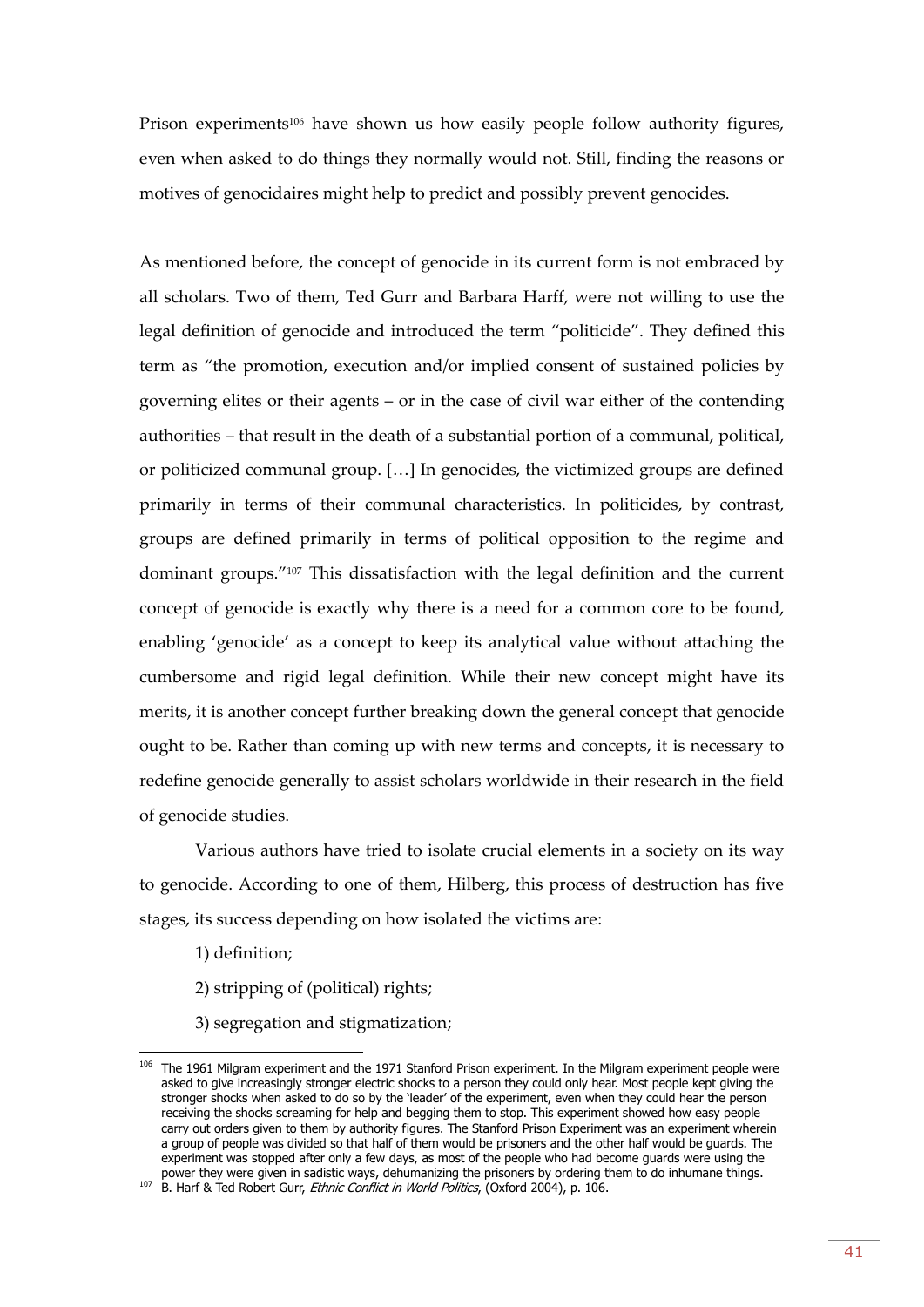Prison experiments[106] have shown us how easily people follow authority figures, even when asked to do things they normally would not. Still, finding the reasons or motives of genocidaires might help to predict and possibly prevent genocides.

As mentioned before, the concept of genocide in its current form is not embraced by all scholars. Two of them, Ted Gurr and Barbara Harff, were not willing to use the legal definition of genocide and introduced the term "politicide". They defined this term as "the promotion, execution and/or implied consent of sustained policies by governing elites or their agents – or in the case of civil war either of the contending authorities – that result in the death of a substantial portion of a communal, political, or politicized communal group. […] In genocides, the victimized groups are defined primarily in terms of their communal characteristics. In politicides, by contrast, groups are defined primarily in terms of political opposition to the regime and dominant groups."[107] This dissatisfaction with the legal definition and the current concept of genocide is exactly why there is a need for a common core to be found, enabling 'genocide' as a concept to keep its analytical value without attaching the cumbersome and rigid legal definition. While their new concept might have its merits, it is another concept further breaking down the general concept that genocide ought to be. Rather than coming up with new terms and concepts, it is necessary to redefine genocide generally to assist scholars worldwide in their research in the field of genocide studies.

Various authors have tried to isolate crucial elements in a society on its way to genocide. According to one of them, Hilberg, this process of destruction has five stages, its success depending on how isolated the victims are:

1) definition;

2) stripping of (political) rights;

3) segregation and stigmatization;

---

[106] The 1961 Milgram experiment and the 1971 Stanford Prison experiment. In the Milgram experiment people were asked to give increasingly stronger electric shocks to a person they could only hear. Most people kept giving the stronger shocks when asked to do so by the 'leader' of the experiment, even when they could hear the person receiving the shocks screaming for help and begging them to stop. This experiment showed how easy people carry out orders given to them by authority figures. The Stanford Prison Experiment was an experiment wherein a group of people was divided so that half of them would be prisoners and the other half would be guards. The experiment was stopped after only a few days, as most of the people who had become guards were using the power they were given in sadistic ways, dehumanizing the prisoners by ordering them to do inhumane things.

[107] B. Harf & Ted Robert Gurr, *Ethnic Conflict in World Politics*, (Oxford 2004), p. 106.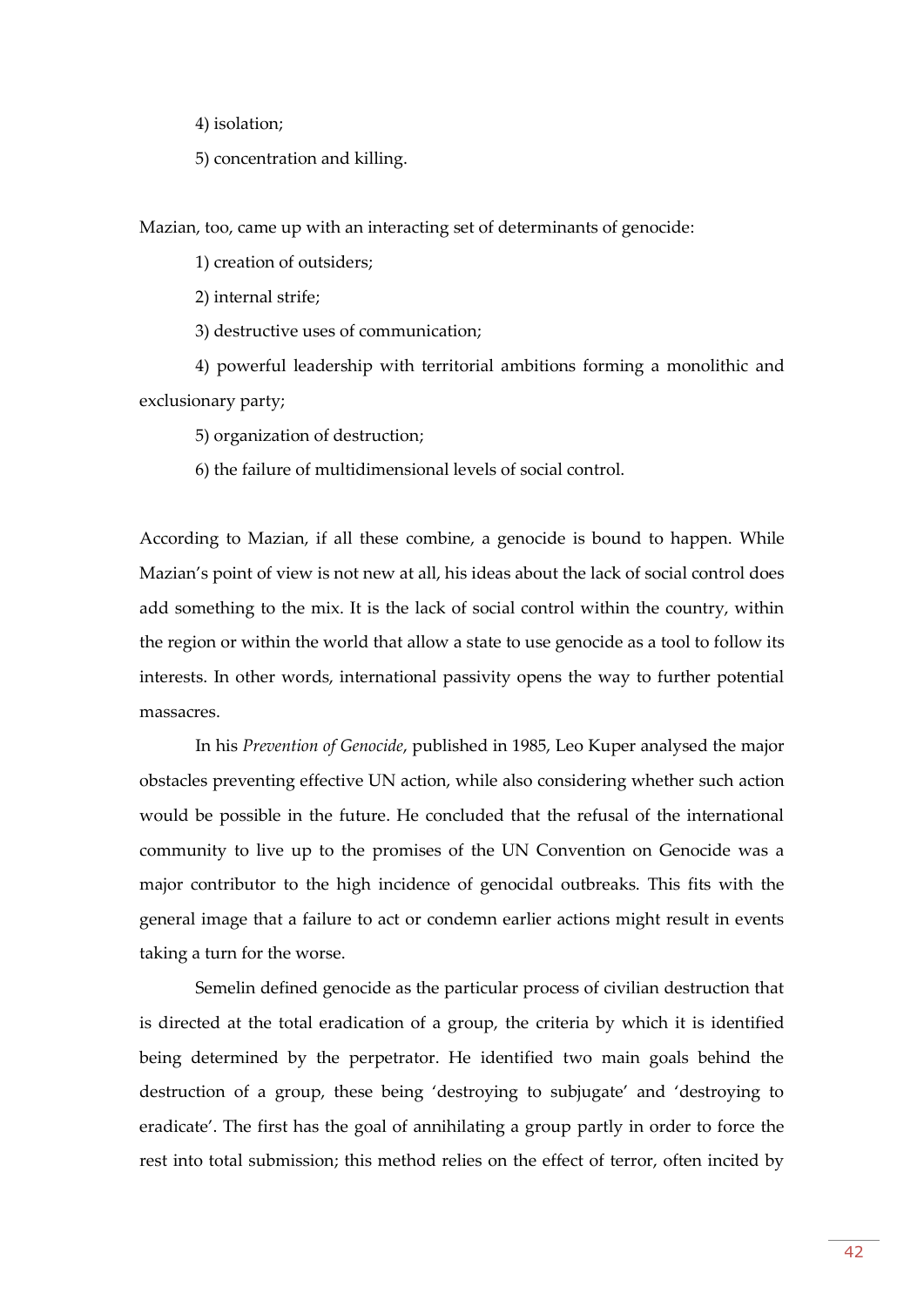4) isolation;

5) concentration and killing.

Mazian, too, came up with an interacting set of determinants of genocide:

1) creation of outsiders;

2) internal strife;

3) destructive uses of communication;

4) powerful leadership with territorial ambitions forming a monolithic and exclusionary party;

5) organization of destruction;

6) the failure of multidimensional levels of social control.

According to Mazian, if all these combine, a genocide is bound to happen. While Mazian's point of view is not new at all, his ideas about the lack of social control does add something to the mix. It is the lack of social control within the country, within the region or within the world that allow a state to use genocide as a tool to follow its interests. In other words, international passivity opens the way to further potential massacres.

In his *Prevention of Genocide*, published in 1985, Leo Kuper analysed the major obstacles preventing effective UN action, while also considering whether such action would be possible in the future. He concluded that the refusal of the international community to live up to the promises of the UN Convention on Genocide was a major contributor to the high incidence of genocidal outbreaks. This fits with the general image that a failure to act or condemn earlier actions might result in events taking a turn for the worse.

Semelin defined genocide as the particular process of civilian destruction that is directed at the total eradication of a group, the criteria by which it is identified being determined by the perpetrator. He identified two main goals behind the destruction of a group, these being 'destroying to subjugate' and 'destroying to eradicate'. The first has the goal of annihilating a group partly in order to force the rest into total submission; this method relies on the effect of terror, often incited by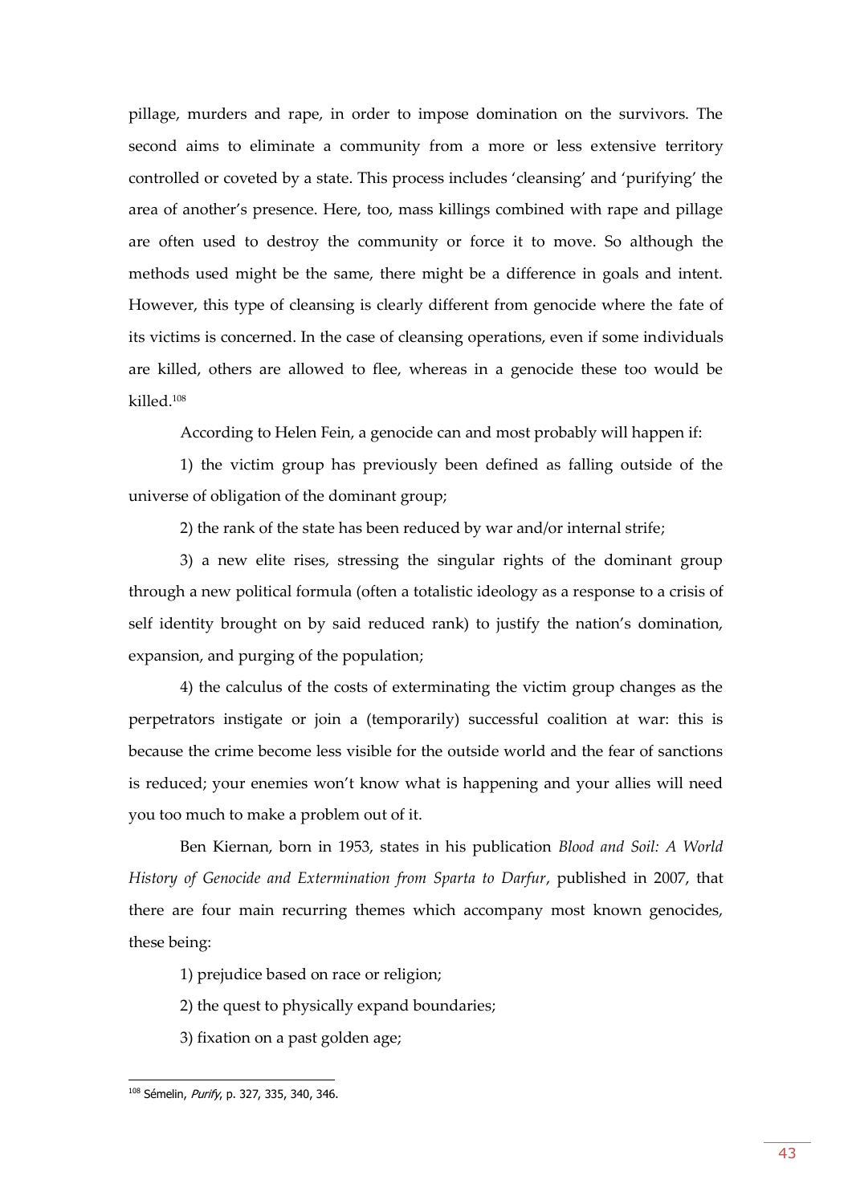pillage, murders and rape, in order to impose domination on the survivors. The second aims to eliminate a community from a more or less extensive territory controlled or coveted by a state. This process includes 'cleansing' and 'purifying' the area of another's presence. Here, too, mass killings combined with rape and pillage are often used to destroy the community or force it to move. So although the methods used might be the same, there might be a difference in goals and intent. However, this type of cleansing is clearly different from genocide where the fate of its victims is concerned. In the case of cleansing operations, even if some individuals are killed, others are allowed to flee, whereas in a genocide these too would be killed.[108]

According to Helen Fein, a genocide can and most probably will happen if:

1) the victim group has previously been defined as falling outside of the universe of obligation of the dominant group;

2) the rank of the state has been reduced by war and/or internal strife;

3) a new elite rises, stressing the singular rights of the dominant group through a new political formula (often a totalistic ideology as a response to a crisis of self identity brought on by said reduced rank) to justify the nation's domination, expansion, and purging of the population;

4) the calculus of the costs of exterminating the victim group changes as the perpetrators instigate or join a (temporarily) successful coalition at war: this is because the crime become less visible for the outside world and the fear of sanctions is reduced; your enemies won't know what is happening and your allies will need you too much to make a problem out of it.

Ben Kiernan, born in 1953, states in his publication *Blood and Soil: A World History of Genocide and Extermination from Sparta to Darfur*, published in 2007, that there are four main recurring themes which accompany most known genocides, these being:

1) prejudice based on race or religion;

2) the quest to physically expand boundaries;

3) fixation on a past golden age;

[108] Sémelin, *Purify*, p. 327, 335, 340, 346.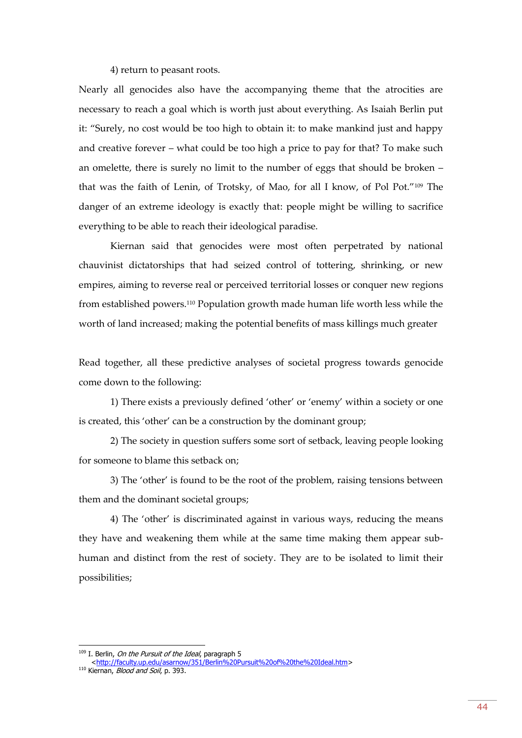4) return to peasant roots.

Nearly all genocides also have the accompanying theme that the atrocities are necessary to reach a goal which is worth just about everything. As Isaiah Berlin put it: "Surely, no cost would be too high to obtain it: to make mankind just and happy and creative forever – what could be too high a price to pay for that? To make such an omelette, there is surely no limit to the number of eggs that should be broken – that was the faith of Lenin, of Trotsky, of Mao, for all I know, of Pol Pot."[109] The danger of an extreme ideology is exactly that: people might be willing to sacrifice everything to be able to reach their ideological paradise.

Kiernan said that genocides were most often perpetrated by national chauvinist dictatorships that had seized control of tottering, shrinking, or new empires, aiming to reverse real or perceived territorial losses or conquer new regions from established powers.[110] Population growth made human life worth less while the worth of land increased; making the potential benefits of mass killings much greater

Read together, all these predictive analyses of societal progress towards genocide come down to the following:

1) There exists a previously defined 'other' or 'enemy' within a society or one is created, this 'other' can be a construction by the dominant group;

2) The society in question suffers some sort of setback, leaving people looking for someone to blame this setback on;

3) The 'other' is found to be the root of the problem, raising tensions between them and the dominant societal groups;

4) The 'other' is discriminated against in various ways, reducing the means they have and weakening them while at the same time making them appear sub-human and distinct from the rest of society. They are to be isolated to limit their possibilities;

---

[109] I. Berlin, *On the Pursuit of the Ideal*, paragraph 5 <http://faculty.up.edu/asarnow/351/Berlin%20Pursuit%20of%20the%20Ideal.htm>

[110] Kiernan, *Blood and Soil*, p. 393.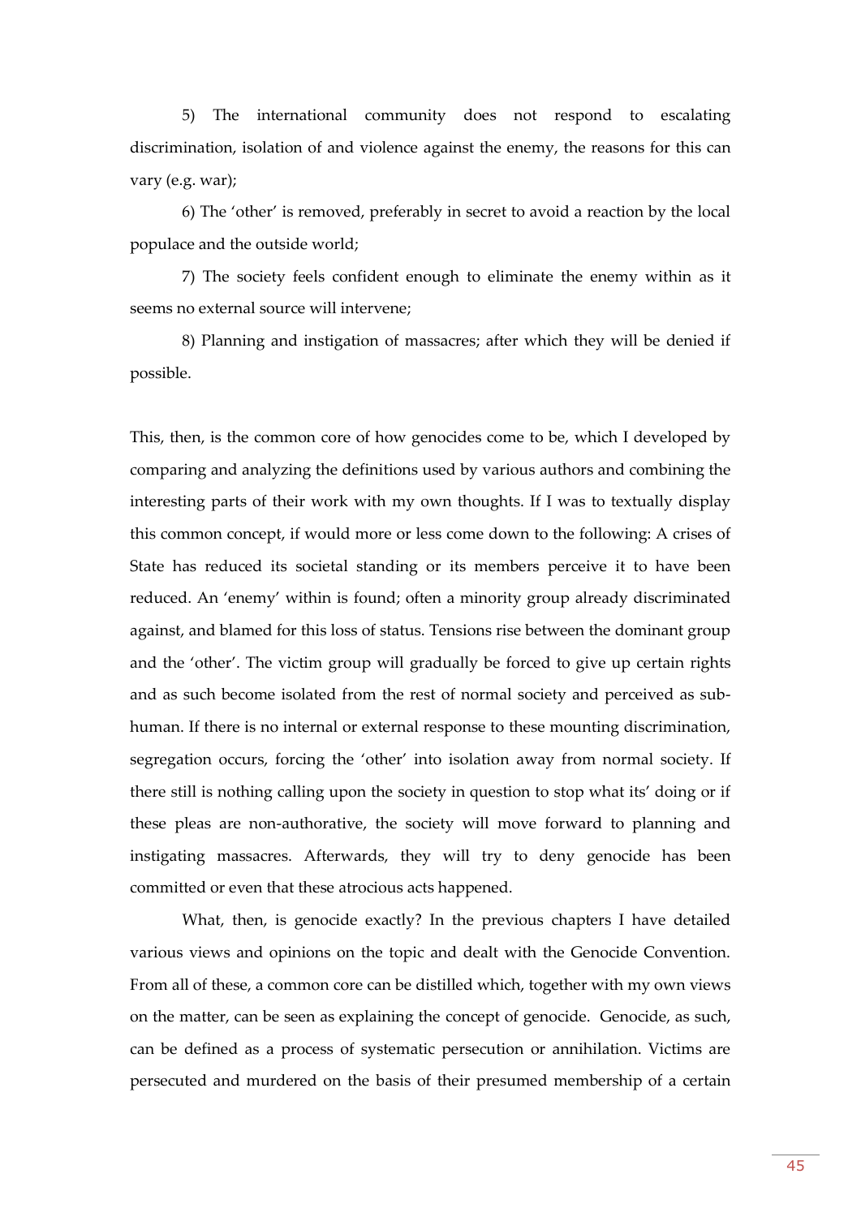5) The international community does not respond to escalating discrimination, isolation of and violence against the enemy, the reasons for this can vary (e.g. war);

6) The 'other' is removed, preferably in secret to avoid a reaction by the local populace and the outside world;

7) The society feels confident enough to eliminate the enemy within as it seems no external source will intervene;

8) Planning and instigation of massacres; after which they will be denied if possible.

This, then, is the common core of how genocides come to be, which I developed by comparing and analyzing the definitions used by various authors and combining the interesting parts of their work with my own thoughts. If I was to textually display this common concept, if would more or less come down to the following: A crises of State has reduced its societal standing or its members perceive it to have been reduced. An 'enemy' within is found; often a minority group already discriminated against, and blamed for this loss of status. Tensions rise between the dominant group and the 'other'. The victim group will gradually be forced to give up certain rights and as such become isolated from the rest of normal society and perceived as sub-human. If there is no internal or external response to these mounting discrimination, segregation occurs, forcing the 'other' into isolation away from normal society. If there still is nothing calling upon the society in question to stop what its' doing or if these pleas are non-authorative, the society will move forward to planning and instigating massacres. Afterwards, they will try to deny genocide has been committed or even that these atrocious acts happened.

What, then, is genocide exactly? In the previous chapters I have detailed various views and opinions on the topic and dealt with the Genocide Convention. From all of these, a common core can be distilled which, together with my own views on the matter, can be seen as explaining the concept of genocide. Genocide, as such, can be defined as a process of systematic persecution or annihilation. Victims are persecuted and murdered on the basis of their presumed membership of a certain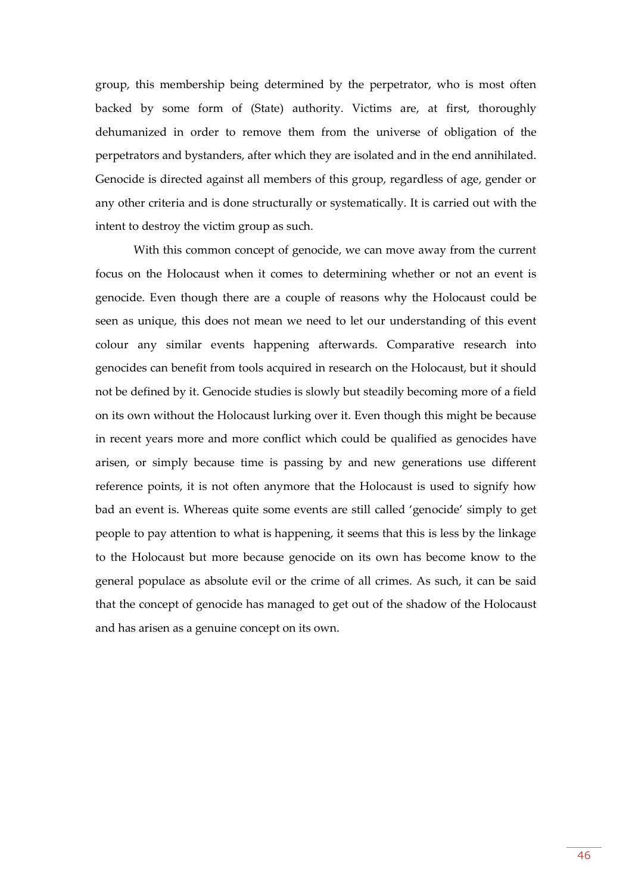group, this membership being determined by the perpetrator, who is most often backed by some form of (State) authority. Victims are, at first, thoroughly dehumanized in order to remove them from the universe of obligation of the perpetrators and bystanders, after which they are isolated and in the end annihilated. Genocide is directed against all members of this group, regardless of age, gender or any other criteria and is done structurally or systematically. It is carried out with the intent to destroy the victim group as such.

With this common concept of genocide, we can move away from the current focus on the Holocaust when it comes to determining whether or not an event is genocide. Even though there are a couple of reasons why the Holocaust could be seen as unique, this does not mean we need to let our understanding of this event colour any similar events happening afterwards. Comparative research into genocides can benefit from tools acquired in research on the Holocaust, but it should not be defined by it. Genocide studies is slowly but steadily becoming more of a field on its own without the Holocaust lurking over it. Even though this might be because in recent years more and more conflict which could be qualified as genocides have arisen, or simply because time is passing by and new generations use different reference points, it is not often anymore that the Holocaust is used to signify how bad an event is. Whereas quite some events are still called 'genocide' simply to get people to pay attention to what is happening, it seems that this is less by the linkage to the Holocaust but more because genocide on its own has become know to the general populace as absolute evil or the crime of all crimes. As such, it can be said that the concept of genocide has managed to get out of the shadow of the Holocaust and has arisen as a genuine concept on its own.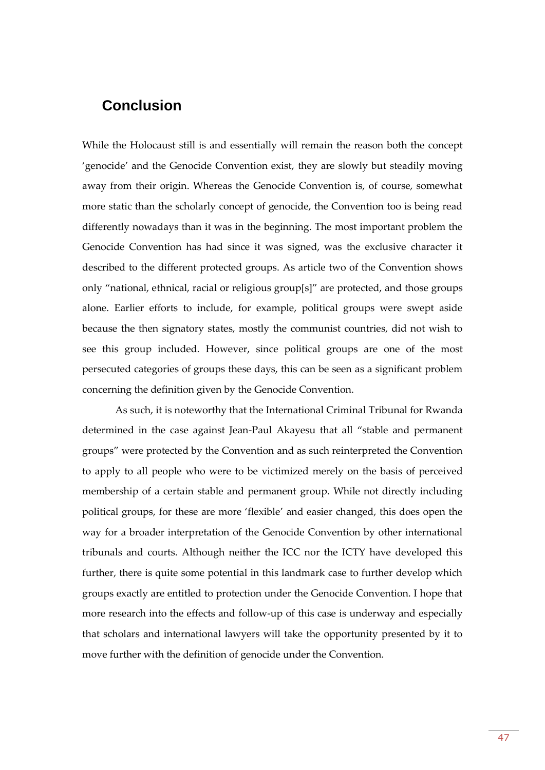## Conclusion

While the Holocaust still is and essentially will remain the reason both the concept 'genocide' and the Genocide Convention exist, they are slowly but steadily moving away from their origin. Whereas the Genocide Convention is, of course, somewhat more static than the scholarly concept of genocide, the Convention too is being read differently nowadays than it was in the beginning. The most important problem the Genocide Convention has had since it was signed, was the exclusive character it described to the different protected groups. As article two of the Convention shows only "national, ethnical, racial or religious group[s]" are protected, and those groups alone. Earlier efforts to include, for example, political groups were swept aside because the then signatory states, mostly the communist countries, did not wish to see this group included. However, since political groups are one of the most persecuted categories of groups these days, this can be seen as a significant problem concerning the definition given by the Genocide Convention.

As such, it is noteworthy that the International Criminal Tribunal for Rwanda determined in the case against Jean-Paul Akayesu that all "stable and permanent groups" were protected by the Convention and as such reinterpreted the Convention to apply to all people who were to be victimized merely on the basis of perceived membership of a certain stable and permanent group. While not directly including political groups, for these are more 'flexible' and easier changed, this does open the way for a broader interpretation of the Genocide Convention by other international tribunals and courts. Although neither the ICC nor the ICTY have developed this further, there is quite some potential in this landmark case to further develop which groups exactly are entitled to protection under the Genocide Convention. I hope that more research into the effects and follow-up of this case is underway and especially that scholars and international lawyers will take the opportunity presented by it to move further with the definition of genocide under the Convention.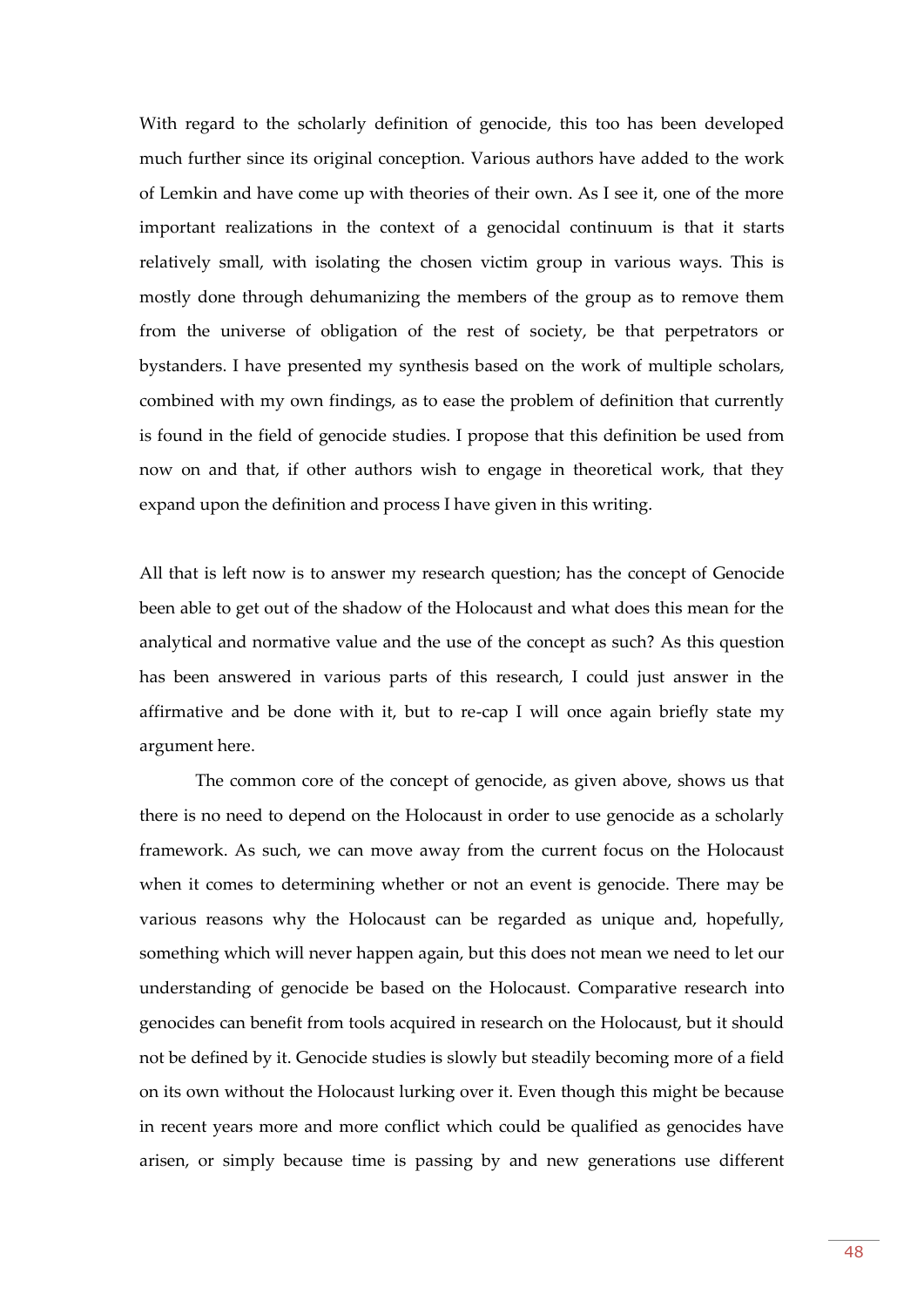With regard to the scholarly definition of genocide, this too has been developed much further since its original conception. Various authors have added to the work of Lemkin and have come up with theories of their own. As I see it, one of the more important realizations in the context of a genocidal continuum is that it starts relatively small, with isolating the chosen victim group in various ways. This is mostly done through dehumanizing the members of the group as to remove them from the universe of obligation of the rest of society, be that perpetrators or bystanders. I have presented my synthesis based on the work of multiple scholars, combined with my own findings, as to ease the problem of definition that currently is found in the field of genocide studies. I propose that this definition be used from now on and that, if other authors wish to engage in theoretical work, that they expand upon the definition and process I have given in this writing.

All that is left now is to answer my research question; has the concept of Genocide been able to get out of the shadow of the Holocaust and what does this mean for the analytical and normative value and the use of the concept as such? As this question has been answered in various parts of this research, I could just answer in the affirmative and be done with it, but to re-cap I will once again briefly state my argument here.

The common core of the concept of genocide, as given above, shows us that there is no need to depend on the Holocaust in order to use genocide as a scholarly framework. As such, we can move away from the current focus on the Holocaust when it comes to determining whether or not an event is genocide. There may be various reasons why the Holocaust can be regarded as unique and, hopefully, something which will never happen again, but this does not mean we need to let our understanding of genocide be based on the Holocaust. Comparative research into genocides can benefit from tools acquired in research on the Holocaust, but it should not be defined by it. Genocide studies is slowly but steadily becoming more of a field on its own without the Holocaust lurking over it. Even though this might be because in recent years more and more conflict which could be qualified as genocides have arisen, or simply because time is passing by and new generations use different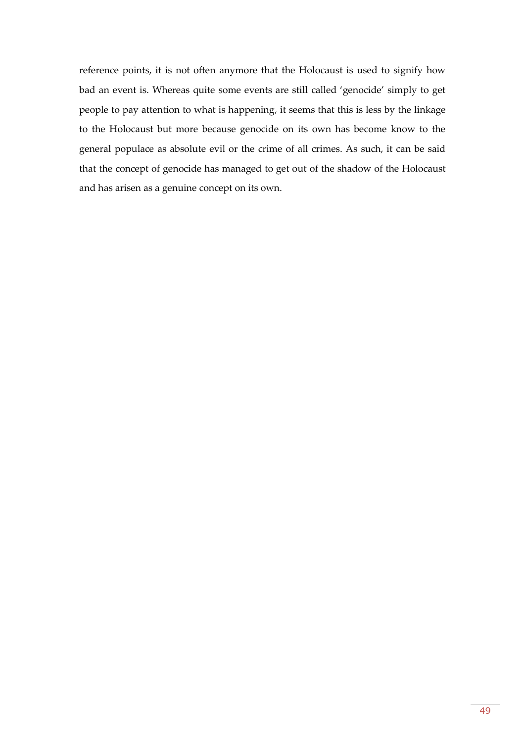reference points, it is not often anymore that the Holocaust is used to signify how bad an event is. Whereas quite some events are still called 'genocide' simply to get people to pay attention to what is happening, it seems that this is less by the linkage to the Holocaust but more because genocide on its own has become know to the general populace as absolute evil or the crime of all crimes. As such, it can be said that the concept of genocide has managed to get out of the shadow of the Holocaust and has arisen as a genuine concept on its own.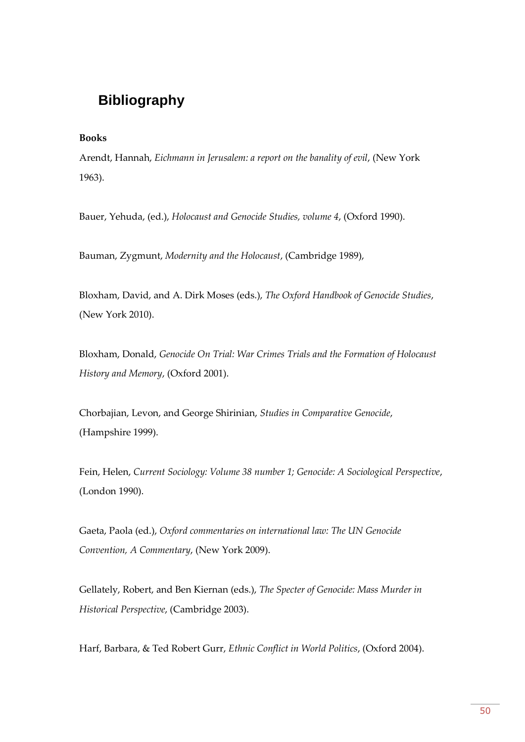# Bibliography

**Books**

Arendt, Hannah, *Eichmann in Jerusalem: a report on the banality of evil*, (New York 1963).

Bauer, Yehuda, (ed.), *Holocaust and Genocide Studies, volume 4*, (Oxford 1990).

Bauman, Zygmunt, *Modernity and the Holocaust*, (Cambridge 1989),

Bloxham, David, and A. Dirk Moses (eds.), *The Oxford Handbook of Genocide Studies*, (New York 2010).

Bloxham, Donald, *Genocide On Trial: War Crimes Trials and the Formation of Holocaust History and Memory*, (Oxford 2001).

Chorbajian, Levon, and George Shirinian, *Studies in Comparative Genocide*, (Hampshire 1999).

Fein, Helen, *Current Sociology: Volume 38 number 1; Genocide: A Sociological Perspective*, (London 1990).

Gaeta, Paola (ed.), *Oxford commentaries on international law: The UN Genocide Convention, A Commentary*, (New York 2009).

Gellately, Robert, and Ben Kiernan (eds.), *The Specter of Genocide: Mass Murder in Historical Perspective*, (Cambridge 2003).

Harf, Barbara, & Ted Robert Gurr, *Ethnic Conflict in World Politics*, (Oxford 2004).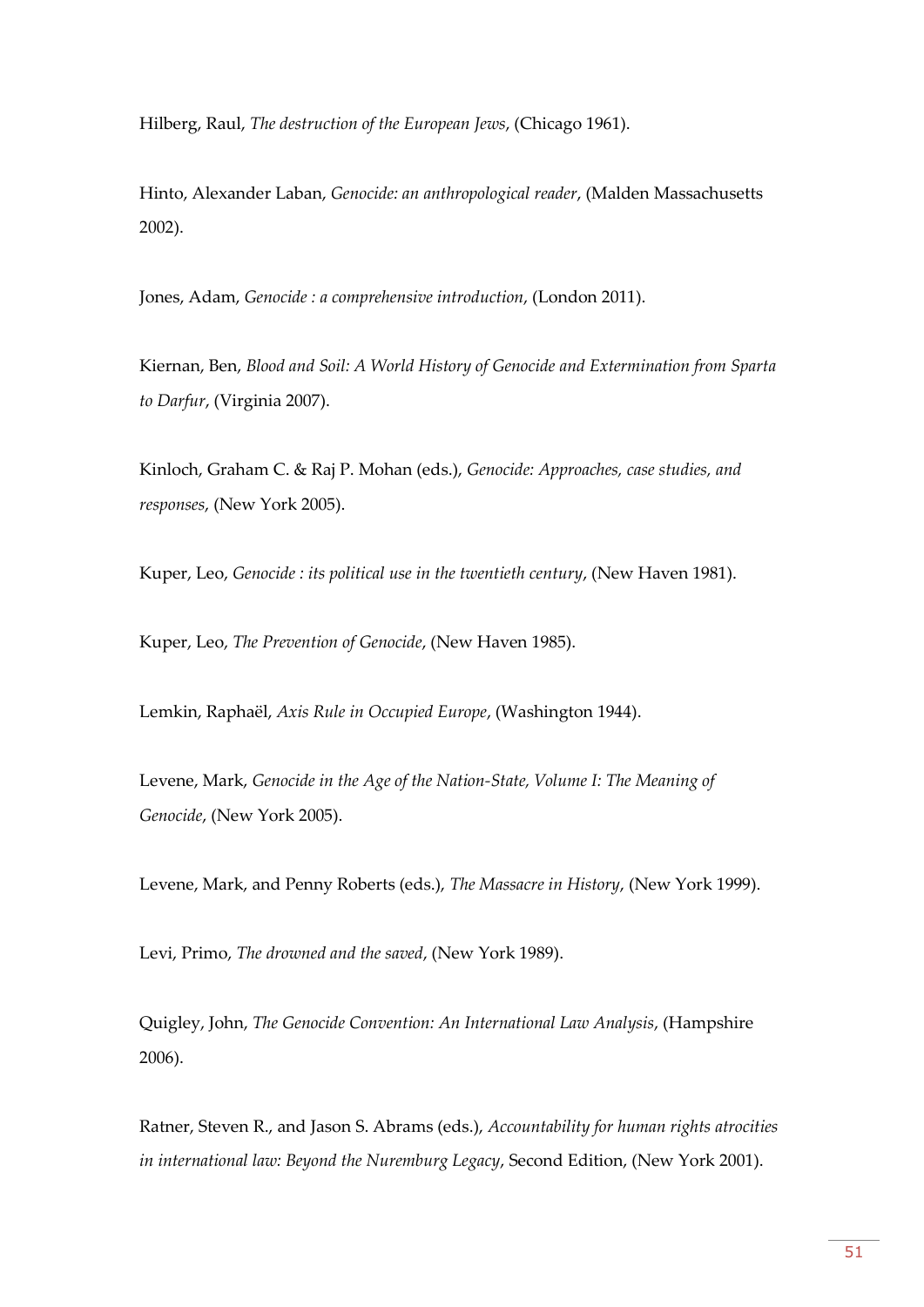Hilberg, Raul, *The destruction of the European Jews*, (Chicago 1961).

Hinto, Alexander Laban, *Genocide: an anthropological reader*, (Malden Massachusetts 2002).

Jones, Adam, *Genocide : a comprehensive introduction*, (London 2011).

Kiernan, Ben, *Blood and Soil: A World History of Genocide and Extermination from Sparta to Darfur*, (Virginia 2007).

Kinloch, Graham C. & Raj P. Mohan (eds.), *Genocide: Approaches, case studies, and responses*, (New York 2005).

Kuper, Leo, *Genocide : its political use in the twentieth century*, (New Haven 1981).

Kuper, Leo, *The Prevention of Genocide*, (New Haven 1985).

Lemkin, Raphaël, *Axis Rule in Occupied Europe*, (Washington 1944).

Levene, Mark, *Genocide in the Age of the Nation-State, Volume I: The Meaning of Genocide*, (New York 2005).

Levene, Mark, and Penny Roberts (eds.), *The Massacre in History*, (New York 1999).

Levi, Primo, *The drowned and the saved*, (New York 1989).

Quigley, John, *The Genocide Convention: An International Law Analysis*, (Hampshire 2006).

Ratner, Steven R., and Jason S. Abrams (eds.), *Accountability for human rights atrocities in international law: Beyond the Nuremburg Legacy*, Second Edition, (New York 2001).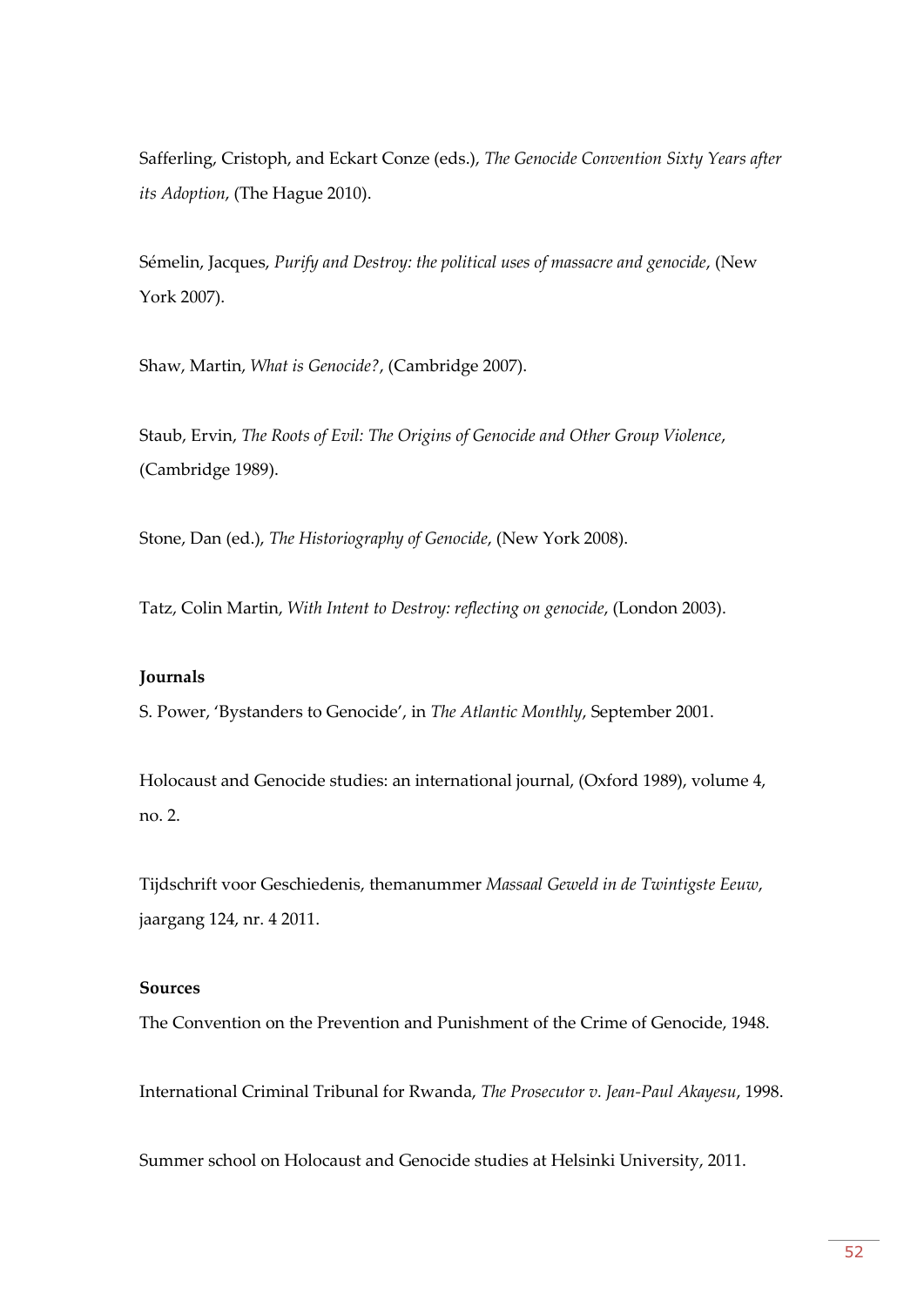Safferling, Cristoph, and Eckart Conze (eds.), *The Genocide Convention Sixty Years after its Adoption*, (The Hague 2010).

Sémelin, Jacques, *Purify and Destroy: the political uses of massacre and genocide*, (New York 2007).

Shaw, Martin, *What is Genocide?*, (Cambridge 2007).

Staub, Ervin, *The Roots of Evil: The Origins of Genocide and Other Group Violence*, (Cambridge 1989).

Stone, Dan (ed.), *The Historiography of Genocide*, (New York 2008).

Tatz, Colin Martin, *With Intent to Destroy: reflecting on genocide*, (London 2003).

**Journals**

S. Power, 'Bystanders to Genocide', in *The Atlantic Monthly*, September 2001.

Holocaust and Genocide studies: an international journal, (Oxford 1989), volume 4, no. 2.

Tijdschrift voor Geschiedenis, themanummer *Massaal Geweld in de Twintigste Eeuw*, jaargang 124, nr. 4 2011.

**Sources**

The Convention on the Prevention and Punishment of the Crime of Genocide, 1948.

International Criminal Tribunal for Rwanda, *The Prosecutor v. Jean-Paul Akayesu*, 1998.

Summer school on Holocaust and Genocide studies at Helsinki University, 2011.